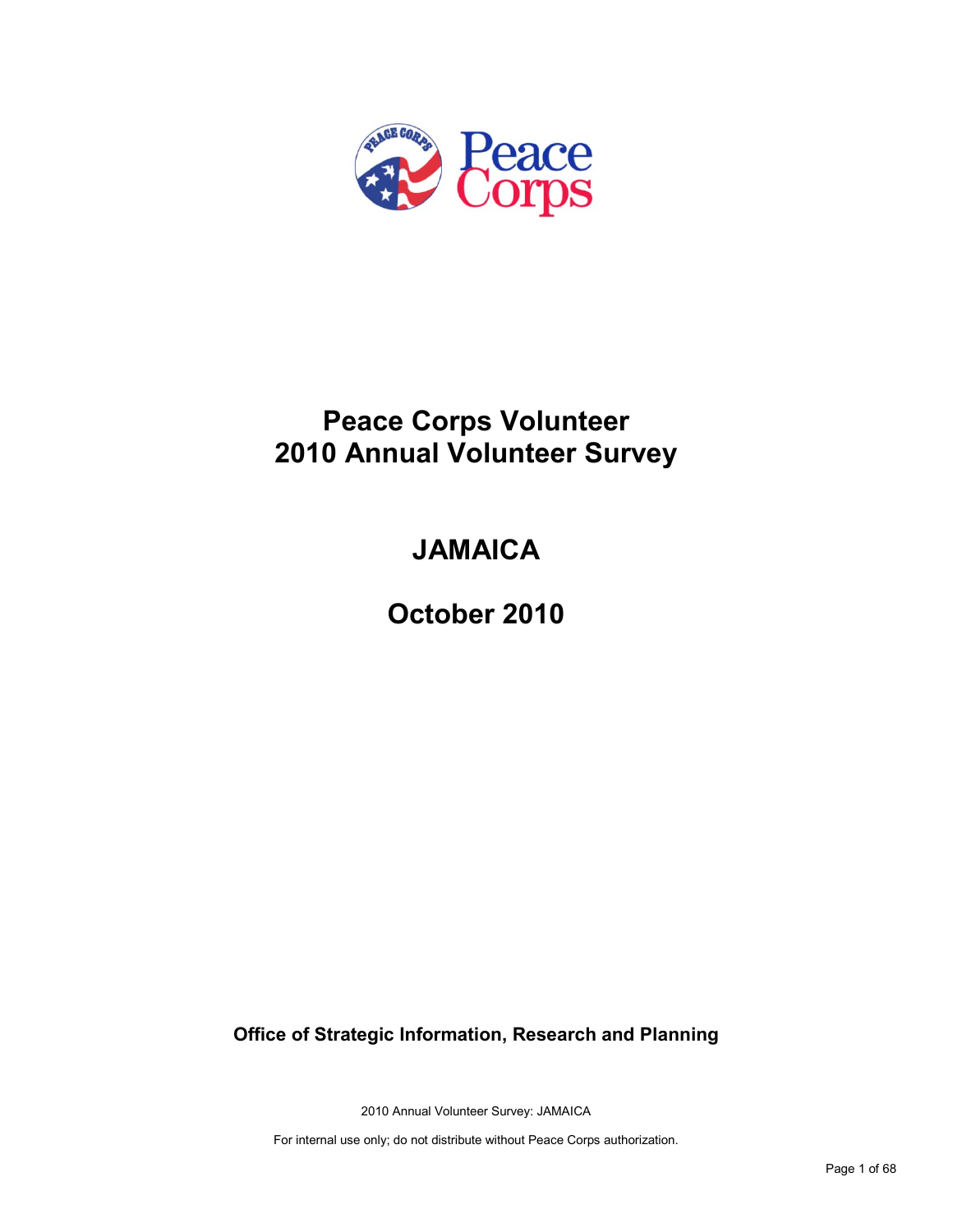# Peace Corps Volunteer
# 2010 Annual Volunteer Survey

## JAMAICA

## October 2010

**Office of Strategic Information, Research and Planning**

2010 Annual Volunteer Survey: JAMAICA

For internal use only; do not distribute without Peace Corps authorization.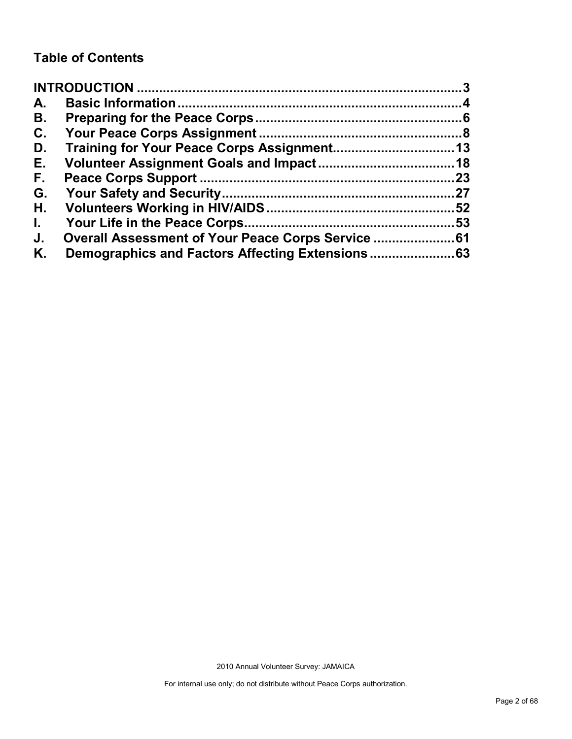## Table of Contents

**INTRODUCTION** ........................................................................ **3**

**A. Basic Information** ........................................................................ **4**

**B. Preparing for the Peace Corps** ........................................................ **6**

**C. Your Peace Corps Assignment** ........................................................ **8**

**D. Training for Your Peace Corps Assignment** ....................................... **13**

**E. Volunteer Assignment Goals and Impact** ........................................... **18**

**F. Peace Corps Support** ..................................................................... **23**

**G. Your Safety and Security** ................................................................ **27**

**H. Volunteers Working in HIV/AIDS** ..................................................... **52**

**I. Your Life in the Peace Corps** ........................................................... **53**

**J. Overall Assessment of Your Peace Corps Service** ............................... **61**

**K. Demographics and Factors Affecting Extensions** ................................ **63**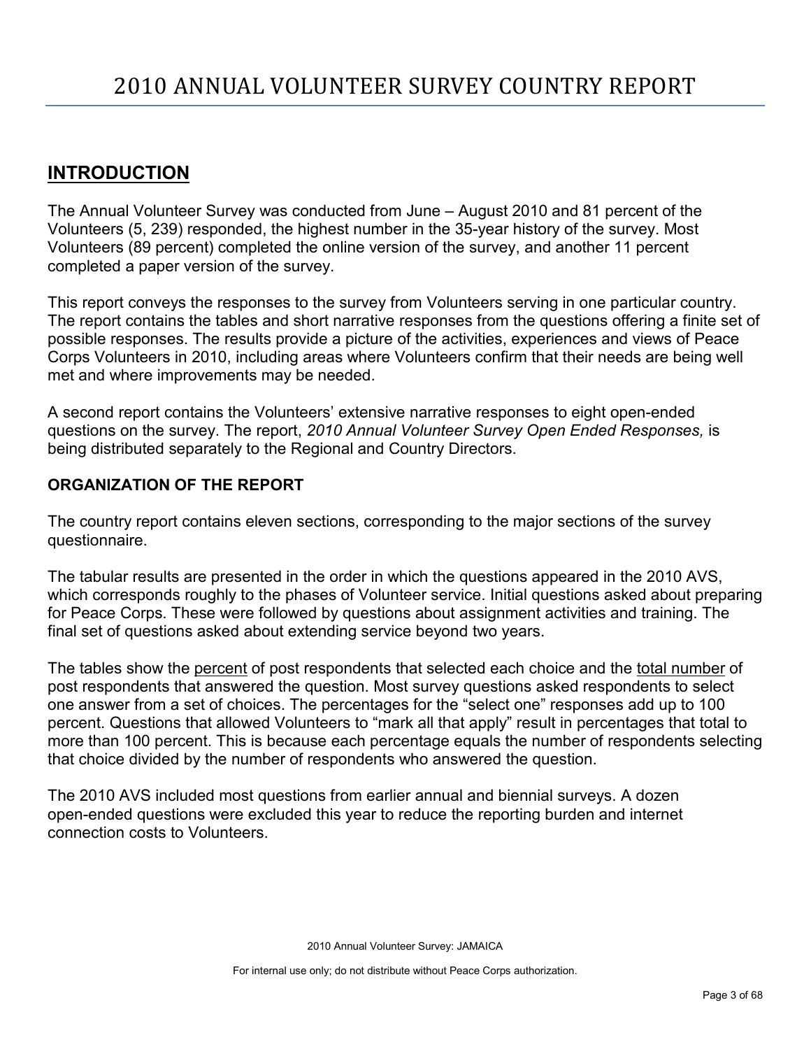# 2010 ANNUAL VOLUNTEER SURVEY COUNTRY REPORT

## INTRODUCTION

The Annual Volunteer Survey was conducted from June – August 2010 and 81 percent of the Volunteers (5, 239) responded, the highest number in the 35-year history of the survey. Most Volunteers (89 percent) completed the online version of the survey, and another 11 percent completed a paper version of the survey.

This report conveys the responses to the survey from Volunteers serving in one particular country. The report contains the tables and short narrative responses from the questions offering a finite set of possible responses. The results provide a picture of the activities, experiences and views of Peace Corps Volunteers in 2010, including areas where Volunteers confirm that their needs are being well met and where improvements may be needed.

A second report contains the Volunteers' extensive narrative responses to eight open-ended questions on the survey. The report, *2010 Annual Volunteer Survey Open Ended Responses,* is being distributed separately to the Regional and Country Directors.

### ORGANIZATION OF THE REPORT

The country report contains eleven sections, corresponding to the major sections of the survey questionnaire.

The tabular results are presented in the order in which the questions appeared in the 2010 AVS, which corresponds roughly to the phases of Volunteer service. Initial questions asked about preparing for Peace Corps. These were followed by questions about assignment activities and training. The final set of questions asked about extending service beyond two years.

The tables show the percent of post respondents that selected each choice and the total number of post respondents that answered the question. Most survey questions asked respondents to select one answer from a set of choices. The percentages for the "select one" responses add up to 100 percent. Questions that allowed Volunteers to "mark all that apply" result in percentages that total to more than 100 percent. This is because each percentage equals the number of respondents selecting that choice divided by the number of respondents who answered the question.

The 2010 AVS included most questions from earlier annual and biennial surveys. A dozen open-ended questions were excluded this year to reduce the reporting burden and internet connection costs to Volunteers.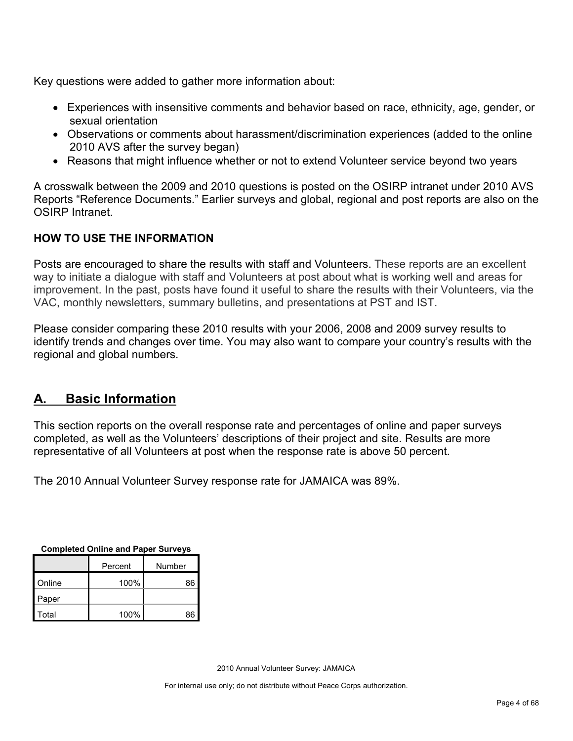Key questions were added to gather more information about:

- Experiences with insensitive comments and behavior based on race, ethnicity, age, gender, or sexual orientation
- Observations or comments about harassment/discrimination experiences (added to the online 2010 AVS after the survey began)
- Reasons that might influence whether or not to extend Volunteer service beyond two years

A crosswalk between the 2009 and 2010 questions is posted on the OSIRP intranet under 2010 AVS Reports “Reference Documents.” Earlier surveys and global, regional and post reports are also on the OSIRP Intranet.

### HOW TO USE THE INFORMATION

Posts are encouraged to share the results with staff and Volunteers. These reports are an excellent way to initiate a dialogue with staff and Volunteers at post about what is working well and areas for improvement. In the past, posts have found it useful to share the results with their Volunteers, via the VAC, monthly newsletters, summary bulletins, and presentations at PST and IST.

Please consider comparing these 2010 results with your 2006, 2008 and 2009 survey results to identify trends and changes over time. You may also want to compare your country’s results with the regional and global numbers.

## A. Basic Information

This section reports on the overall response rate and percentages of online and paper surveys completed, as well as the Volunteers’ descriptions of their project and site. Results are more representative of all Volunteers at post when the response rate is above 50 percent.

The 2010 Annual Volunteer Survey response rate for JAMAICA was 89%.

**Completed Online and Paper Surveys**

| | Percent | Number |
|---|---|---|
| Online | 100% | 86 |
| Paper | | |
| Total | 100% | 86 |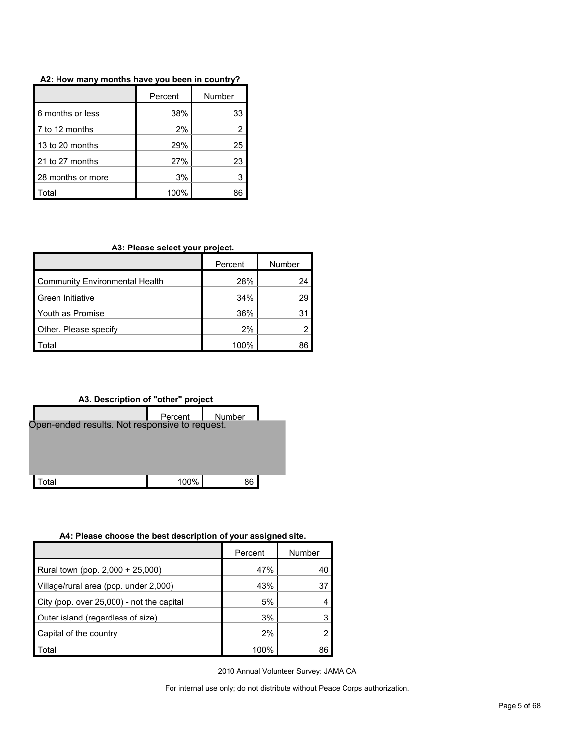**A2: How many months have you been in country?**

| | Percent | Number |
|---|---|---|
| 6 months or less | 38% | 33 |
| 7 to 12 months | 2% | 2 |
| 13 to 20 months | 29% | 25 |
| 21 to 27 months | 27% | 23 |
| 28 months or more | 3% | 3 |
| Total | 100% | 86 |

**A3: Please select your project.**

| | Percent | Number |
|---|---|---|
| Community Environmental Health | 28% | 24 |
| Green Initiative | 34% | 29 |
| Youth as Promise | 36% | 31 |
| Other. Please specify | 2% | 2 |
| Total | 100% | 86 |

**A3. Description of "other" project**

| | Percent | Number |
|---|---|---|
| Open-ended results. Not responsive to request. | | |
| Total | 100% | 86 |

**A4: Please choose the best description of your assigned site.**

| | Percent | Number |
|---|---|---|
| Rural town (pop. 2,000 + 25,000) | 47% | 40 |
| Village/rural area (pop. under 2,000) | 43% | 37 |
| City (pop. over 25,000) - not the capital | 5% | 4 |
| Outer island (regardless of size) | 3% | 3 |
| Capital of the country | 2% | 2 |
| Total | 100% | 86 |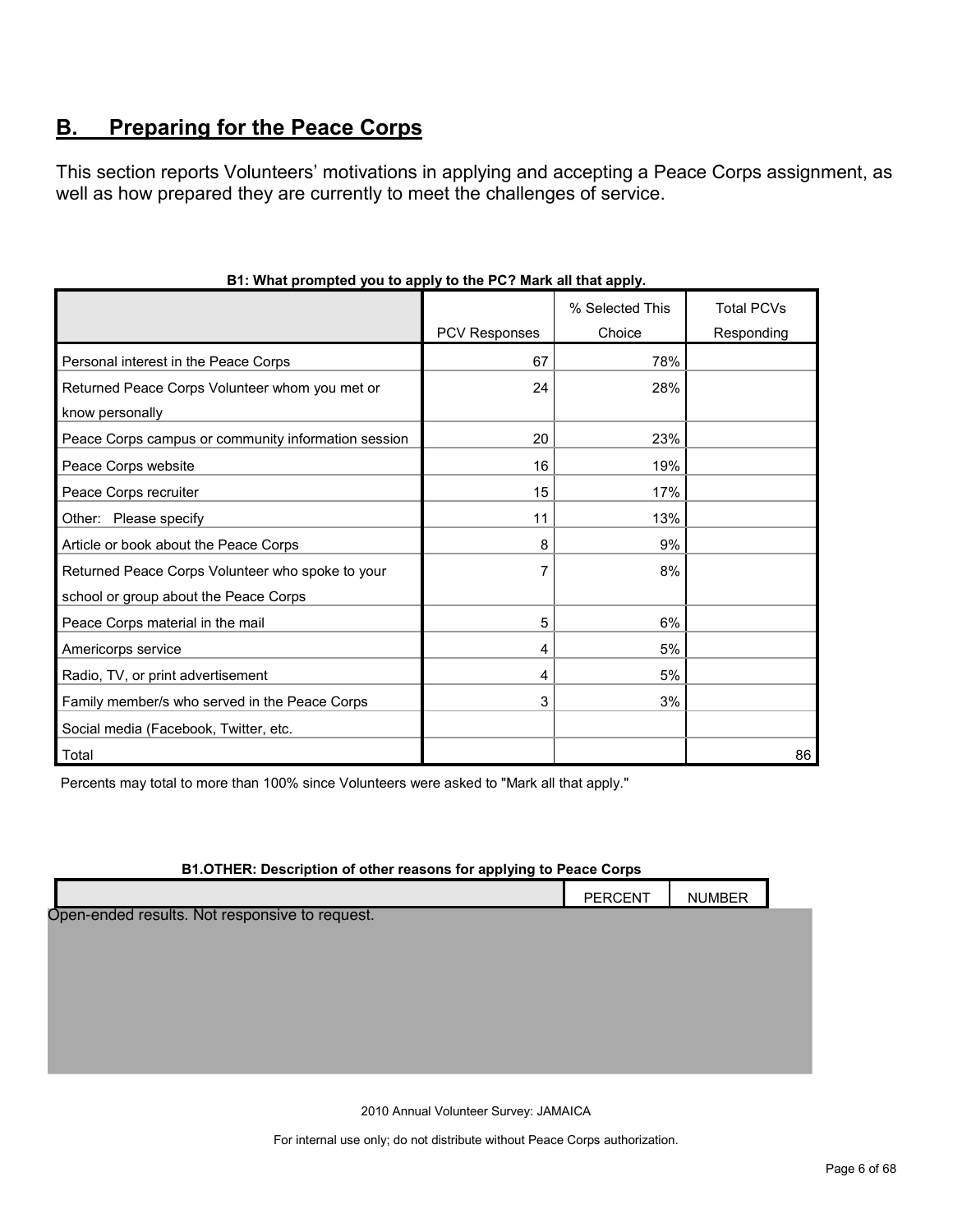## B. Preparing for the Peace Corps

This section reports Volunteers' motivations in applying and accepting a Peace Corps assignment, as well as how prepared they are currently to meet the challenges of service.

**B1: What prompted you to apply to the PC? Mark all that apply.**

| | PCV Responses | % Selected This Choice | Total PCVs Responding |
|---|---|---|---|
| Personal interest in the Peace Corps | 67 | 78% | |
| Returned Peace Corps Volunteer whom you met or know personally | 24 | 28% | |
| Peace Corps campus or community information session | 20 | 23% | |
| Peace Corps website | 16 | 19% | |
| Peace Corps recruiter | 15 | 17% | |
| Other: Please specify | 11 | 13% | |
| Article or book about the Peace Corps | 8 | 9% | |
| Returned Peace Corps Volunteer who spoke to your school or group about the Peace Corps | 7 | 8% | |
| Peace Corps material in the mail | 5 | 6% | |
| Americorps service | 4 | 5% | |
| Radio, TV, or print advertisement | 4 | 5% | |
| Family member/s who served in the Peace Corps | 3 | 3% | |
| Social media (Facebook, Twitter, etc. | | | |
| Total | | | 86 |

Percents may total to more than 100% since Volunteers were asked to "Mark all that apply."

**B1.OTHER: Description of other reasons for applying to Peace Corps**

| | PERCENT | NUMBER |
|---|---|---|

Open-ended results. Not responsive to request.

2010 Annual Volunteer Survey: JAMAICA

For internal use only; do not distribute without Peace Corps authorization.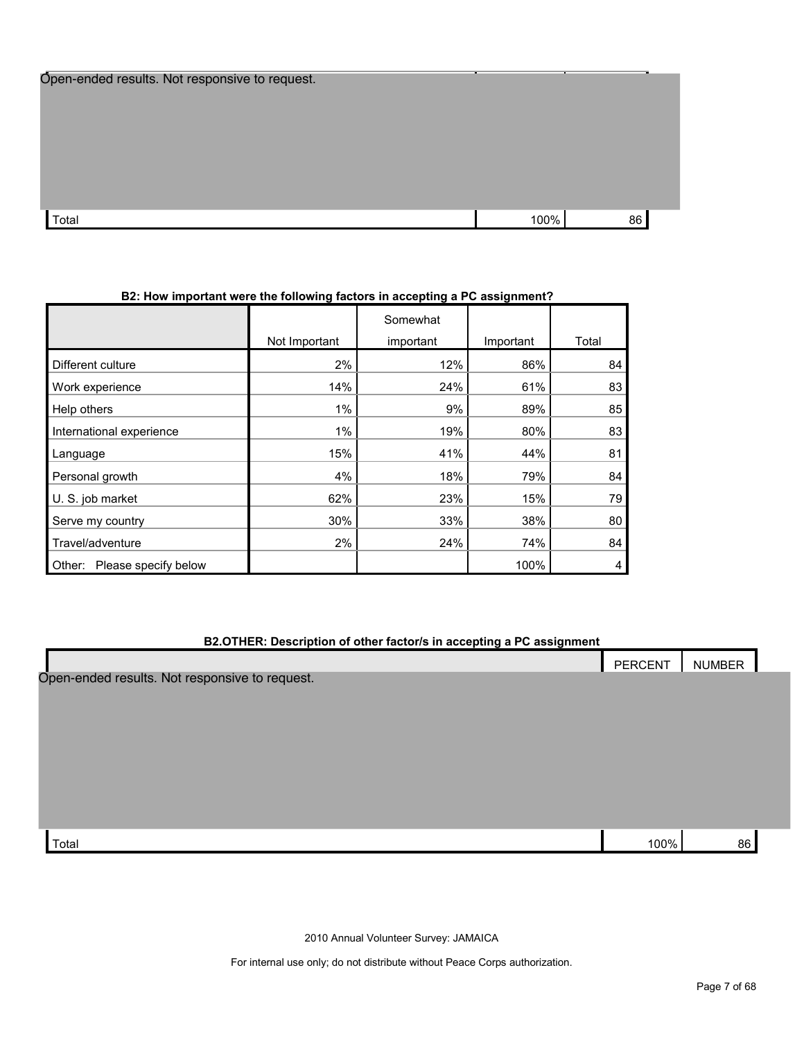| | | |
|---|---|---|
| Open-ended results. Not responsive to request. | | |
| Total | 100% | 86 |

**B2: How important were the following factors in accepting a PC assignment?**

| | Not Important | Somewhat important | Important | Total |
|---|---|---|---|---|
| Different culture | 2% | 12% | 86% | 84 |
| Work experience | 14% | 24% | 61% | 83 |
| Help others | 1% | 9% | 89% | 85 |
| International experience | 1% | 19% | 80% | 83 |
| Language | 15% | 41% | 44% | 81 |
| Personal growth | 4% | 18% | 79% | 84 |
| U. S. job market | 62% | 23% | 15% | 79 |
| Serve my country | 30% | 33% | 38% | 80 |
| Travel/adventure | 2% | 24% | 74% | 84 |
| Other: Please specify below | | | 100% | 4 |

**B2.OTHER: Description of other factor/s in accepting a PC assignment**

| | PERCENT | NUMBER |
|---|---|---|
| Open-ended results. Not responsive to request. | | |
| Total | 100% | 86 |

2010 Annual Volunteer Survey: JAMAICA

For internal use only; do not distribute without Peace Corps authorization.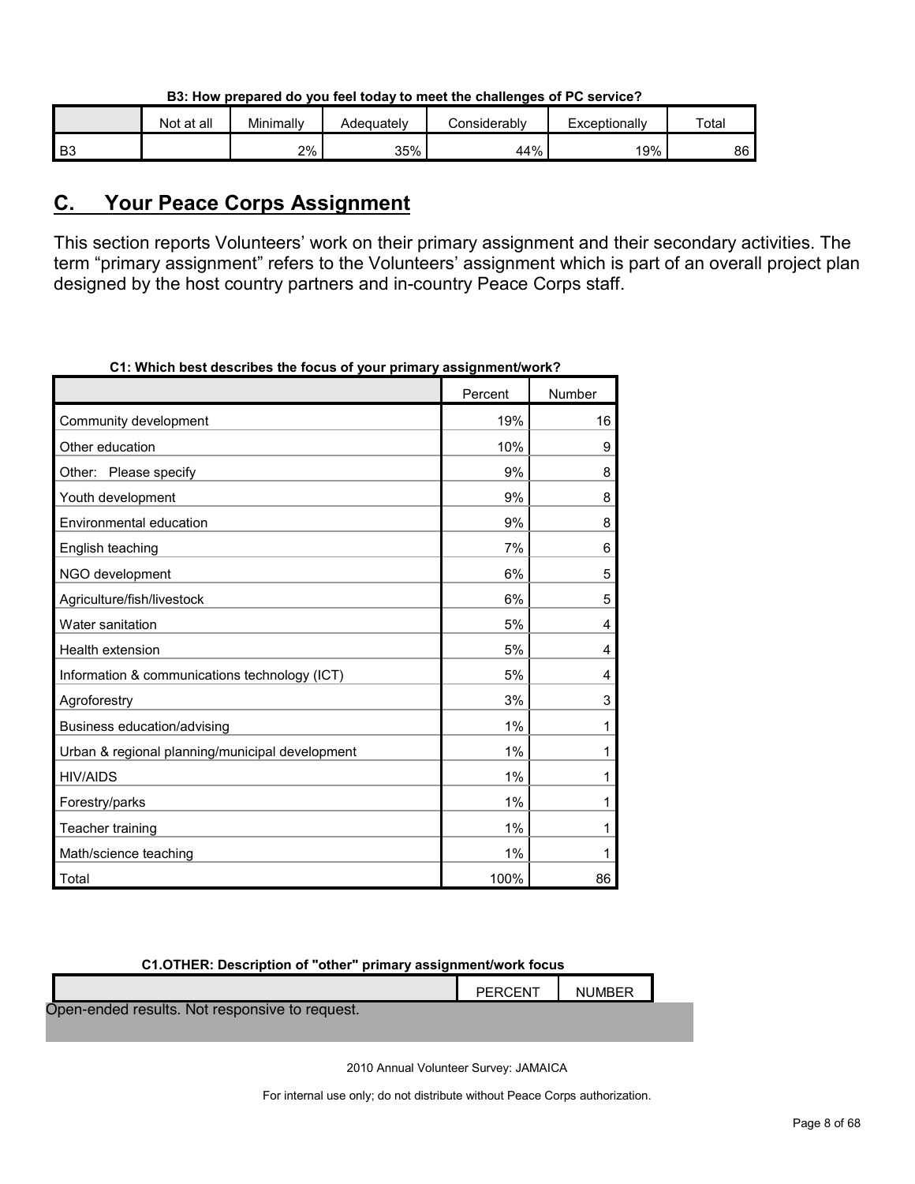**B3: How prepared do you feel today to meet the challenges of PC service?**

| | Not at all | Minimally | Adequately | Considerably | Exceptionally | Total |
|---|---|---|---|---|---|---|
| B3 | | 2% | 35% | 44% | 19% | 86 |

## C. Your Peace Corps Assignment

This section reports Volunteers' work on their primary assignment and their secondary activities. The term "primary assignment" refers to the Volunteers' assignment which is part of an overall project plan designed by the host country partners and in-country Peace Corps staff.

**C1: Which best describes the focus of your primary assignment/work?**

| | Percent | Number |
|---|---|---|
| Community development | 19% | 16 |
| Other education | 10% | 9 |
| Other: Please specify | 9% | 8 |
| Youth development | 9% | 8 |
| Environmental education | 9% | 8 |
| English teaching | 7% | 6 |
| NGO development | 6% | 5 |
| Agriculture/fish/livestock | 6% | 5 |
| Water sanitation | 5% | 4 |
| Health extension | 5% | 4 |
| Information & communications technology (ICT) | 5% | 4 |
| Agroforestry | 3% | 3 |
| Business education/advising | 1% | 1 |
| Urban & regional planning/municipal development | 1% | 1 |
| HIV/AIDS | 1% | 1 |
| Forestry/parks | 1% | 1 |
| Teacher training | 1% | 1 |
| Math/science teaching | 1% | 1 |
| Total | 100% | 86 |

**C1.OTHER: Description of "other" primary assignment/work focus**

| | PERCENT | NUMBER |
|---|---|---|

Open-ended results. Not responsive to request.

2010 Annual Volunteer Survey: JAMAICA

For internal use only; do not distribute without Peace Corps authorization.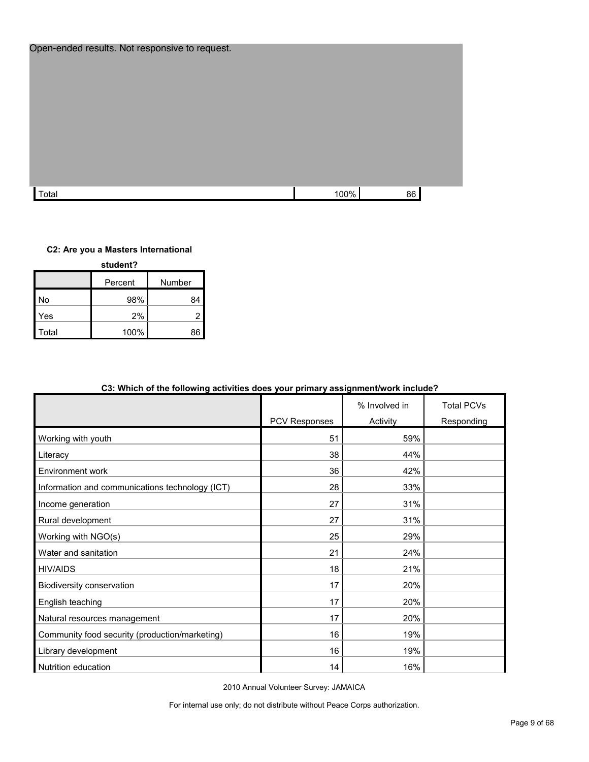Open-ended results. Not responsive to request.

| | | |
|---|---|---|
| Total | 100% | 86 |

**C2: Are you a Masters International student?**

| | Percent | Number |
|---|---|---|
| No | 98% | 84 |
| Yes | 2% | 2 |
| Total | 100% | 86 |

**C3: Which of the following activities does your primary assignment/work include?**

| | PCV Responses | % Involved in Activity | Total PCVs Responding |
|---|---|---|---|
| Working with youth | 51 | 59% | |
| Literacy | 38 | 44% | |
| Environment work | 36 | 42% | |
| Information and communications technology (ICT) | 28 | 33% | |
| Income generation | 27 | 31% | |
| Rural development | 27 | 31% | |
| Working with NGO(s) | 25 | 29% | |
| Water and sanitation | 21 | 24% | |
| HIV/AIDS | 18 | 21% | |
| Biodiversity conservation | 17 | 20% | |
| English teaching | 17 | 20% | |
| Natural resources management | 17 | 20% | |
| Community food security (production/marketing) | 16 | 19% | |
| Library development | 16 | 19% | |
| Nutrition education | 14 | 16% | |

2010 Annual Volunteer Survey: JAMAICA

For internal use only; do not distribute without Peace Corps authorization.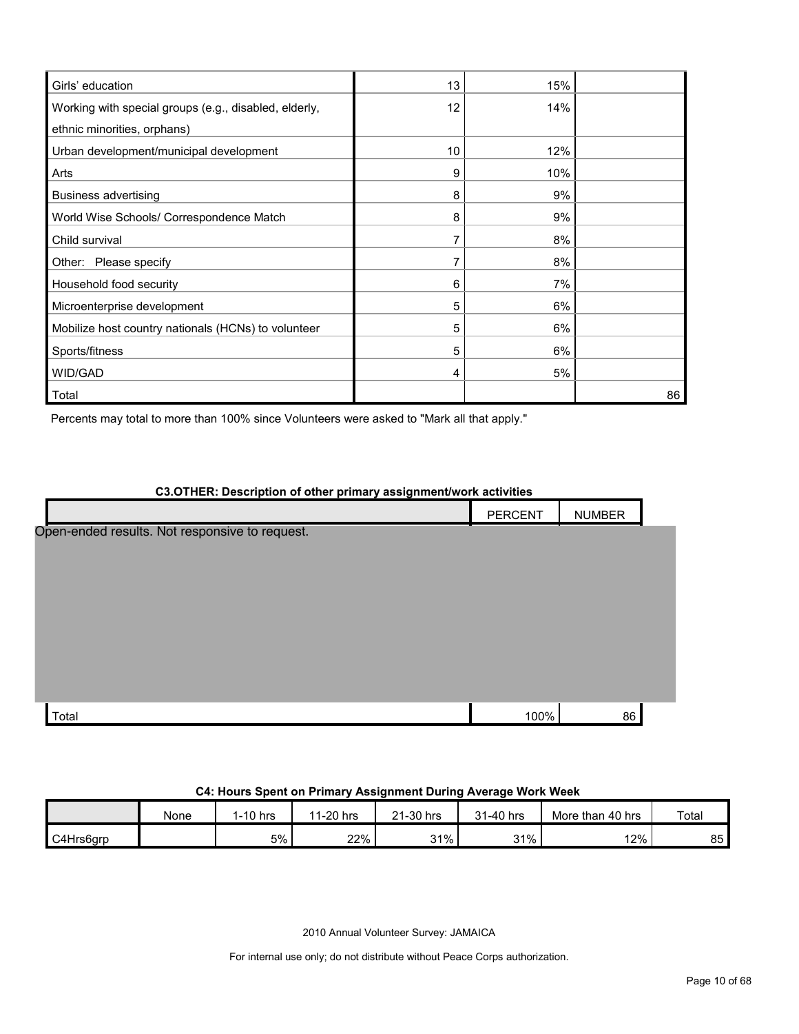| | | | |
|---|---|---|---|
| Girls' education | 13 | 15% | |
| Working with special groups (e.g., disabled, elderly, ethnic minorities, orphans) | 12 | 14% | |
| Urban development/municipal development | 10 | 12% | |
| Arts | 9 | 10% | |
| Business advertising | 8 | 9% | |
| World Wise Schools/ Correspondence Match | 8 | 9% | |
| Child survival | 7 | 8% | |
| Other: Please specify | 7 | 8% | |
| Household food security | 6 | 7% | |
| Microenterprise development | 5 | 6% | |
| Mobilize host country nationals (HCNs) to volunteer | 5 | 6% | |
| Sports/fitness | 5 | 6% | |
| WID/GAD | 4 | 5% | |
| Total | | | 86 |

Percents may total to more than 100% since Volunteers were asked to "Mark all that apply."

**C3.OTHER: Description of other primary assignment/work activities**

| | PERCENT | NUMBER |
|---|---|---|
| Open-ended results. Not responsive to request. | | |
| Total | 100% | 86 |

**C4: Hours Spent on Primary Assignment During Average Work Week**

| | None | 1-10 hrs | 11-20 hrs | 21-30 hrs | 31-40 hrs | More than 40 hrs | Total |
|---|---|---|---|---|---|---|---|
| C4Hrs6grp | | 5% | 22% | 31% | 31% | 12% | 85 |

2010 Annual Volunteer Survey: JAMAICA

For internal use only; do not distribute without Peace Corps authorization.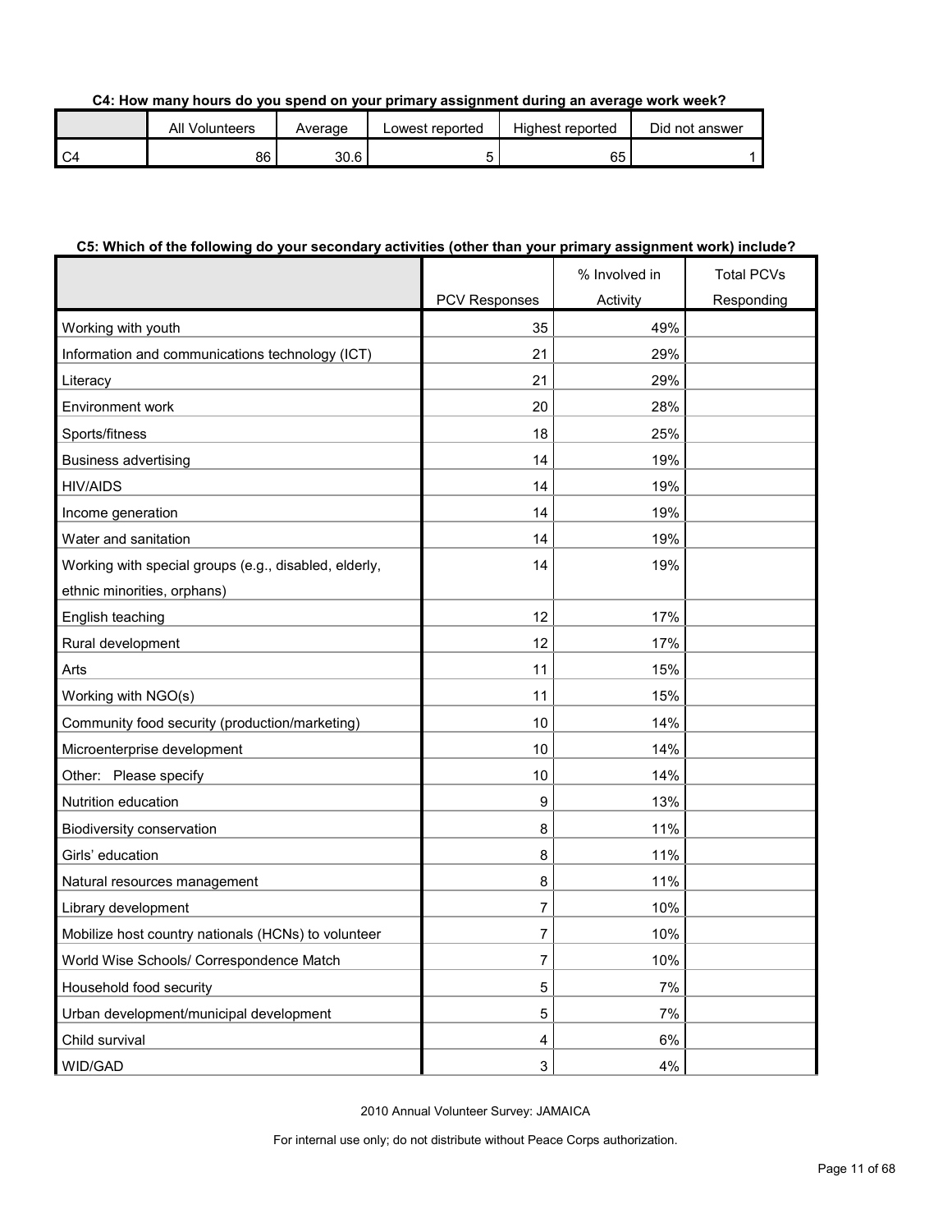**C4: How many hours do you spend on your primary assignment during an average work week?**

| | All Volunteers | Average | Lowest reported | Highest reported | Did not answer |
|---|---|---|---|---|---|
| C4 | 86 | 30.6 | 5 | 65 | 1 |

**C5: Which of the following do your secondary activities (other than your primary assignment work) include?**

| | PCV Responses | % Involved in Activity | Total PCVs Responding |
|---|---|---|---|
| Working with youth | 35 | 49% | |
| Information and communications technology (ICT) | 21 | 29% | |
| Literacy | 21 | 29% | |
| Environment work | 20 | 28% | |
| Sports/fitness | 18 | 25% | |
| Business advertising | 14 | 19% | |
| HIV/AIDS | 14 | 19% | |
| Income generation | 14 | 19% | |
| Water and sanitation | 14 | 19% | |
| Working with special groups (e.g., disabled, elderly, ethnic minorities, orphans) | 14 | 19% | |
| English teaching | 12 | 17% | |
| Rural development | 12 | 17% | |
| Arts | 11 | 15% | |
| Working with NGO(s) | 11 | 15% | |
| Community food security (production/marketing) | 10 | 14% | |
| Microenterprise development | 10 | 14% | |
| Other: Please specify | 10 | 14% | |
| Nutrition education | 9 | 13% | |
| Biodiversity conservation | 8 | 11% | |
| Girls' education | 8 | 11% | |
| Natural resources management | 8 | 11% | |
| Library development | 7 | 10% | |
| Mobilize host country nationals (HCNs) to volunteer | 7 | 10% | |
| World Wise Schools/ Correspondence Match | 7 | 10% | |
| Household food security | 5 | 7% | |
| Urban development/municipal development | 5 | 7% | |
| Child survival | 4 | 6% | |
| WID/GAD | 3 | 4% | |

2010 Annual Volunteer Survey: JAMAICA

For internal use only; do not distribute without Peace Corps authorization.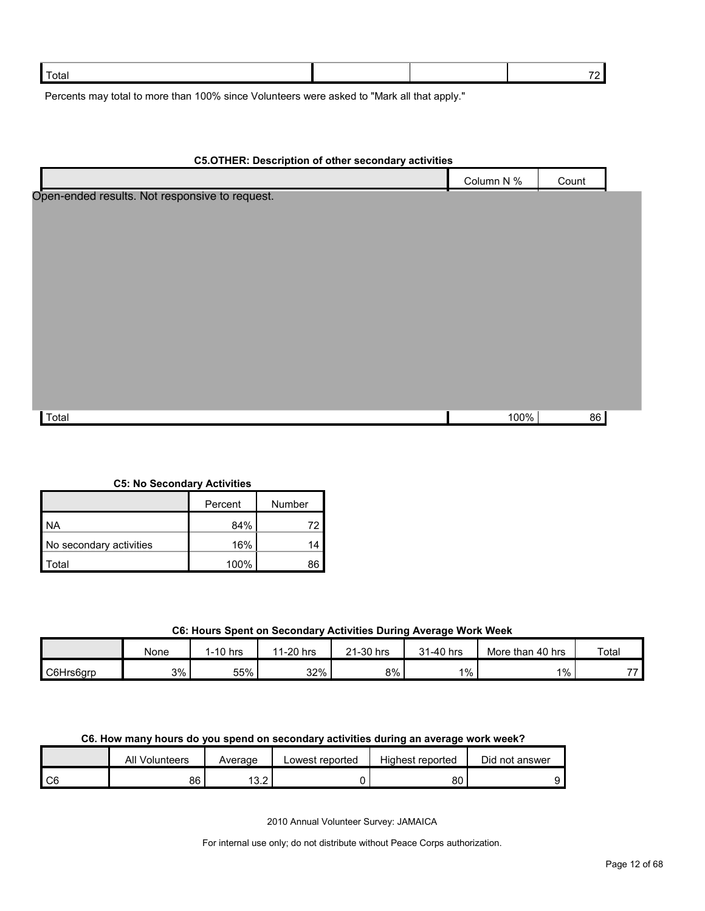| | | | |
|---|---|---|---|
| Total | | | 72 |

Percents may total to more than 100% since Volunteers were asked to "Mark all that apply."

**C5.OTHER: Description of other secondary activities**

| | Column N % | Count |
|---|---|---|
| Open-ended results. Not responsive to request. | | |
| Total | 100% | 86 |

**C5: No Secondary Activities**

| | Percent | Number |
|---|---|---|
| NA | 84% | 72 |
| No secondary activities | 16% | 14 |
| Total | 100% | 86 |

**C6: Hours Spent on Secondary Activities During Average Work Week**

| | None | 1-10 hrs | 11-20 hrs | 21-30 hrs | 31-40 hrs | More than 40 hrs | Total |
|---|---|---|---|---|---|---|---|
| C6Hrs6grp | 3% | 55% | 32% | 8% | 1% | 1% | 77 |

**C6. How many hours do you spend on secondary activities during an average work week?**

| | All Volunteers | Average | Lowest reported | Highest reported | Did not answer |
|---|---|---|---|---|---|
| C6 | 86 | 13.2 | 0 | 80 | 9 |

2010 Annual Volunteer Survey: JAMAICA

For internal use only; do not distribute without Peace Corps authorization.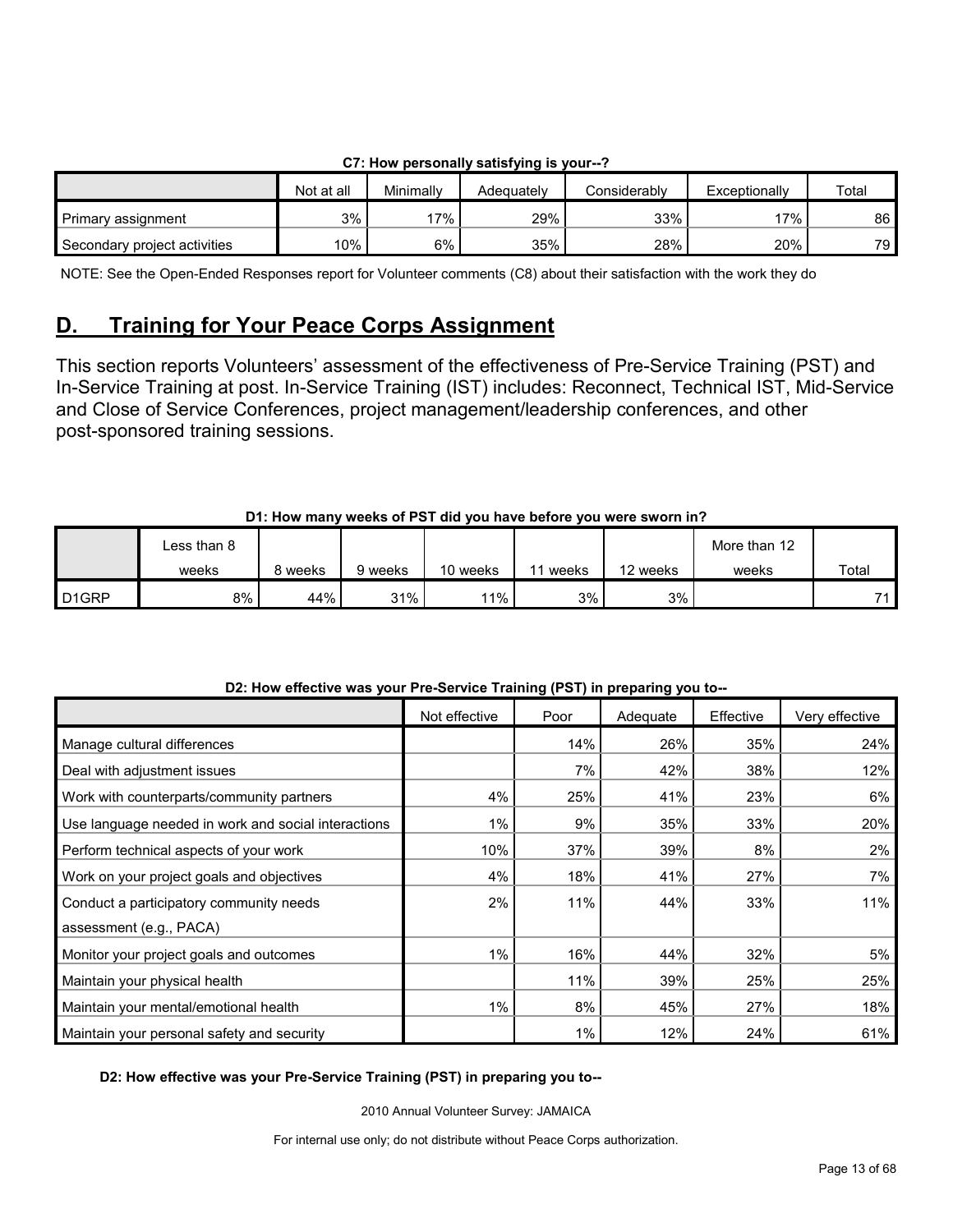**C7: How personally satisfying is your--?**

| | Not at all | Minimally | Adequately | Considerably | Exceptionally | Total |
|---|---|---|---|---|---|---|
| Primary assignment | 3% | 17% | 29% | 33% | 17% | 86 |
| Secondary project activities | 10% | 6% | 35% | 28% | 20% | 79 |

NOTE: See the Open-Ended Responses report for Volunteer comments (C8) about their satisfaction with the work they do

## D. Training for Your Peace Corps Assignment

This section reports Volunteers' assessment of the effectiveness of Pre-Service Training (PST) and In-Service Training at post. In-Service Training (IST) includes: Reconnect, Technical IST, Mid-Service and Close of Service Conferences, project management/leadership conferences, and other post-sponsored training sessions.

**D1: How many weeks of PST did you have before you were sworn in?**

| | Less than 8 weeks | 8 weeks | 9 weeks | 10 weeks | 11 weeks | 12 weeks | More than 12 weeks | Total |
|---|---|---|---|---|---|---|---|---|
| D1GRP | 8% | 44% | 31% | 11% | 3% | 3% | | 71 |

**D2: How effective was your Pre-Service Training (PST) in preparing you to--**

| | Not effective | Poor | Adequate | Effective | Very effective |
|---|---|---|---|---|---|
| Manage cultural differences | | 14% | 26% | 35% | 24% |
| Deal with adjustment issues | | 7% | 42% | 38% | 12% |
| Work with counterparts/community partners | 4% | 25% | 41% | 23% | 6% |
| Use language needed in work and social interactions | 1% | 9% | 35% | 33% | 20% |
| Perform technical aspects of your work | 10% | 37% | 39% | 8% | 2% |
| Work on your project goals and objectives | 4% | 18% | 41% | 27% | 7% |
| Conduct a participatory community needs assessment (e.g., PACA) | 2% | 11% | 44% | 33% | 11% |
| Monitor your project goals and outcomes | 1% | 16% | 44% | 32% | 5% |
| Maintain your physical health | | 11% | 39% | 25% | 25% |
| Maintain your mental/emotional health | 1% | 8% | 45% | 27% | 18% |
| Maintain your personal safety and security | | 1% | 12% | 24% | 61% |

**D2: How effective was your Pre-Service Training (PST) in preparing you to--**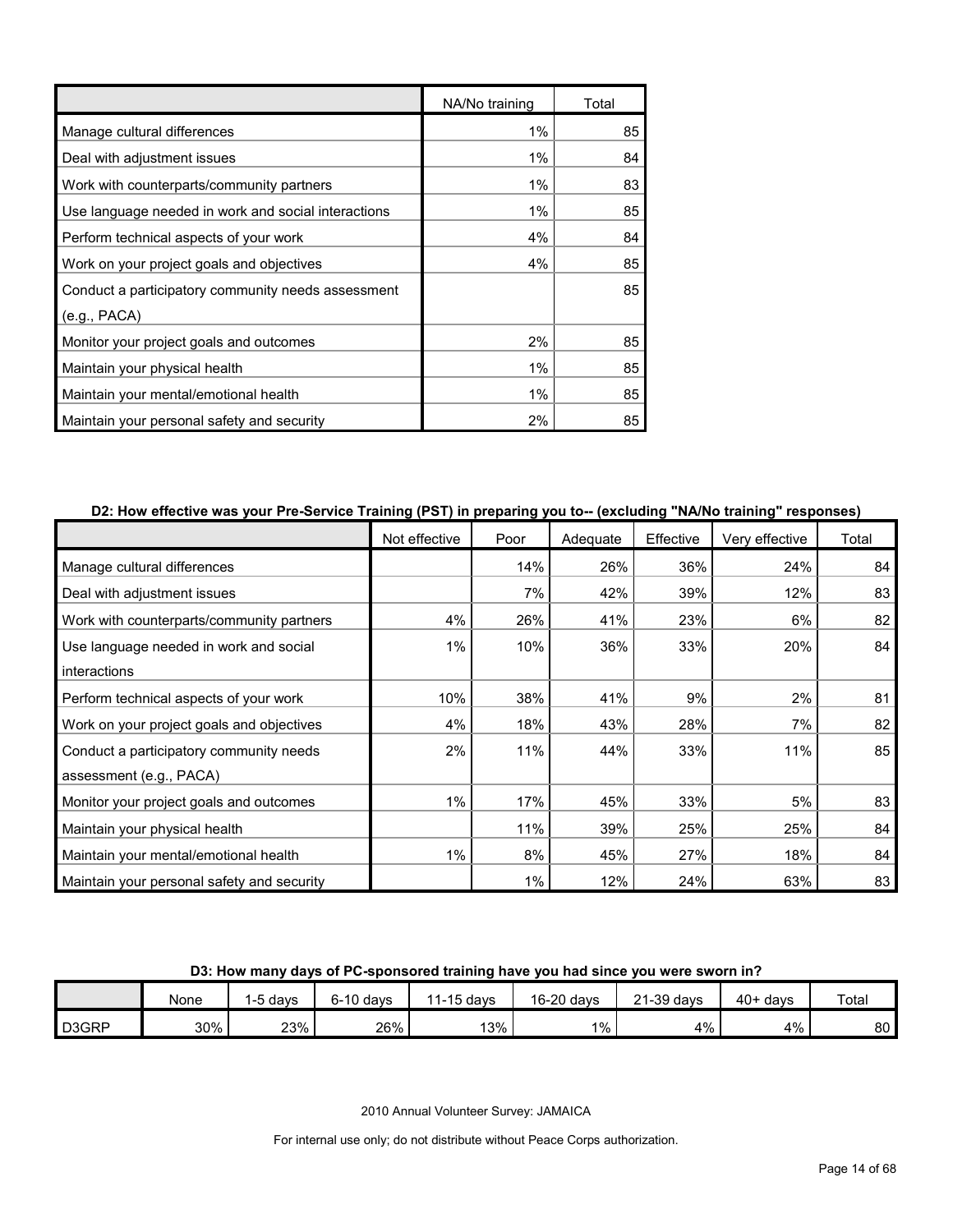| | NA/No training | Total |
|---|---|---|
| Manage cultural differences | 1% | 85 |
| Deal with adjustment issues | 1% | 84 |
| Work with counterparts/community partners | 1% | 83 |
| Use language needed in work and social interactions | 1% | 85 |
| Perform technical aspects of your work | 4% | 84 |
| Work on your project goals and objectives | 4% | 85 |
| Conduct a participatory community needs assessment (e.g., PACA) | | 85 |
| Monitor your project goals and outcomes | 2% | 85 |
| Maintain your physical health | 1% | 85 |
| Maintain your mental/emotional health | 1% | 85 |
| Maintain your personal safety and security | 2% | 85 |

**D2: How effective was your Pre-Service Training (PST) in preparing you to-- (excluding "NA/No training" responses)**

| | Not effective | Poor | Adequate | Effective | Very effective | Total |
|---|---|---|---|---|---|---|
| Manage cultural differences | | 14% | 26% | 36% | 24% | 84 |
| Deal with adjustment issues | | 7% | 42% | 39% | 12% | 83 |
| Work with counterparts/community partners | 4% | 26% | 41% | 23% | 6% | 82 |
| Use language needed in work and social interactions | 1% | 10% | 36% | 33% | 20% | 84 |
| Perform technical aspects of your work | 10% | 38% | 41% | 9% | 2% | 81 |
| Work on your project goals and objectives | 4% | 18% | 43% | 28% | 7% | 82 |
| Conduct a participatory community needs assessment (e.g., PACA) | 2% | 11% | 44% | 33% | 11% | 85 |
| Monitor your project goals and outcomes | 1% | 17% | 45% | 33% | 5% | 83 |
| Maintain your physical health | | 11% | 39% | 25% | 25% | 84 |
| Maintain your mental/emotional health | 1% | 8% | 45% | 27% | 18% | 84 |
| Maintain your personal safety and security | | 1% | 12% | 24% | 63% | 83 |

**D3: How many days of PC-sponsored training have you had since you were sworn in?**

| | None | 1-5 days | 6-10 days | 11-15 days | 16-20 days | 21-39 days | 40+ days | Total |
|---|---|---|---|---|---|---|---|---|
| D3GRP | 30% | 23% | 26% | 13% | 1% | 4% | 4% | 80 |

2010 Annual Volunteer Survey: JAMAICA

For internal use only; do not distribute without Peace Corps authorization.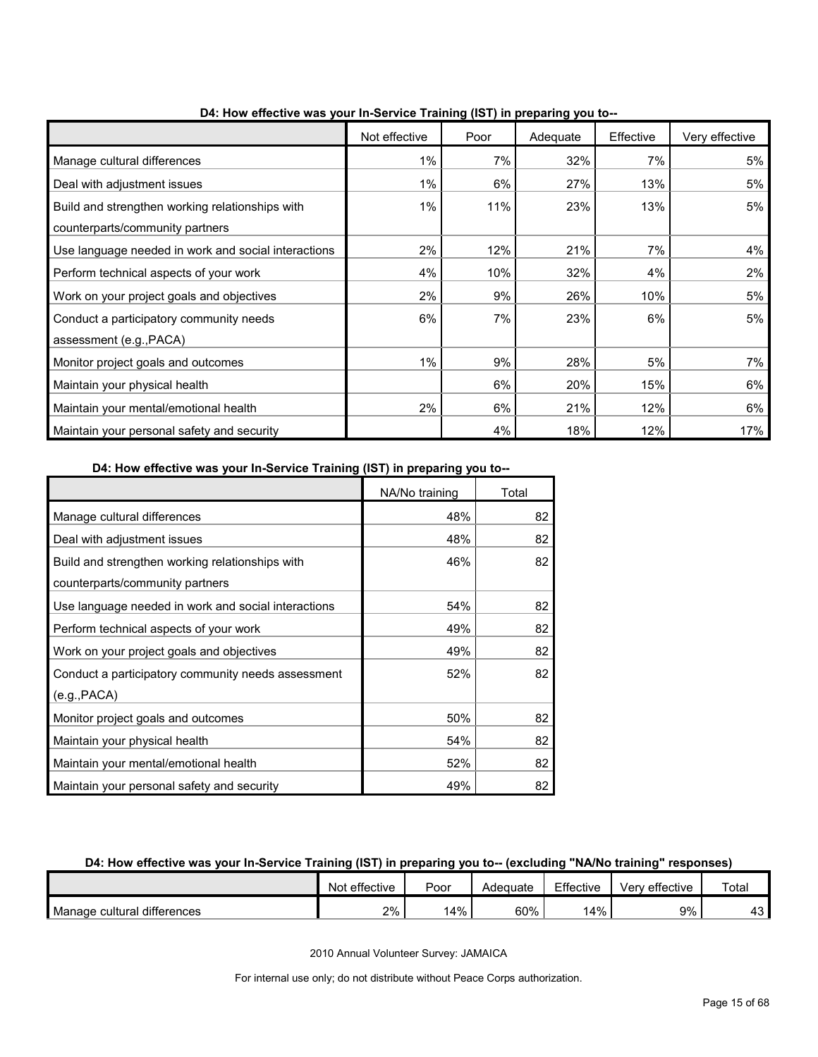**D4: How effective was your In-Service Training (IST) in preparing you to--**

| | Not effective | Poor | Adequate | Effective | Very effective |
|---|---|---|---|---|---|
| Manage cultural differences | 1% | 7% | 32% | 7% | 5% |
| Deal with adjustment issues | 1% | 6% | 27% | 13% | 5% |
| Build and strengthen working relationships with counterparts/community partners | 1% | 11% | 23% | 13% | 5% |
| Use language needed in work and social interactions | 2% | 12% | 21% | 7% | 4% |
| Perform technical aspects of your work | 4% | 10% | 32% | 4% | 2% |
| Work on your project goals and objectives | 2% | 9% | 26% | 10% | 5% |
| Conduct a participatory community needs assessment (e.g.,PACA) | 6% | 7% | 23% | 6% | 5% |
| Monitor project goals and outcomes | 1% | 9% | 28% | 5% | 7% |
| Maintain your physical health | | 6% | 20% | 15% | 6% |
| Maintain your mental/emotional health | 2% | 6% | 21% | 12% | 6% |
| Maintain your personal safety and security | | 4% | 18% | 12% | 17% |

**D4: How effective was your In-Service Training (IST) in preparing you to--**

| | NA/No training | Total |
|---|---|---|
| Manage cultural differences | 48% | 82 |
| Deal with adjustment issues | 48% | 82 |
| Build and strengthen working relationships with counterparts/community partners | 46% | 82 |
| Use language needed in work and social interactions | 54% | 82 |
| Perform technical aspects of your work | 49% | 82 |
| Work on your project goals and objectives | 49% | 82 |
| Conduct a participatory community needs assessment (e.g.,PACA) | 52% | 82 |
| Monitor project goals and outcomes | 50% | 82 |
| Maintain your physical health | 54% | 82 |
| Maintain your mental/emotional health | 52% | 82 |
| Maintain your personal safety and security | 49% | 82 |

**D4: How effective was your In-Service Training (IST) in preparing you to-- (excluding "NA/No training" responses)**

| | Not effective | Poor | Adequate | Effective | Very effective | Total |
|---|---|---|---|---|---|---|
| Manage cultural differences | 2% | 14% | 60% | 14% | 9% | 43 |

2010 Annual Volunteer Survey: JAMAICA

For internal use only; do not distribute without Peace Corps authorization.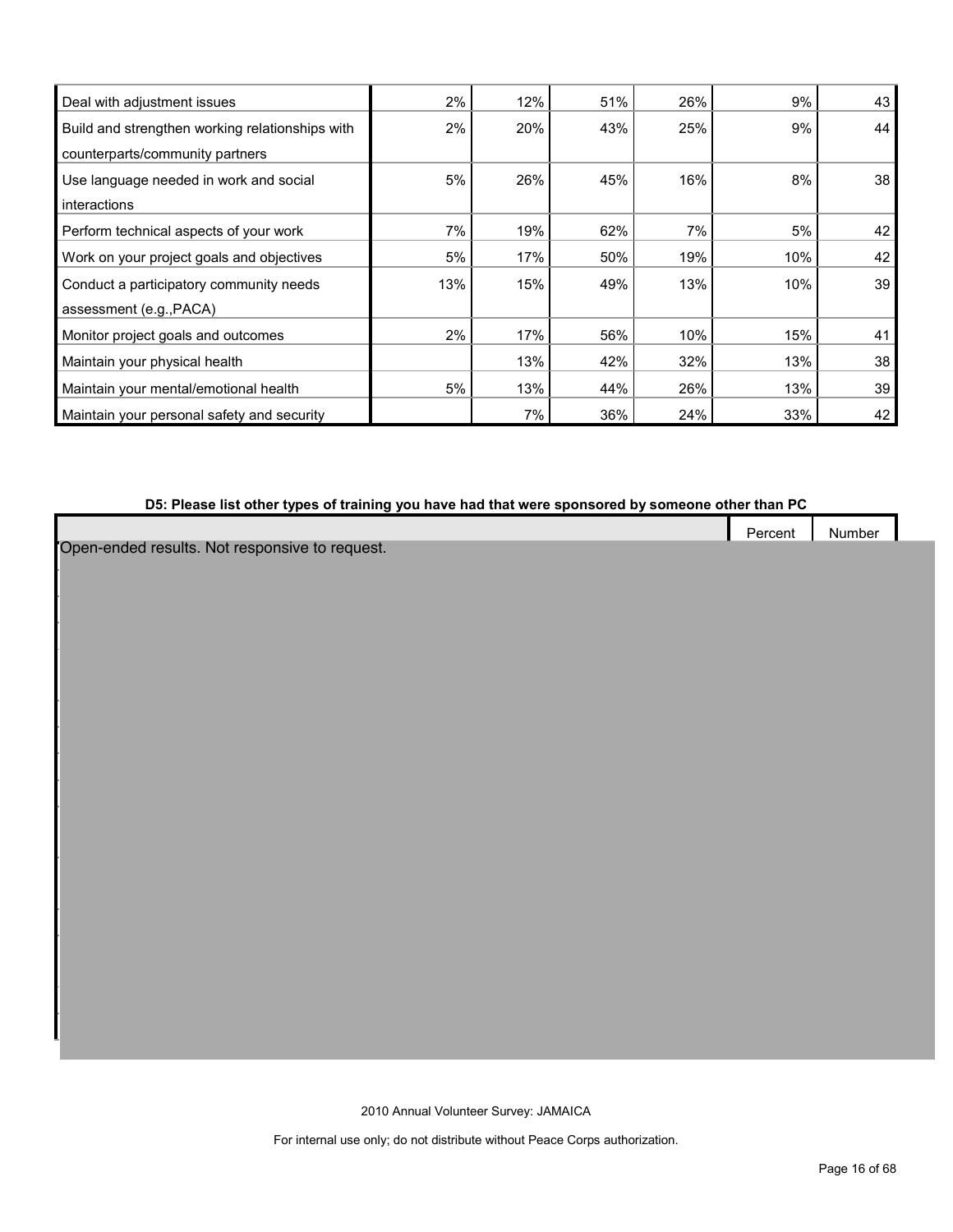| | | | | | | |
|---|---|---|---|---|---|---|
| Deal with adjustment issues | 2% | 12% | 51% | 26% | 9% | 43 |
| Build and strengthen working relationships with counterparts/community partners | 2% | 20% | 43% | 25% | 9% | 44 |
| Use language needed in work and social interactions | 5% | 26% | 45% | 16% | 8% | 38 |
| Perform technical aspects of your work | 7% | 19% | 62% | 7% | 5% | 42 |
| Work on your project goals and objectives | 5% | 17% | 50% | 19% | 10% | 42 |
| Conduct a participatory community needs assessment (e.g.,PACA) | 13% | 15% | 49% | 13% | 10% | 39 |
| Monitor project goals and outcomes | 2% | 17% | 56% | 10% | 15% | 41 |
| Maintain your physical health | | 13% | 42% | 32% | 13% | 38 |
| Maintain your mental/emotional health | 5% | 13% | 44% | 26% | 13% | 39 |
| Maintain your personal safety and security | | 7% | 36% | 24% | 33% | 42 |

**D5: Please list other types of training you have had that were sponsored by someone other than PC**

| | Percent | Number |
|---|---|---|
| Open-ended results. Not responsive to request. | | |

2010 Annual Volunteer Survey: JAMAICA

For internal use only; do not distribute without Peace Corps authorization.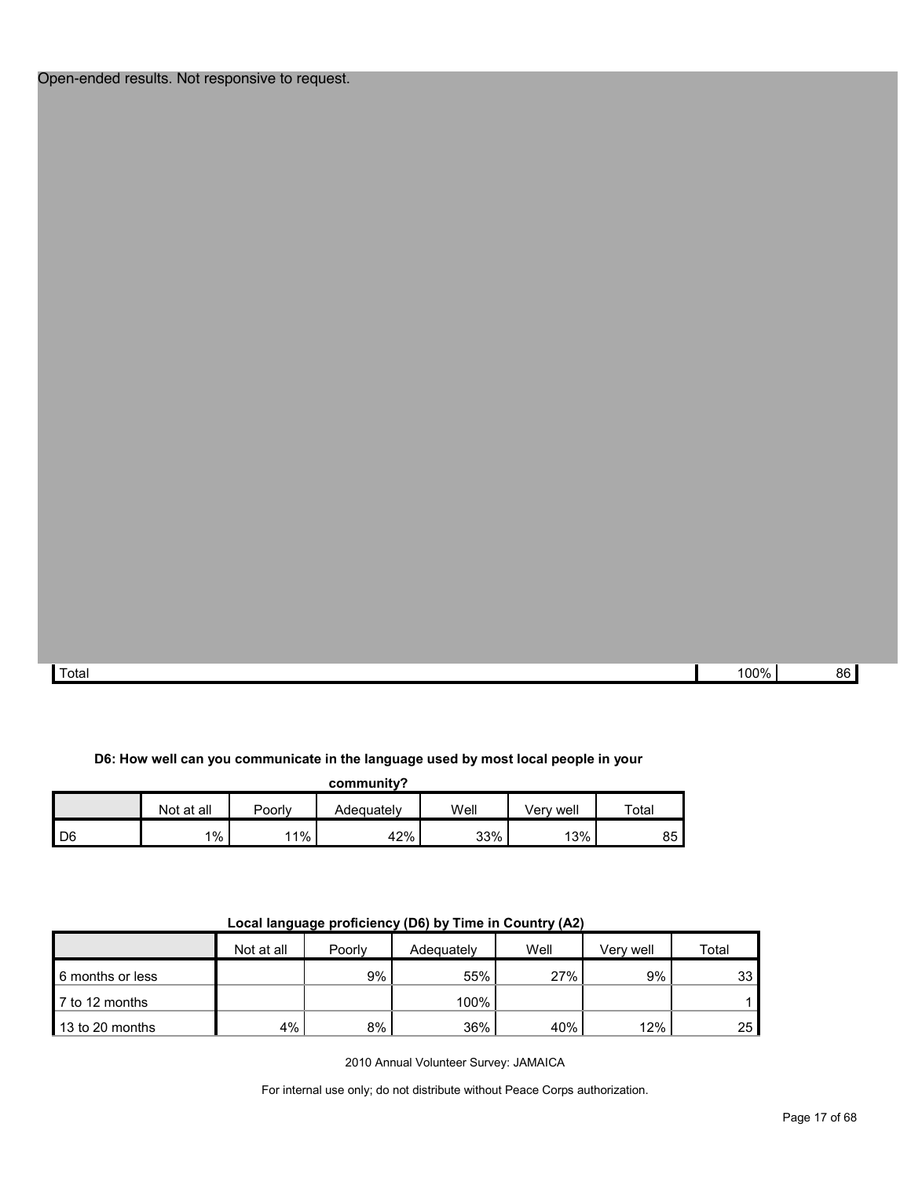Open-ended results. Not responsive to request.

| Total | 100% | 86 |
|---|---|---|

**D6: How well can you communicate in the language used by most local people in your community?**

| | Not at all | Poorly | Adequately | Well | Very well | Total |
|---|---|---|---|---|---|---|
| D6 | 1% | 11% | 42% | 33% | 13% | 85 |

**Local language proficiency (D6) by Time in Country (A2)**

| | Not at all | Poorly | Adequately | Well | Very well | Total |
|---|---|---|---|---|---|---|
| 6 months or less | | 9% | 55% | 27% | 9% | 33 |
| 7 to 12 months | | | 100% | | | 1 |
| 13 to 20 months | 4% | 8% | 36% | 40% | 12% | 25 |

2010 Annual Volunteer Survey: JAMAICA

For internal use only; do not distribute without Peace Corps authorization.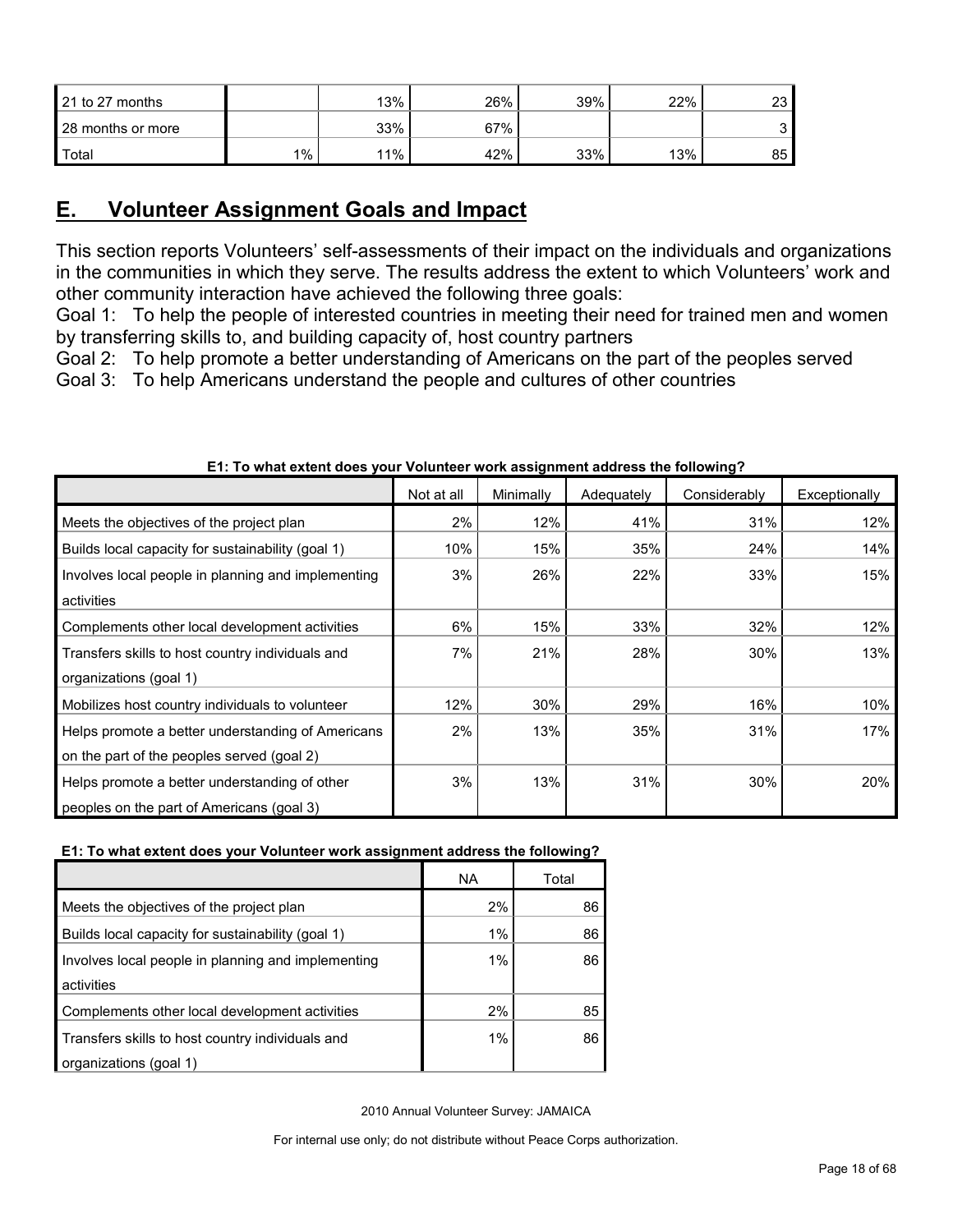| | | | | | | |
|---|---|---|---|---|---|---|
| 21 to 27 months | | 13% | 26% | 39% | 22% | 23 |
| 28 months or more | | 33% | 67% | | | 3 |
| Total | 1% | 11% | 42% | 33% | 13% | 85 |

## E. Volunteer Assignment Goals and Impact

This section reports Volunteers' self-assessments of their impact on the individuals and organizations in the communities in which they serve. The results address the extent to which Volunteers' work and other community interaction have achieved the following three goals:

Goal 1: To help the people of interested countries in meeting their need for trained men and women by transferring skills to, and building capacity of, host country partners

Goal 2: To help promote a better understanding of Americans on the part of the peoples served

Goal 3: To help Americans understand the people and cultures of other countries

**E1: To what extent does your Volunteer work assignment address the following?**

| | Not at all | Minimally | Adequately | Considerably | Exceptionally |
|---|---|---|---|---|---|
| Meets the objectives of the project plan | 2% | 12% | 41% | 31% | 12% |
| Builds local capacity for sustainability (goal 1) | 10% | 15% | 35% | 24% | 14% |
| Involves local people in planning and implementing activities | 3% | 26% | 22% | 33% | 15% |
| Complements other local development activities | 6% | 15% | 33% | 32% | 12% |
| Transfers skills to host country individuals and organizations (goal 1) | 7% | 21% | 28% | 30% | 13% |
| Mobilizes host country individuals to volunteer | 12% | 30% | 29% | 16% | 10% |
| Helps promote a better understanding of Americans on the part of the peoples served (goal 2) | 2% | 13% | 35% | 31% | 17% |
| Helps promote a better understanding of other peoples on the part of Americans (goal 3) | 3% | 13% | 31% | 30% | 20% |

**E1: To what extent does your Volunteer work assignment address the following?**

| | NA | Total |
|---|---|---|
| Meets the objectives of the project plan | 2% | 86 |
| Builds local capacity for sustainability (goal 1) | 1% | 86 |
| Involves local people in planning and implementing activities | 1% | 86 |
| Complements other local development activities | 2% | 85 |
| Transfers skills to host country individuals and organizations (goal 1) | 1% | 86 |

2010 Annual Volunteer Survey: JAMAICA

For internal use only; do not distribute without Peace Corps authorization.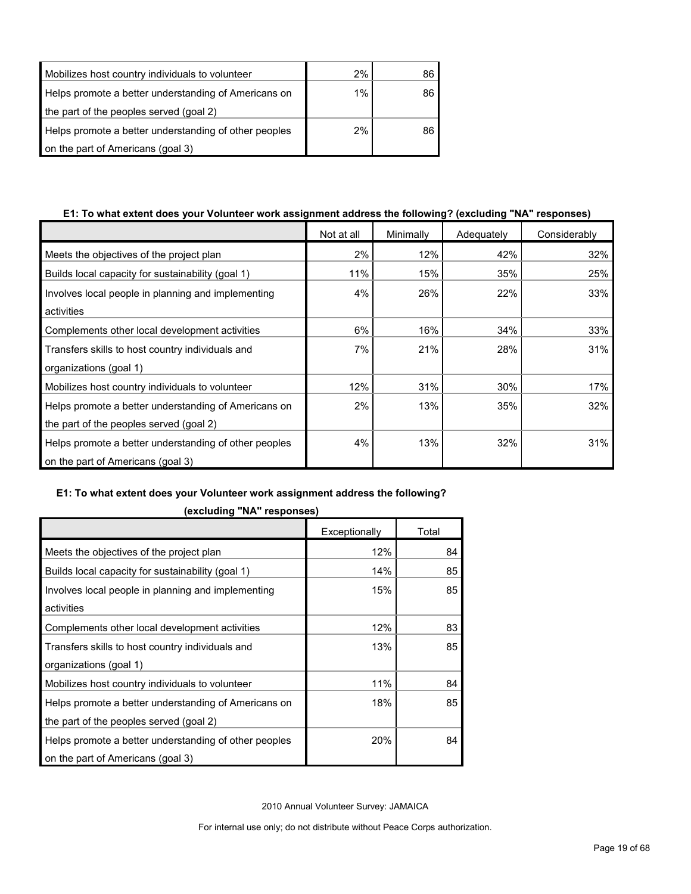| | | |
|---|---|---|
| Mobilizes host country individuals to volunteer | 2% | 86 |
| Helps promote a better understanding of Americans on the part of the peoples served (goal 2) | 1% | 86 |
| Helps promote a better understanding of other peoples on the part of Americans (goal 3) | 2% | 86 |

**E1: To what extent does your Volunteer work assignment address the following? (excluding "NA" responses)**

| | Not at all | Minimally | Adequately | Considerably |
|---|---|---|---|---|
| Meets the objectives of the project plan | 2% | 12% | 42% | 32% |
| Builds local capacity for sustainability (goal 1) | 11% | 15% | 35% | 25% |
| Involves local people in planning and implementing activities | 4% | 26% | 22% | 33% |
| Complements other local development activities | 6% | 16% | 34% | 33% |
| Transfers skills to host country individuals and organizations (goal 1) | 7% | 21% | 28% | 31% |
| Mobilizes host country individuals to volunteer | 12% | 31% | 30% | 17% |
| Helps promote a better understanding of Americans on the part of the peoples served (goal 2) | 2% | 13% | 35% | 32% |
| Helps promote a better understanding of other peoples on the part of Americans (goal 3) | 4% | 13% | 32% | 31% |

**E1: To what extent does your Volunteer work assignment address the following? (excluding "NA" responses)**

| | Exceptionally | Total |
|---|---|---|
| Meets the objectives of the project plan | 12% | 84 |
| Builds local capacity for sustainability (goal 1) | 14% | 85 |
| Involves local people in planning and implementing activities | 15% | 85 |
| Complements other local development activities | 12% | 83 |
| Transfers skills to host country individuals and organizations (goal 1) | 13% | 85 |
| Mobilizes host country individuals to volunteer | 11% | 84 |
| Helps promote a better understanding of Americans on the part of the peoples served (goal 2) | 18% | 85 |
| Helps promote a better understanding of other peoples on the part of Americans (goal 3) | 20% | 84 |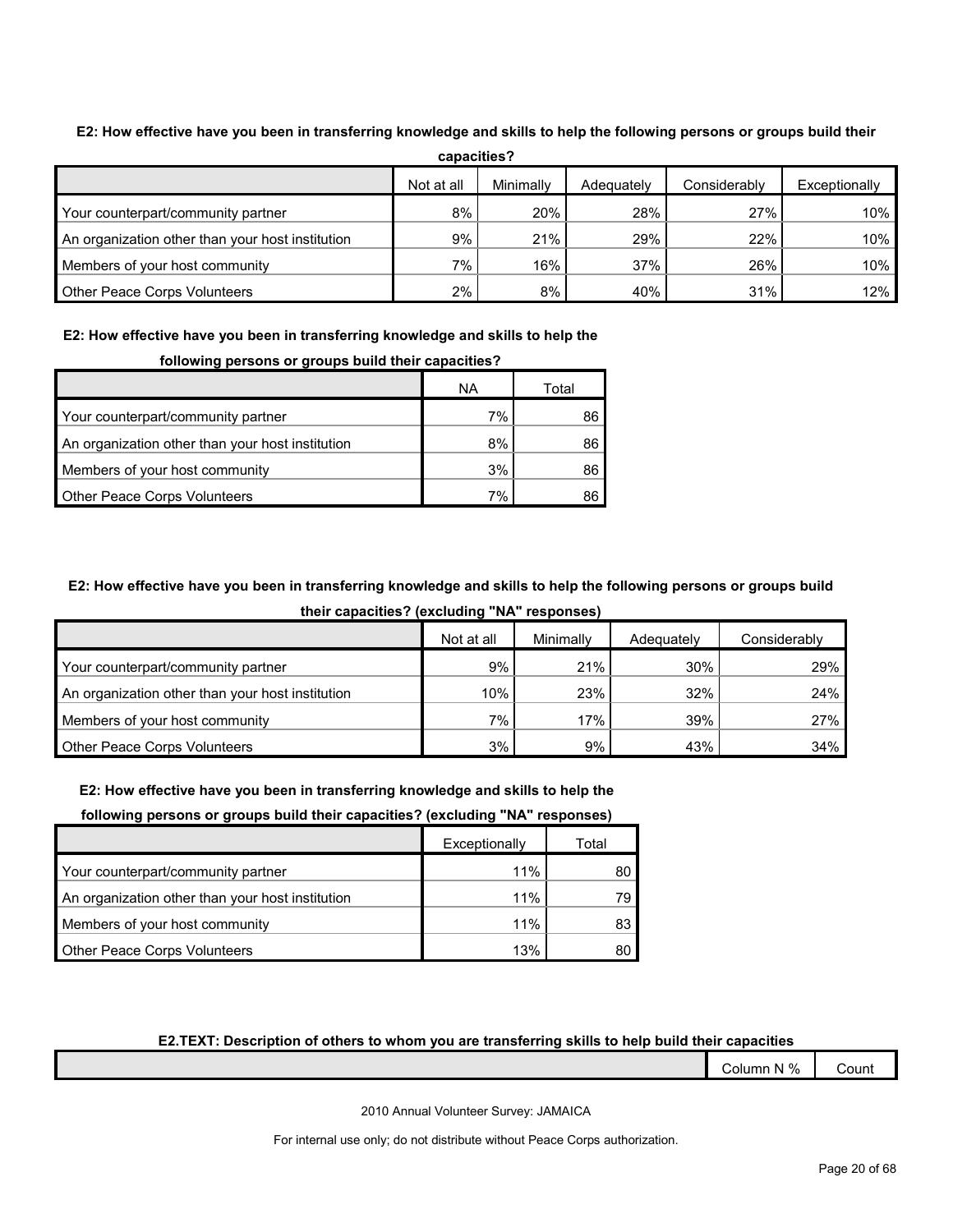**E2: How effective have you been in transferring knowledge and skills to help the following persons or groups build their capacities?**

| | Not at all | Minimally | Adequately | Considerably | Exceptionally |
|---|---|---|---|---|---|
| Your counterpart/community partner | 8% | 20% | 28% | 27% | 10% |
| An organization other than your host institution | 9% | 21% | 29% | 22% | 10% |
| Members of your host community | 7% | 16% | 37% | 26% | 10% |
| Other Peace Corps Volunteers | 2% | 8% | 40% | 31% | 12% |

**E2: How effective have you been in transferring knowledge and skills to help the following persons or groups build their capacities?**

| | NA | Total |
|---|---|---|
| Your counterpart/community partner | 7% | 86 |
| An organization other than your host institution | 8% | 86 |
| Members of your host community | 3% | 86 |
| Other Peace Corps Volunteers | 7% | 86 |

**E2: How effective have you been in transferring knowledge and skills to help the following persons or groups build their capacities? (excluding "NA" responses)**

| | Not at all | Minimally | Adequately | Considerably |
|---|---|---|---|---|
| Your counterpart/community partner | 9% | 21% | 30% | 29% |
| An organization other than your host institution | 10% | 23% | 32% | 24% |
| Members of your host community | 7% | 17% | 39% | 27% |
| Other Peace Corps Volunteers | 3% | 9% | 43% | 34% |

**E2: How effective have you been in transferring knowledge and skills to help the following persons or groups build their capacities? (excluding "NA" responses)**

| | Exceptionally | Total |
|---|---|---|
| Your counterpart/community partner | 11% | 80 |
| An organization other than your host institution | 11% | 79 |
| Members of your host community | 11% | 83 |
| Other Peace Corps Volunteers | 13% | 80 |

**E2.TEXT: Description of others to whom you are transferring skills to help build their capacities**

| | Column N % | Count |
|---|---|---|

2010 Annual Volunteer Survey: JAMAICA

For internal use only; do not distribute without Peace Corps authorization.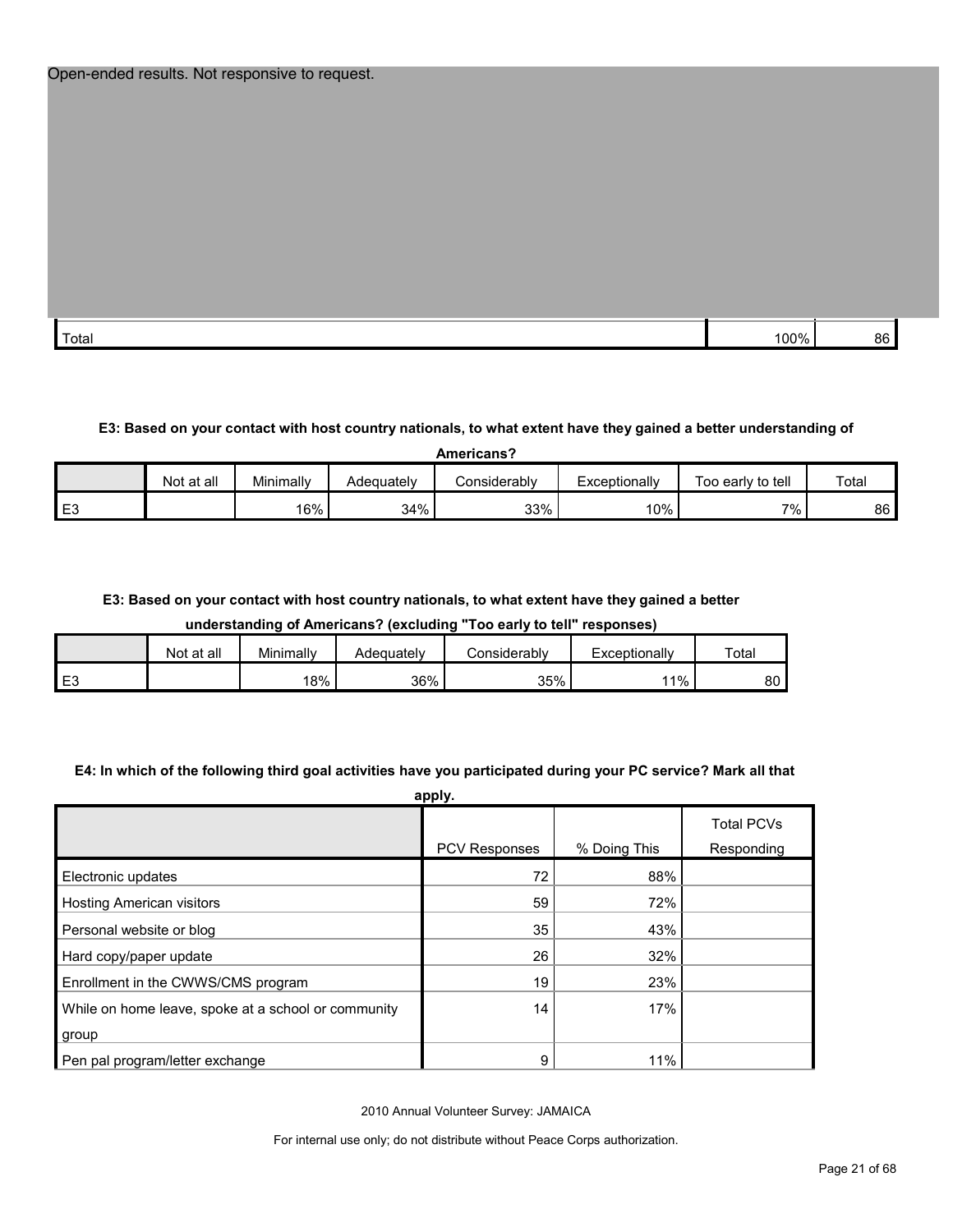Open-ended results. Not responsive to request.

| | | |
|---|---|---|
| Total | 100% | 86 |

**E3: Based on your contact with host country nationals, to what extent have they gained a better understanding of Americans?**

| | Not at all | Minimally | Adequately | Considerably | Exceptionally | Too early to tell | Total |
|---|---|---|---|---|---|---|---|
| E3 | | 16% | 34% | 33% | 10% | 7% | 86 |

**E3: Based on your contact with host country nationals, to what extent have they gained a better understanding of Americans? (excluding "Too early to tell" responses)**

| | Not at all | Minimally | Adequately | Considerably | Exceptionally | Total |
|---|---|---|---|---|---|---|
| E3 | | 18% | 36% | 35% | 11% | 80 |

**E4: In which of the following third goal activities have you participated during your PC service? Mark all that apply.**

| | PCV Responses | % Doing This | Total PCVs Responding |
|---|---|---|---|
| Electronic updates | 72 | 88% | |
| Hosting American visitors | 59 | 72% | |
| Personal website or blog | 35 | 43% | |
| Hard copy/paper update | 26 | 32% | |
| Enrollment in the CWWS/CMS program | 19 | 23% | |
| While on home leave, spoke at a school or community group | 14 | 17% | |
| Pen pal program/letter exchange | 9 | 11% | |

2010 Annual Volunteer Survey: JAMAICA

For internal use only; do not distribute without Peace Corps authorization.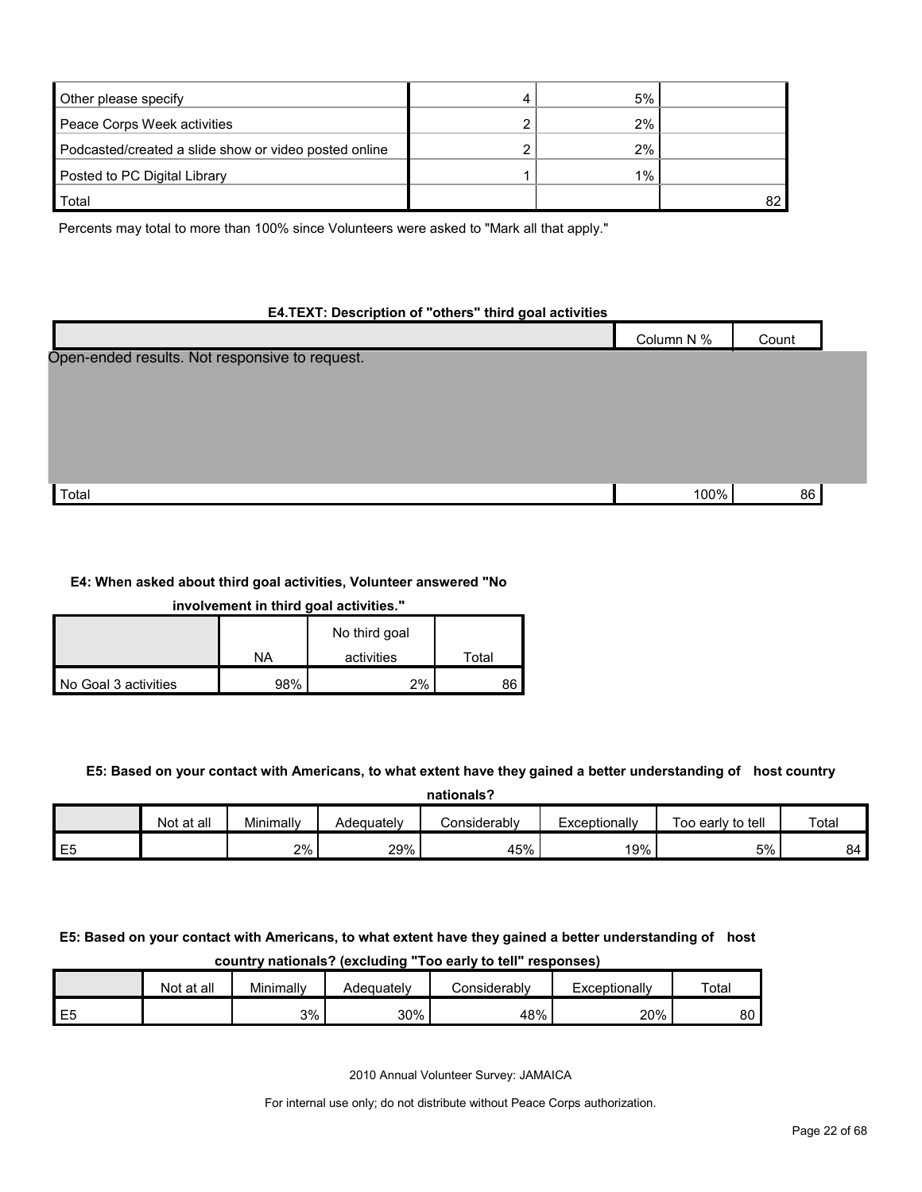| | | | |
|---|---|---|---|
| Other please specify | 4 | 5% | |
| Peace Corps Week activities | 2 | 2% | |
| Podcasted/created a slide show or video posted online | 2 | 2% | |
| Posted to PC Digital Library | 1 | 1% | |
| Total | | | 82 |

Percents may total to more than 100% since Volunteers were asked to "Mark all that apply."

**E4.TEXT: Description of "others" third goal activities**

| | Column N % | Count |
|---|---|---|
| Open-ended results. Not responsive to request. | | |
| Total | 100% | 86 |

**E4: When asked about third goal activities, Volunteer answered "No involvement in third goal activities."**

| | NA | No third goal activities | Total |
|---|---|---|---|
| No Goal 3 activities | 98% | 2% | 86 |

**E5: Based on your contact with Americans, to what extent have they gained a better understanding of host country nationals?**

| | Not at all | Minimally | Adequately | Considerably | Exceptionally | Too early to tell | Total |
|---|---|---|---|---|---|---|---|
| E5 | | 2% | 29% | 45% | 19% | 5% | 84 |

**E5: Based on your contact with Americans, to what extent have they gained a better understanding of host country nationals? (excluding "Too early to tell" responses)**

| | Not at all | Minimally | Adequately | Considerably | Exceptionally | Total |
|---|---|---|---|---|---|---|
| E5 | | 3% | 30% | 48% | 20% | 80 |

2010 Annual Volunteer Survey: JAMAICA

For internal use only; do not distribute without Peace Corps authorization.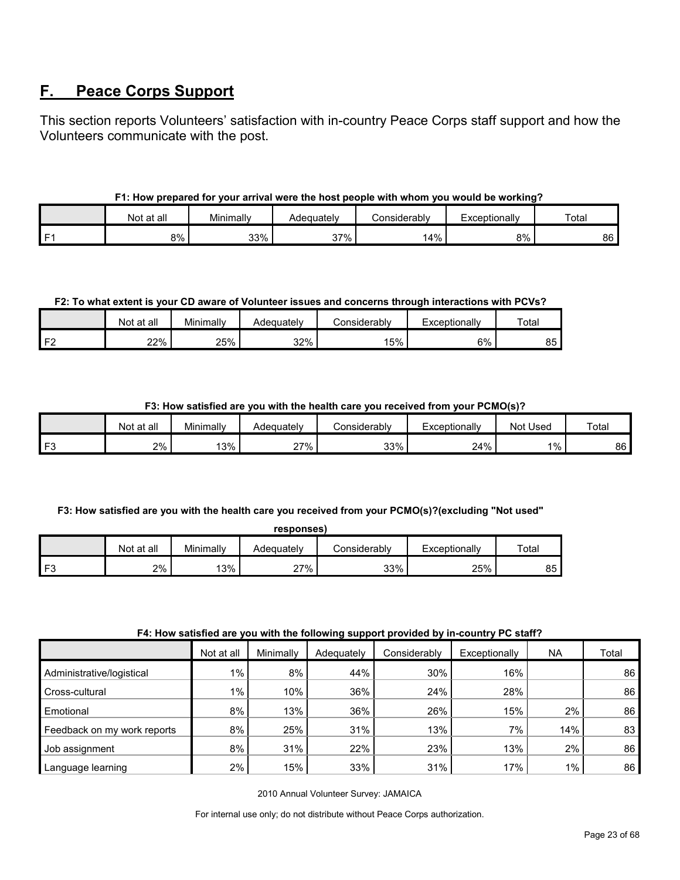## F. Peace Corps Support

This section reports Volunteers' satisfaction with in-country Peace Corps staff support and how the Volunteers communicate with the post.

**F1: How prepared for your arrival were the host people with whom you would be working?**

| | Not at all | Minimally | Adequately | Considerably | Exceptionally | Total |
|---|---|---|---|---|---|---|
| F1 | 8% | 33% | 37% | 14% | 8% | 86 |

**F2: To what extent is your CD aware of Volunteer issues and concerns through interactions with PCVs?**

| | Not at all | Minimally | Adequately | Considerably | Exceptionally | Total |
|---|---|---|---|---|---|---|
| F2 | 22% | 25% | 32% | 15% | 6% | 85 |

**F3: How satisfied are you with the health care you received from your PCMO(s)?**

| | Not at all | Minimally | Adequately | Considerably | Exceptionally | Not Used | Total |
|---|---|---|---|---|---|---|---|
| F3 | 2% | 13% | 27% | 33% | 24% | 1% | 86 |

**F3: How satisfied are you with the health care you received from your PCMO(s)?(excluding "Not used" responses)**

| | Not at all | Minimally | Adequately | Considerably | Exceptionally | Total |
|---|---|---|---|---|---|---|
| F3 | 2% | 13% | 27% | 33% | 25% | 85 |

**F4: How satisfied are you with the following support provided by in-country PC staff?**

| | Not at all | Minimally | Adequately | Considerably | Exceptionally | NA | Total |
|---|---|---|---|---|---|---|---|
| Administrative/logistical | 1% | 8% | 44% | 30% | 16% | | 86 |
| Cross-cultural | 1% | 10% | 36% | 24% | 28% | | 86 |
| Emotional | 8% | 13% | 36% | 26% | 15% | 2% | 86 |
| Feedback on my work reports | 8% | 25% | 31% | 13% | 7% | 14% | 83 |
| Job assignment | 8% | 31% | 22% | 23% | 13% | 2% | 86 |
| Language learning | 2% | 15% | 33% | 31% | 17% | 1% | 86 |

2010 Annual Volunteer Survey: JAMAICA

For internal use only; do not distribute without Peace Corps authorization.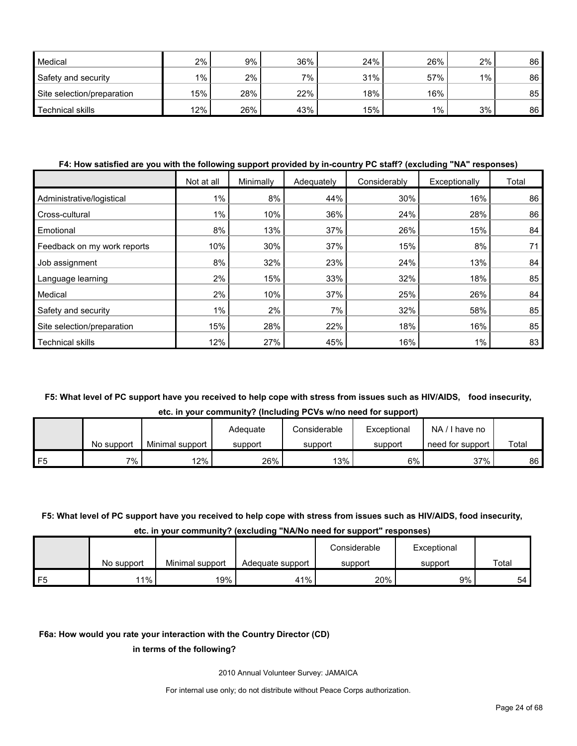| | | | | | | | |
|---|---|---|---|---|---|---|---|
| Medical | 2% | 9% | 36% | 24% | 26% | 2% | 86 |
| Safety and security | 1% | 2% | 7% | 31% | 57% | 1% | 86 |
| Site selection/preparation | 15% | 28% | 22% | 18% | 16% | | 85 |
| Technical skills | 12% | 26% | 43% | 15% | 1% | 3% | 86 |

**F4: How satisfied are you with the following support provided by in-country PC staff? (excluding "NA" responses)**

| | Not at all | Minimally | Adequately | Considerably | Exceptionally | Total |
|---|---|---|---|---|---|---|
| Administrative/logistical | 1% | 8% | 44% | 30% | 16% | 86 |
| Cross-cultural | 1% | 10% | 36% | 24% | 28% | 86 |
| Emotional | 8% | 13% | 37% | 26% | 15% | 84 |
| Feedback on my work reports | 10% | 30% | 37% | 15% | 8% | 71 |
| Job assignment | 8% | 32% | 23% | 24% | 13% | 84 |
| Language learning | 2% | 15% | 33% | 32% | 18% | 85 |
| Medical | 2% | 10% | 37% | 25% | 26% | 84 |
| Safety and security | 1% | 2% | 7% | 32% | 58% | 85 |
| Site selection/preparation | 15% | 28% | 22% | 18% | 16% | 85 |
| Technical skills | 12% | 27% | 45% | 16% | 1% | 83 |

**F5: What level of PC support have you received to help cope with stress from issues such as HIV/AIDS, food insecurity, etc. in your community? (Including PCVs w/no need for support)**

| | No support | Minimal support | Adequate support | Considerable support | Exceptional support | NA / I have no need for support | Total |
|---|---|---|---|---|---|---|---|
| F5 | 7% | 12% | 26% | 13% | 6% | 37% | 86 |

**F5: What level of PC support have you received to help cope with stress from issues such as HIV/AIDS, food insecurity, etc. in your community? (excluding "NA/No need for support" responses)**

| | No support | Minimal support | Adequate support | Considerable support | Exceptional support | Total |
|---|---|---|---|---|---|---|
| F5 | 11% | 19% | 41% | 20% | 9% | 54 |

**F6a: How would you rate your interaction with the Country Director (CD) in terms of the following?**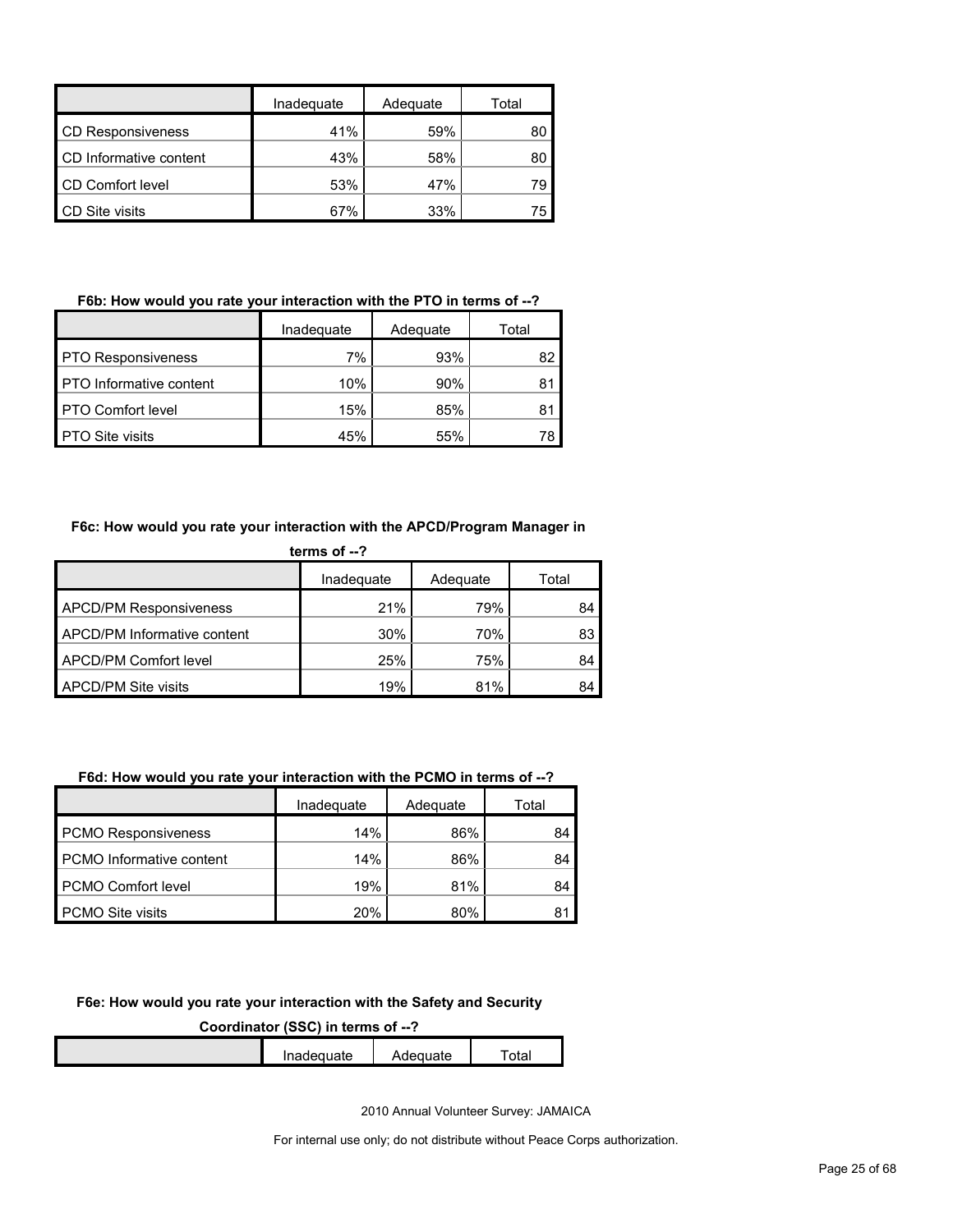| | Inadequate | Adequate | Total |
|---|---|---|---|
| CD Responsiveness | 41% | 59% | 80 |
| CD Informative content | 43% | 58% | 80 |
| CD Comfort level | 53% | 47% | 79 |
| CD Site visits | 67% | 33% | 75 |

**F6b: How would you rate your interaction with the PTO in terms of --?**

| | Inadequate | Adequate | Total |
|---|---|---|---|
| PTO Responsiveness | 7% | 93% | 82 |
| PTO Informative content | 10% | 90% | 81 |
| PTO Comfort level | 15% | 85% | 81 |
| PTO Site visits | 45% | 55% | 78 |

**F6c: How would you rate your interaction with the APCD/Program Manager in terms of --?**

| | Inadequate | Adequate | Total |
|---|---|---|---|
| APCD/PM Responsiveness | 21% | 79% | 84 |
| APCD/PM Informative content | 30% | 70% | 83 |
| APCD/PM Comfort level | 25% | 75% | 84 |
| APCD/PM Site visits | 19% | 81% | 84 |

**F6d: How would you rate your interaction with the PCMO in terms of --?**

| | Inadequate | Adequate | Total |
|---|---|---|---|
| PCMO Responsiveness | 14% | 86% | 84 |
| PCMO Informative content | 14% | 86% | 84 |
| PCMO Comfort level | 19% | 81% | 84 |
| PCMO Site visits | 20% | 80% | 81 |

**F6e: How would you rate your interaction with the Safety and Security Coordinator (SSC) in terms of --?**

| | Inadequate | Adequate | Total |
|---|---|---|---|

2010 Annual Volunteer Survey: JAMAICA

For internal use only; do not distribute without Peace Corps authorization.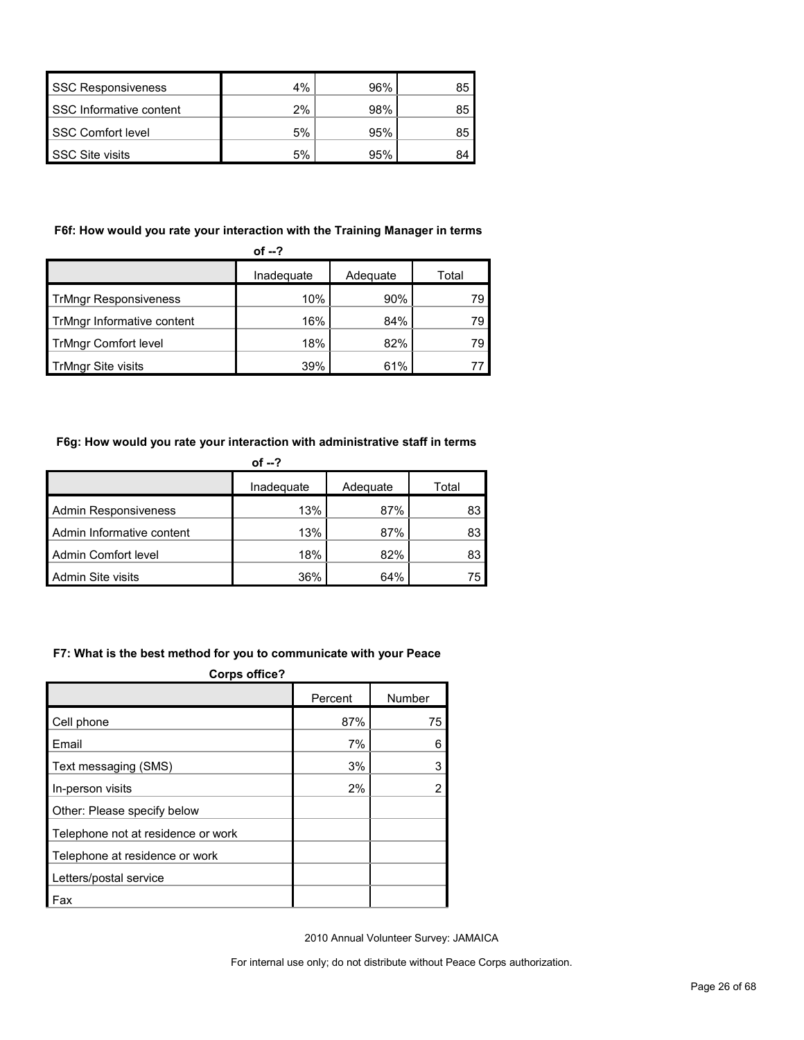| | | | |
|---|---|---|---|
| SSC Responsiveness | 4% | 96% | 85 |
| SSC Informative content | 2% | 98% | 85 |
| SSC Comfort level | 5% | 95% | 85 |
| SSC Site visits | 5% | 95% | 84 |

**F6f: How would you rate your interaction with the Training Manager in terms of --?**

| | Inadequate | Adequate | Total |
|---|---|---|---|
| TrMngr Responsiveness | 10% | 90% | 79 |
| TrMngr Informative content | 16% | 84% | 79 |
| TrMngr Comfort level | 18% | 82% | 79 |
| TrMngr Site visits | 39% | 61% | 77 |

**F6g: How would you rate your interaction with administrative staff in terms of --?**

| | Inadequate | Adequate | Total |
|---|---|---|---|
| Admin Responsiveness | 13% | 87% | 83 |
| Admin Informative content | 13% | 87% | 83 |
| Admin Comfort level | 18% | 82% | 83 |
| Admin Site visits | 36% | 64% | 75 |

**F7: What is the best method for you to communicate with your Peace Corps office?**

| | Percent | Number |
|---|---|---|
| Cell phone | 87% | 75 |
| Email | 7% | 6 |
| Text messaging (SMS) | 3% | 3 |
| In-person visits | 2% | 2 |
| Other: Please specify below | | |
| Telephone not at residence or work | | |
| Telephone at residence or work | | |
| Letters/postal service | | |
| Fax | | |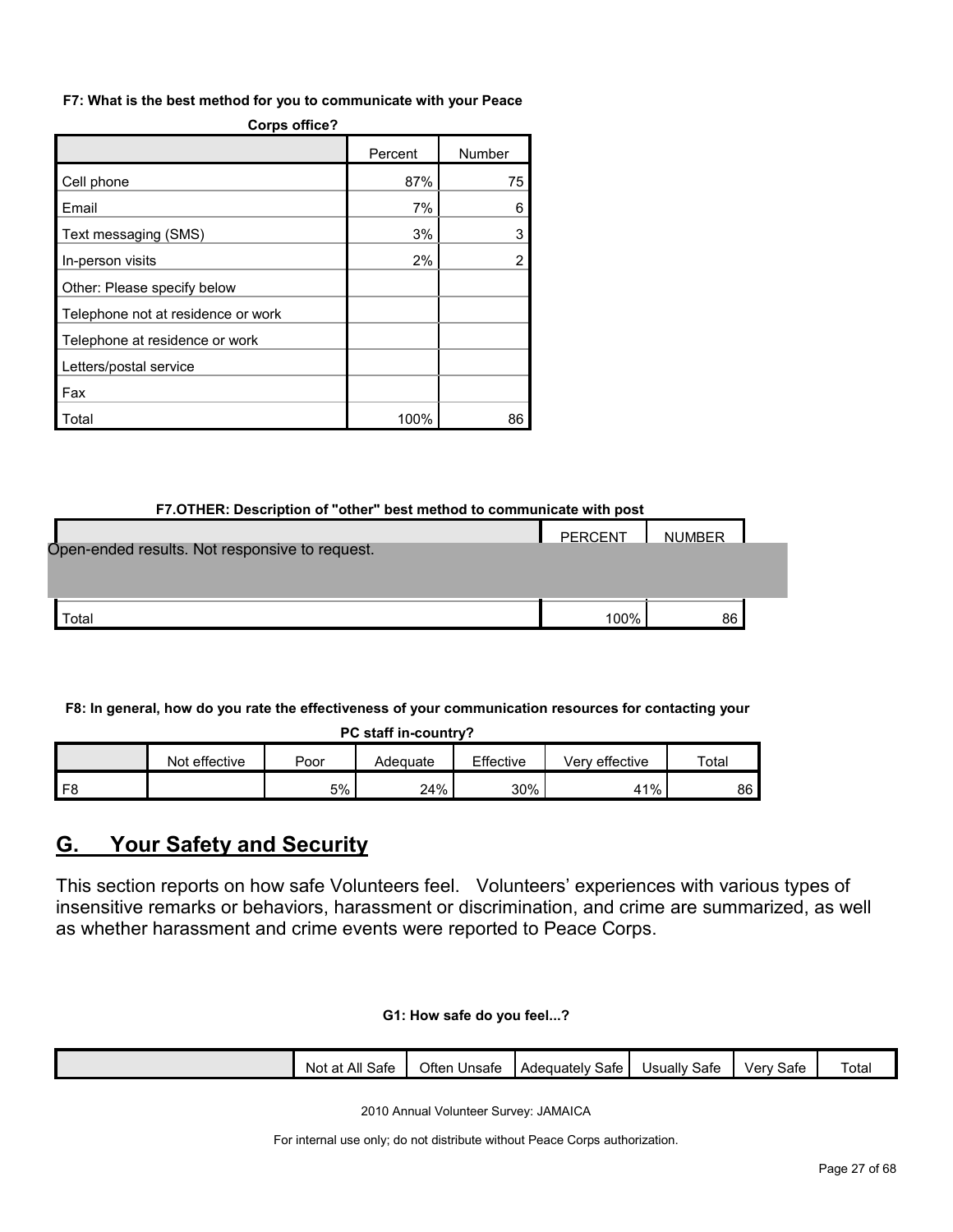**F7: What is the best method for you to communicate with your Peace Corps office?**

| | Percent | Number |
|---|---|---|
| Cell phone | 87% | 75 |
| Email | 7% | 6 |
| Text messaging (SMS) | 3% | 3 |
| In-person visits | 2% | 2 |
| Other: Please specify below | | |
| Telephone not at residence or work | | |
| Telephone at residence or work | | |
| Letters/postal service | | |
| Fax | | |
| Total | 100% | 86 |

**F7.OTHER: Description of "other" best method to communicate with post**

| | PERCENT | NUMBER |
|---|---|---|
| Open-ended results. Not responsive to request. | | |
| Total | 100% | 86 |

**F8: In general, how do you rate the effectiveness of your communication resources for contacting your PC staff in-country?**

| | Not effective | Poor | Adequate | Effective | Very effective | Total |
|---|---|---|---|---|---|---|
| F8 | | 5% | 24% | 30% | 41% | 86 |

## G. Your Safety and Security

This section reports on how safe Volunteers feel. Volunteers' experiences with various types of insensitive remarks or behaviors, harassment or discrimination, and crime are summarized, as well as whether harassment and crime events were reported to Peace Corps.

**G1: How safe do you feel...?**

| | Not at All Safe | Often Unsafe | Adequately Safe | Usually Safe | Very Safe | Total |
|---|---|---|---|---|---|---|

2010 Annual Volunteer Survey: JAMAICA

For internal use only; do not distribute without Peace Corps authorization.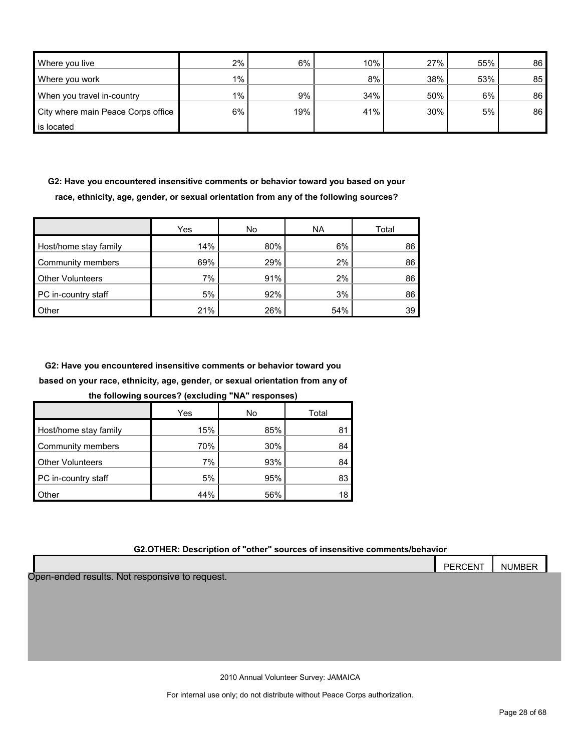| | | | | | | |
|---|---|---|---|---|---|---|
| Where you live | 2% | 6% | 10% | 27% | 55% | 86 |
| Where you work | 1% | | 8% | 38% | 53% | 85 |
| When you travel in-country | 1% | 9% | 34% | 50% | 6% | 86 |
| City where main Peace Corps office is located | 6% | 19% | 41% | 30% | 5% | 86 |

**G2: Have you encountered insensitive comments or behavior toward you based on your race, ethnicity, age, gender, or sexual orientation from any of the following sources?**

| | Yes | No | NA | Total |
|---|---|---|---|---|
| Host/home stay family | 14% | 80% | 6% | 86 |
| Community members | 69% | 29% | 2% | 86 |
| Other Volunteers | 7% | 91% | 2% | 86 |
| PC in-country staff | 5% | 92% | 3% | 86 |
| Other | 21% | 26% | 54% | 39 |

**G2: Have you encountered insensitive comments or behavior toward you based on your race, ethnicity, age, gender, or sexual orientation from any of the following sources? (excluding "NA" responses)**

| | Yes | No | Total |
|---|---|---|---|
| Host/home stay family | 15% | 85% | 81 |
| Community members | 70% | 30% | 84 |
| Other Volunteers | 7% | 93% | 84 |
| PC in-country staff | 5% | 95% | 83 |
| Other | 44% | 56% | 18 |

**G2.OTHER: Description of "other" sources of insensitive comments/behavior**

| | PERCENT | NUMBER |
|---|---|---|
| Open-ended results. Not responsive to request. | | |

2010 Annual Volunteer Survey: JAMAICA

For internal use only; do not distribute without Peace Corps authorization.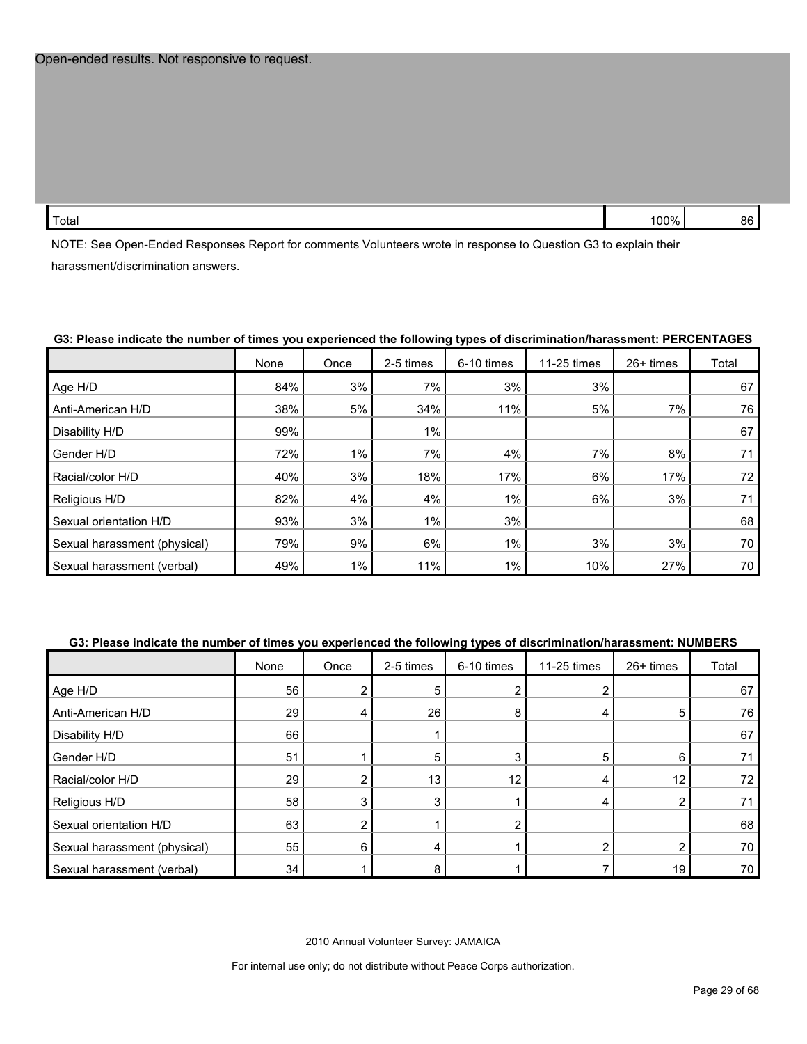Open-ended results. Not responsive to request.

| | | |
|---|---|---|
| Total | 100% | 86 |

NOTE: See Open-Ended Responses Report for comments Volunteers wrote in response to Question G3 to explain their harassment/discrimination answers.

**G3: Please indicate the number of times you experienced the following types of discrimination/harassment: PERCENTAGES**

| | None | Once | 2-5 times | 6-10 times | 11-25 times | 26+ times | Total |
|---|---|---|---|---|---|---|---|
| Age H/D | 84% | 3% | 7% | 3% | 3% | | 67 |
| Anti-American H/D | 38% | 5% | 34% | 11% | 5% | 7% | 76 |
| Disability H/D | 99% | | 1% | | | | 67 |
| Gender H/D | 72% | 1% | 7% | 4% | 7% | 8% | 71 |
| Racial/color H/D | 40% | 3% | 18% | 17% | 6% | 17% | 72 |
| Religious H/D | 82% | 4% | 4% | 1% | 6% | 3% | 71 |
| Sexual orientation H/D | 93% | 3% | 1% | 3% | | | 68 |
| Sexual harassment (physical) | 79% | 9% | 6% | 1% | 3% | 3% | 70 |
| Sexual harassment (verbal) | 49% | 1% | 11% | 1% | 10% | 27% | 70 |

**G3: Please indicate the number of times you experienced the following types of discrimination/harassment: NUMBERS**

| | None | Once | 2-5 times | 6-10 times | 11-25 times | 26+ times | Total |
|---|---|---|---|---|---|---|---|
| Age H/D | 56 | 2 | 5 | 2 | 2 | | 67 |
| Anti-American H/D | 29 | 4 | 26 | 8 | 4 | 5 | 76 |
| Disability H/D | 66 | | 1 | | | | 67 |
| Gender H/D | 51 | 1 | 5 | 3 | 5 | 6 | 71 |
| Racial/color H/D | 29 | 2 | 13 | 12 | 4 | 12 | 72 |
| Religious H/D | 58 | 3 | 3 | 1 | 4 | 2 | 71 |
| Sexual orientation H/D | 63 | 2 | 1 | 2 | | | 68 |
| Sexual harassment (physical) | 55 | 6 | 4 | 1 | 2 | 2 | 70 |
| Sexual harassment (verbal) | 34 | 1 | 8 | 1 | 7 | 19 | 70 |

2010 Annual Volunteer Survey: JAMAICA

For internal use only; do not distribute without Peace Corps authorization.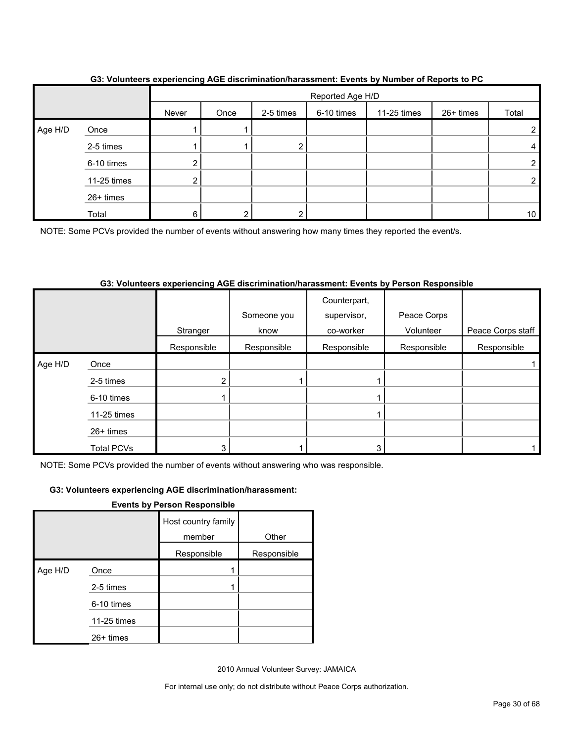**G3: Volunteers experiencing AGE discrimination/harassment: Events by Number of Reports to PC**

| | | Reported Age H/D | | | | | | |
|---|---|---|---|---|---|---|---|---|
| | | Never | Once | 2-5 times | 6-10 times | 11-25 times | 26+ times | Total |
| Age H/D | Once | 1 | 1 | | | | | 2 |
| | 2-5 times | 1 | 1 | 2 | | | | 4 |
| | 6-10 times | 2 | | | | | | 2 |
| | 11-25 times | 2 | | | | | | 2 |
| | 26+ times | | | | | | | |
| | Total | 6 | 2 | 2 | | | | 10 |

NOTE: Some PCVs provided the number of events without answering how many times they reported the event/s.

**G3: Volunteers experiencing AGE discrimination/harassment: Events by Person Responsible**

| | | Stranger | Someone you know | Counterpart, supervisor, co-worker | Peace Corps Volunteer | Peace Corps staff |
|---|---|---|---|---|---|---|
| | | Responsible | Responsible | Responsible | Responsible | Responsible |
| Age H/D | Once | | | | | 1 |
| | 2-5 times | 2 | 1 | 1 | | |
| | 6-10 times | 1 | | 1 | | |
| | 11-25 times | | | 1 | | |
| | 26+ times | | | | | |
| | Total PCVs | 3 | 1 | 3 | | 1 |

NOTE: Some PCVs provided the number of events without answering who was responsible.

**G3: Volunteers experiencing AGE discrimination/harassment: Events by Person Responsible**

| | | Host country family member | Other |
|---|---|---|---|
| | | Responsible | Responsible |
| Age H/D | Once | 1 | |
| | 2-5 times | 1 | |
| | 6-10 times | | |
| | 11-25 times | | |
| | 26+ times | | |

2010 Annual Volunteer Survey: JAMAICA

For internal use only; do not distribute without Peace Corps authorization.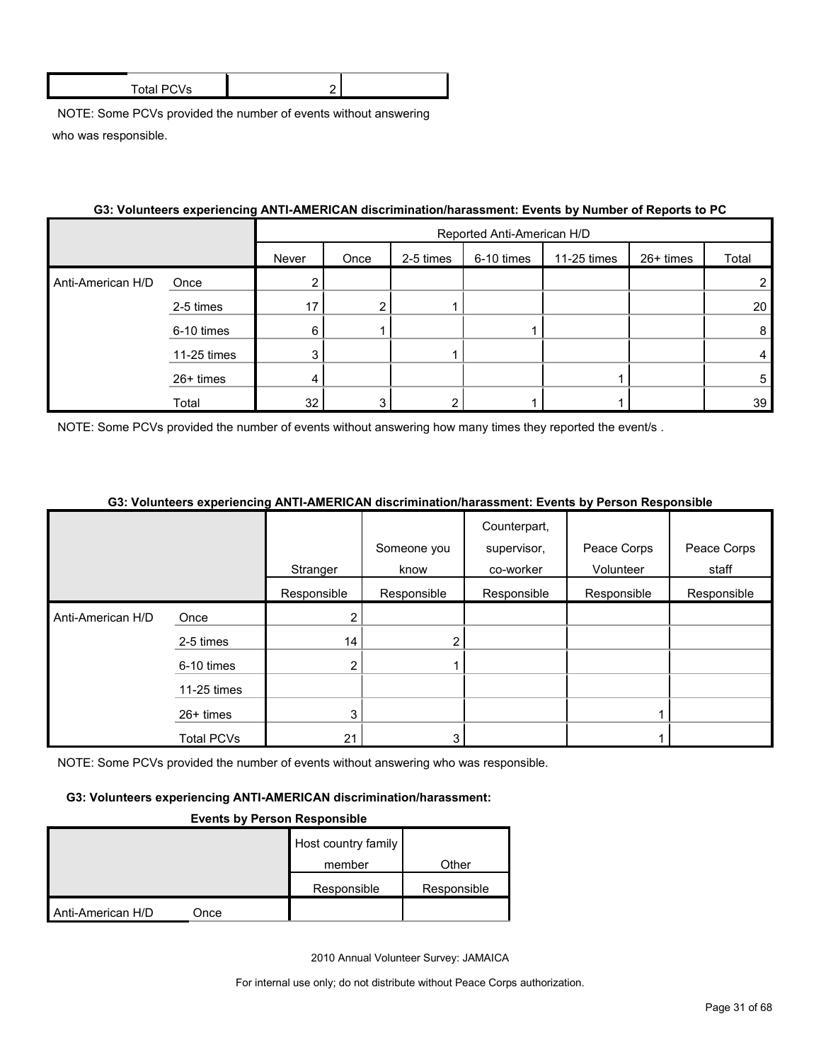| Total PCVs | 2 | |
|---|---|---|

NOTE: Some PCVs provided the number of events without answering who was responsible.

**G3: Volunteers experiencing ANTI-AMERICAN discrimination/harassment: Events by Number of Reports to PC**

| | | Reported Anti-American H/D | | | | | | |
|---|---|---|---|---|---|---|---|---|
| | | Never | Once | 2-5 times | 6-10 times | 11-25 times | 26+ times | Total |
| Anti-American H/D | Once | 2 | | | | | | 2 |
| | 2-5 times | 17 | 2 | 1 | | | | 20 |
| | 6-10 times | 6 | 1 | | 1 | | | 8 |
| | 11-25 times | 3 | | 1 | | | | 4 |
| | 26+ times | 4 | | | | 1 | | 5 |
| | Total | 32 | 3 | 2 | 1 | 1 | | 39 |

NOTE: Some PCVs provided the number of events without answering how many times they reported the event/s .

**G3: Volunteers experiencing ANTI-AMERICAN discrimination/harassment: Events by Person Responsible**

| | | Stranger | Someone you know | Counterpart, supervisor, co-worker | Peace Corps Volunteer | Peace Corps staff |
|---|---|---|---|---|---|---|
| | | Responsible | Responsible | Responsible | Responsible | Responsible |
| Anti-American H/D | Once | 2 | | | | |
| | 2-5 times | 14 | 2 | | | |
| | 6-10 times | 2 | 1 | | | |
| | 11-25 times | | | | | |
| | 26+ times | 3 | | | 1 | |
| | Total PCVs | 21 | 3 | | 1 | |

NOTE: Some PCVs provided the number of events without answering who was responsible.

**G3: Volunteers experiencing ANTI-AMERICAN discrimination/harassment: Events by Person Responsible**

| | | Host country family member | Other |
|---|---|---|---|
| | | Responsible | Responsible |
| Anti-American H/D | Once | | |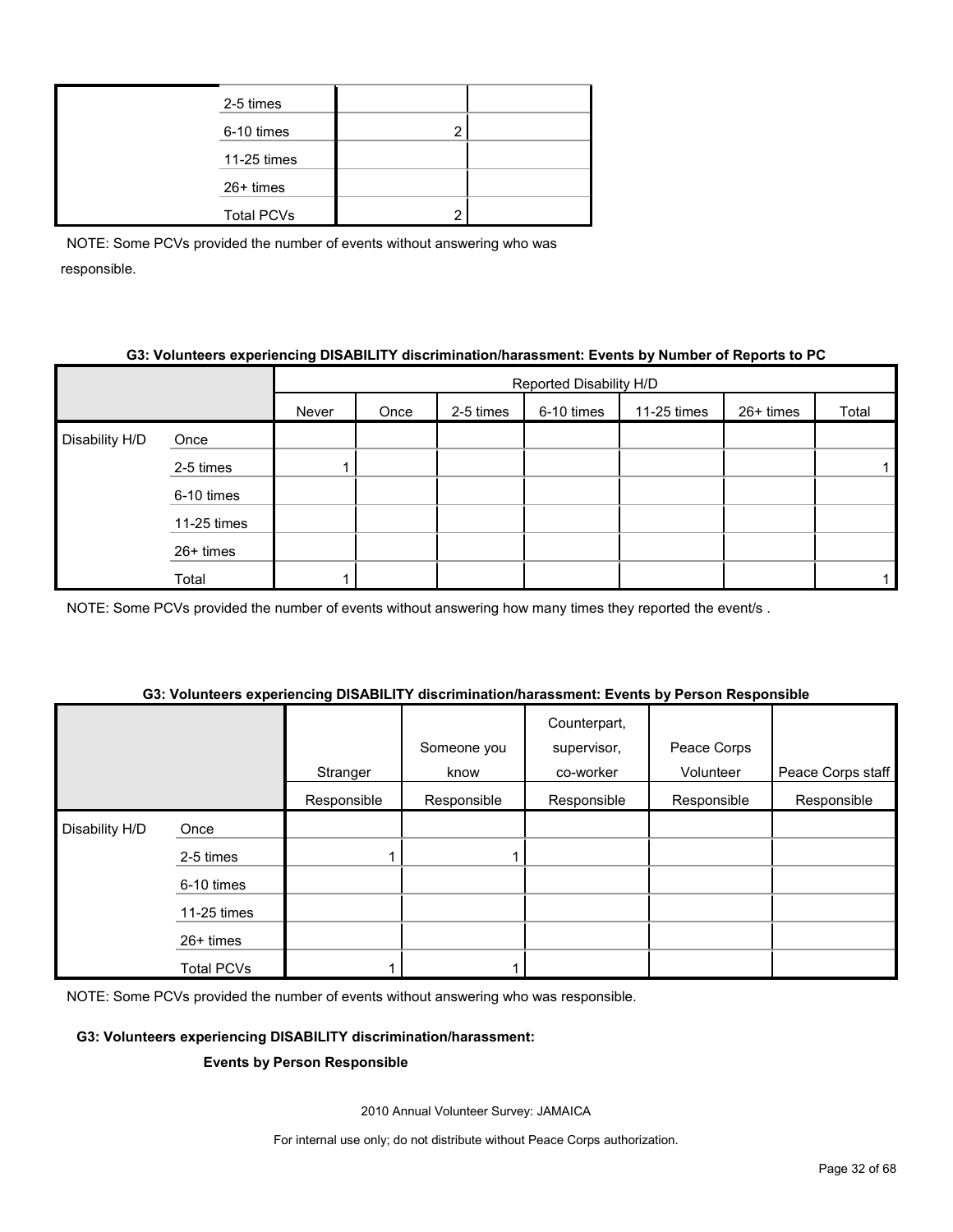| | | | |
|---|---|---|---|
| | 2-5 times | | |
| | 6-10 times | 2 | |
| | 11-25 times | | |
| | 26+ times | | |
| | Total PCVs | 2 | |

NOTE: Some PCVs provided the number of events without answering who was responsible.

**G3: Volunteers experiencing DISABILITY discrimination/harassment: Events by Number of Reports to PC**

| | | Reported Disability H/D | | | | | | |
|---|---|---|---|---|---|---|---|---|
| | | Never | Once | 2-5 times | 6-10 times | 11-25 times | 26+ times | Total |
| Disability H/D | Once | | | | | | | |
| | 2-5 times | 1 | | | | | | 1 |
| | 6-10 times | | | | | | | |
| | 11-25 times | | | | | | | |
| | 26+ times | | | | | | | |
| | Total | 1 | | | | | | 1 |

NOTE: Some PCVs provided the number of events without answering how many times they reported the event/s .

**G3: Volunteers experiencing DISABILITY discrimination/harassment: Events by Person Responsible**

| | | Stranger | Someone you know | Counterpart, supervisor, co-worker | Peace Corps Volunteer | Peace Corps staff |
|---|---|---|---|---|---|---|
| | | Responsible | Responsible | Responsible | Responsible | Responsible |
| Disability H/D | Once | | | | | |
| | 2-5 times | 1 | 1 | | | |
| | 6-10 times | | | | | |
| | 11-25 times | | | | | |
| | 26+ times | | | | | |
| | Total PCVs | 1 | 1 | | | |

NOTE: Some PCVs provided the number of events without answering who was responsible.

**G3: Volunteers experiencing DISABILITY discrimination/harassment:**

**Events by Person Responsible**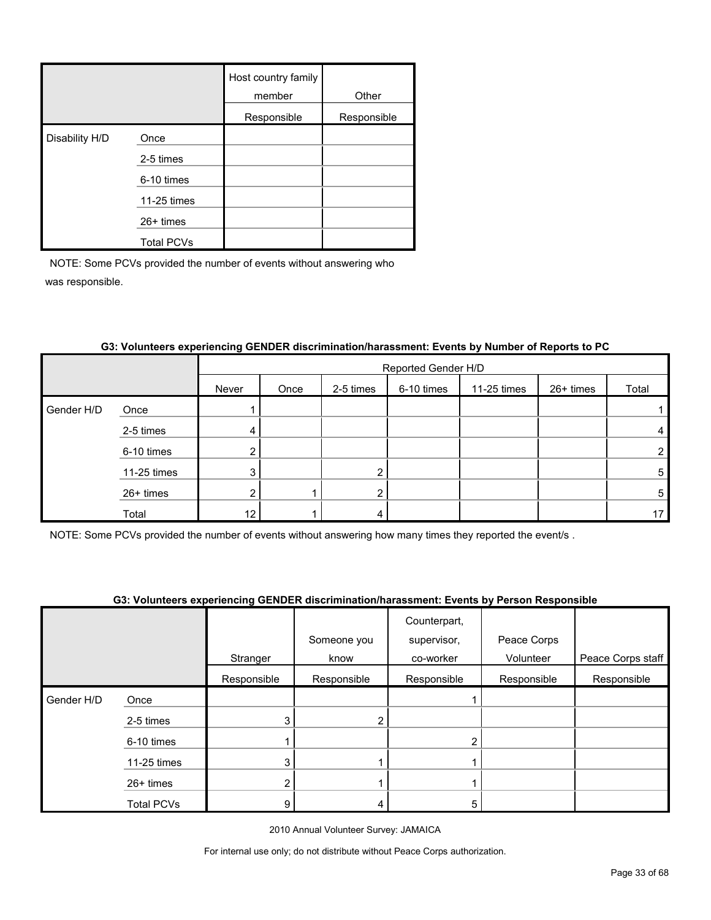| | | Host country family member | Other |
|---|---|---|---|
| | | Responsible | Responsible |
| Disability H/D | Once | | |
| | 2-5 times | | |
| | 6-10 times | | |
| | 11-25 times | | |
| | 26+ times | | |
| | Total PCVs | | |

NOTE: Some PCVs provided the number of events without answering who was responsible.

**G3: Volunteers experiencing GENDER discrimination/harassment: Events by Number of Reports to PC**

| | | Reported Gender H/D | | | | | | |
|---|---|---|---|---|---|---|---|---|
| | | Never | Once | 2-5 times | 6-10 times | 11-25 times | 26+ times | Total |
| Gender H/D | Once | 1 | | | | | | 1 |
| | 2-5 times | 4 | | | | | | 4 |
| | 6-10 times | 2 | | | | | | 2 |
| | 11-25 times | 3 | | 2 | | | | 5 |
| | 26+ times | 2 | 1 | 2 | | | | 5 |
| | Total | 12 | 1 | 4 | | | | 17 |

NOTE: Some PCVs provided the number of events without answering how many times they reported the event/s .

**G3: Volunteers experiencing GENDER discrimination/harassment: Events by Person Responsible**

| | | Stranger | Someone you know | Counterpart, supervisor, co-worker | Peace Corps Volunteer | Peace Corps staff |
|---|---|---|---|---|---|---|
| | | Responsible | Responsible | Responsible | Responsible | Responsible |
| Gender H/D | Once | | | 1 | | |
| | 2-5 times | 3 | 2 | | | |
| | 6-10 times | 1 | | 2 | | |
| | 11-25 times | 3 | 1 | 1 | | |
| | 26+ times | 2 | 1 | 1 | | |
| | Total PCVs | 9 | 4 | 5 | | |

2010 Annual Volunteer Survey: JAMAICA

For internal use only; do not distribute without Peace Corps authorization.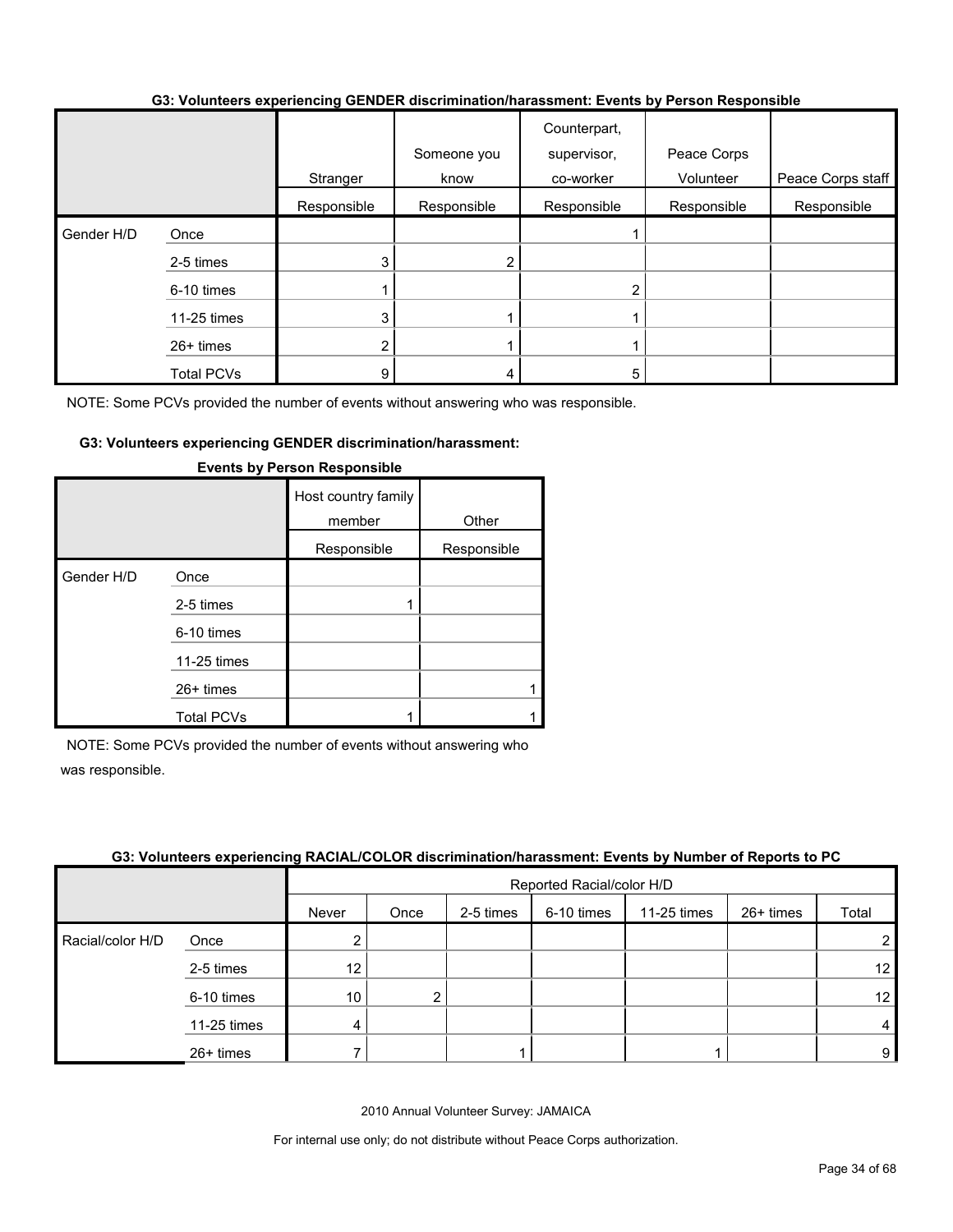**G3: Volunteers experiencing GENDER discrimination/harassment: Events by Person Responsible**

| | | Stranger | Someone you know | Counterpart, supervisor, co-worker | Peace Corps Volunteer | Peace Corps staff |
|---|---|---|---|---|---|---|
| | | Responsible | Responsible | Responsible | Responsible | Responsible |
| Gender H/D | Once | | | 1 | | |
| | 2-5 times | 3 | 2 | | | |
| | 6-10 times | 1 | | 2 | | |
| | 11-25 times | 3 | 1 | 1 | | |
| | 26+ times | 2 | 1 | 1 | | |
| | Total PCVs | 9 | 4 | 5 | | |

NOTE: Some PCVs provided the number of events without answering who was responsible.

**G3: Volunteers experiencing GENDER discrimination/harassment: Events by Person Responsible**

| | | Host country family member | Other |
|---|---|---|---|
| | | Responsible | Responsible |
| Gender H/D | Once | | |
| | 2-5 times | 1 | |
| | 6-10 times | | |
| | 11-25 times | | |
| | 26+ times | | 1 |
| | Total PCVs | 1 | 1 |

NOTE: Some PCVs provided the number of events without answering who was responsible.

**G3: Volunteers experiencing RACIAL/COLOR discrimination/harassment: Events by Number of Reports to PC**

| | | Reported Racial/color H/D | | | | | | |
|---|---|---|---|---|---|---|---|---|
| | | Never | Once | 2-5 times | 6-10 times | 11-25 times | 26+ times | Total |
| Racial/color H/D | Once | 2 | | | | | | 2 |
| | 2-5 times | 12 | | | | | | 12 |
| | 6-10 times | 10 | 2 | | | | | 12 |
| | 11-25 times | 4 | | | | | | 4 |
| | 26+ times | 7 | | 1 | | 1 | | 9 |

2010 Annual Volunteer Survey: JAMAICA

For internal use only; do not distribute without Peace Corps authorization.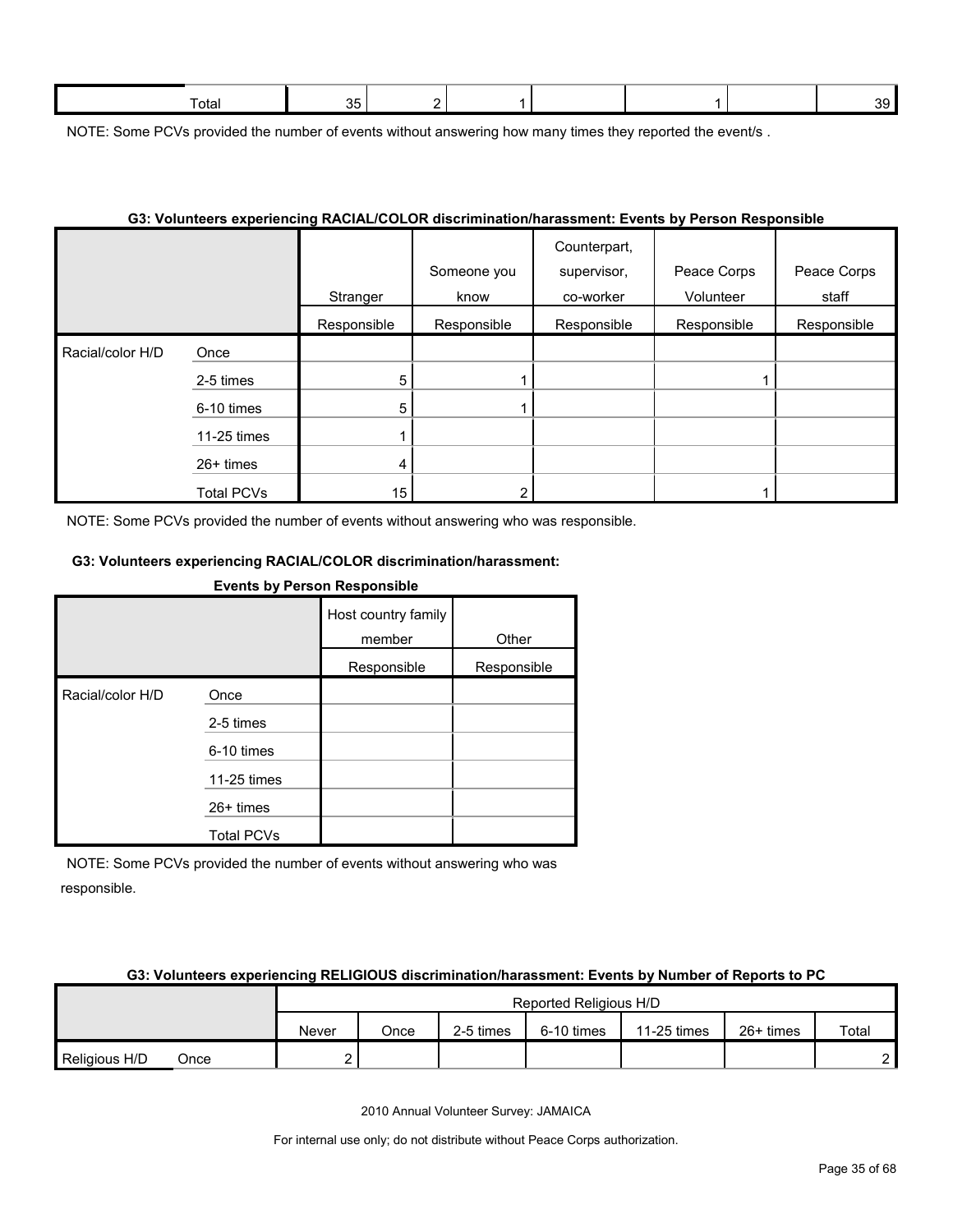| Total | | 35 | 2 | 1 | | 1 | | 39 |
|---|---|---|---|---|---|---|---|---|

NOTE: Some PCVs provided the number of events without answering how many times they reported the event/s .

**G3: Volunteers experiencing RACIAL/COLOR discrimination/harassment: Events by Person Responsible**

| | | Stranger | Someone you know | Counterpart, supervisor, co-worker | Peace Corps Volunteer | Peace Corps staff |
|---|---|---|---|---|---|---|
| | | Responsible | Responsible | Responsible | Responsible | Responsible |
| Racial/color H/D | Once | | | | | |
| | 2-5 times | 5 | 1 | | 1 | |
| | 6-10 times | 5 | 1 | | | |
| | 11-25 times | 1 | | | | |
| | 26+ times | 4 | | | | |
| | Total PCVs | 15 | 2 | | 1 | |

NOTE: Some PCVs provided the number of events without answering who was responsible.

**G3: Volunteers experiencing RACIAL/COLOR discrimination/harassment: Events by Person Responsible**

| | | Host country family member | Other |
|---|---|---|---|
| | | Responsible | Responsible |
| Racial/color H/D | Once | | |
| | 2-5 times | | |
| | 6-10 times | | |
| | 11-25 times | | |
| | 26+ times | | |
| | Total PCVs | | |

NOTE: Some PCVs provided the number of events without answering who was responsible.

**G3: Volunteers experiencing RELIGIOUS discrimination/harassment: Events by Number of Reports to PC**

| | | Reported Religious H/D | | | | | | |
|---|---|---|---|---|---|---|---|---|
| | | Never | Once | 2-5 times | 6-10 times | 11-25 times | 26+ times | Total |
| Religious H/D | Once | 2 | | | | | | 2 |

2010 Annual Volunteer Survey: JAMAICA

For internal use only; do not distribute without Peace Corps authorization.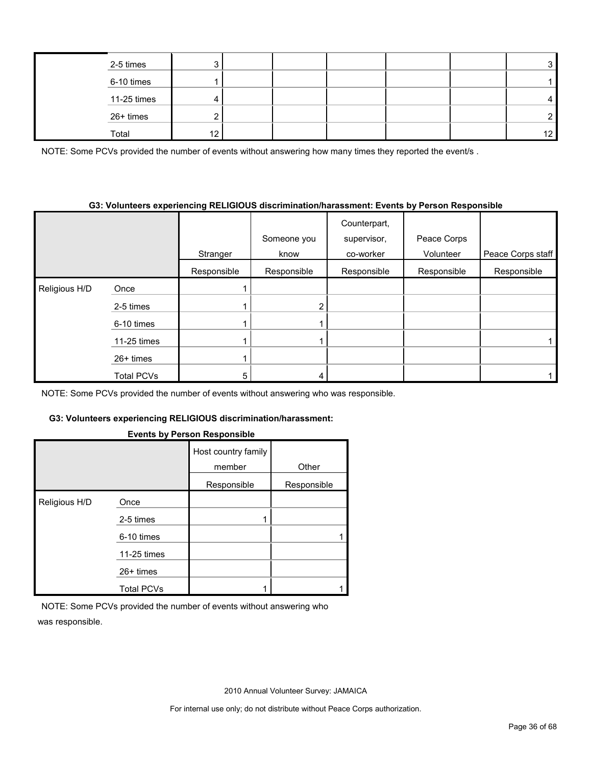| | | | | | | | | |
|---|---|---|---|---|---|---|---|---|
| | 2-5 times | 3 | | | | | | 3 |
| | 6-10 times | 1 | | | | | | 1 |
| | 11-25 times | 4 | | | | | | 4 |
| | 26+ times | 2 | | | | | | 2 |
| | Total | 12 | | | | | | 12 |

NOTE: Some PCVs provided the number of events without answering how many times they reported the event/s .

**G3: Volunteers experiencing RELIGIOUS discrimination/harassment: Events by Person Responsible**

| | | Stranger | Someone you know | Counterpart, supervisor, co-worker | Peace Corps Volunteer | Peace Corps staff |
|---|---|---|---|---|---|---|
| | | Responsible | Responsible | Responsible | Responsible | Responsible |
| Religious H/D | Once | 1 | | | | |
| | 2-5 times | 1 | 2 | | | |
| | 6-10 times | 1 | 1 | | | |
| | 11-25 times | 1 | 1 | | | 1 |
| | 26+ times | 1 | | | | |
| | Total PCVs | 5 | 4 | | | 1 |

NOTE: Some PCVs provided the number of events without answering who was responsible.

**G3: Volunteers experiencing RELIGIOUS discrimination/harassment: Events by Person Responsible**

| | | Host country family member | Other |
|---|---|---|---|
| | | Responsible | Responsible |
| Religious H/D | Once | | |
| | 2-5 times | 1 | |
| | 6-10 times | | 1 |
| | 11-25 times | | |
| | 26+ times | | |
| | Total PCVs | 1 | 1 |

NOTE: Some PCVs provided the number of events without answering who was responsible.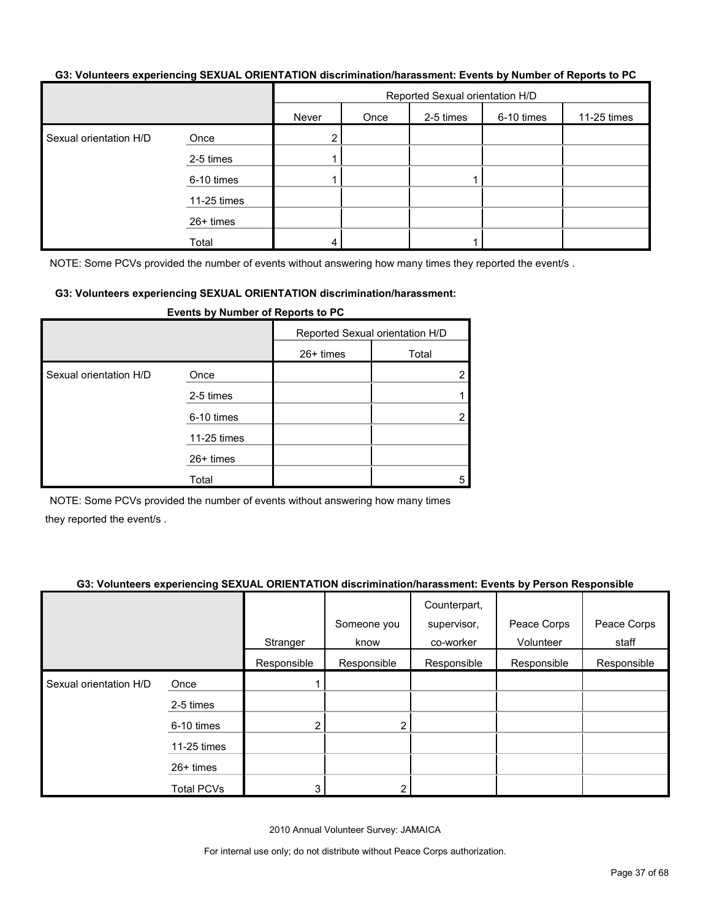**G3: Volunteers experiencing SEXUAL ORIENTATION discrimination/harassment: Events by Number of Reports to PC**

| | | Reported Sexual orientation H/D | | | | |
|---|---|---|---|---|---|---|
| | | Never | Once | 2-5 times | 6-10 times | 11-25 times |
| Sexual orientation H/D | Once | 2 | | | | |
| | 2-5 times | 1 | | | | |
| | 6-10 times | 1 | | 1 | | |
| | 11-25 times | | | | | |
| | 26+ times | | | | | |
| | Total | 4 | | 1 | | |

NOTE: Some PCVs provided the number of events without answering how many times they reported the event/s .

**G3: Volunteers experiencing SEXUAL ORIENTATION discrimination/harassment: Events by Number of Reports to PC**

| | | Reported Sexual orientation H/D | |
|---|---|---|---|
| | | 26+ times | Total |
| Sexual orientation H/D | Once | | 2 |
| | 2-5 times | | 1 |
| | 6-10 times | | 2 |
| | 11-25 times | | |
| | 26+ times | | |
| | Total | | 5 |

NOTE: Some PCVs provided the number of events without answering how many times they reported the event/s .

**G3: Volunteers experiencing SEXUAL ORIENTATION discrimination/harassment: Events by Person Responsible**

| | | Stranger | Someone you know | Counterpart, supervisor, co-worker | Peace Corps Volunteer | Peace Corps staff |
|---|---|---|---|---|---|---|
| | | Responsible | Responsible | Responsible | Responsible | Responsible |
| Sexual orientation H/D | Once | 1 | | | | |
| | 2-5 times | | | | | |
| | 6-10 times | 2 | 2 | | | |
| | 11-25 times | | | | | |
| | 26+ times | | | | | |
| | Total PCVs | 3 | 2 | | | |

2010 Annual Volunteer Survey: JAMAICA

For internal use only; do not distribute without Peace Corps authorization.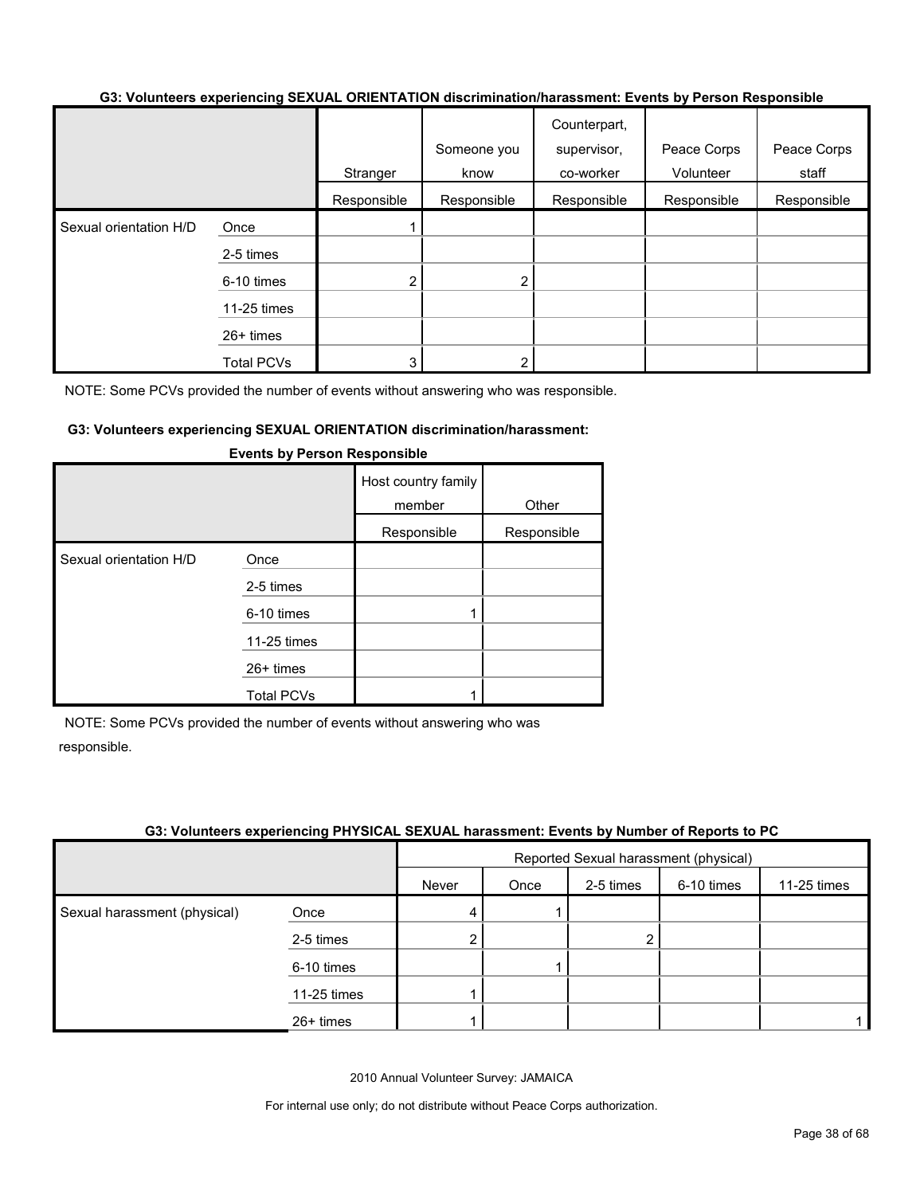#### G3: Volunteers experiencing SEXUAL ORIENTATION discrimination/harassment: Events by Person Responsible

| | | Stranger | Someone you know | Counterpart, supervisor, co-worker | Peace Corps Volunteer | Peace Corps staff |
|---|---|---|---|---|---|---|
| | | Responsible | Responsible | Responsible | Responsible | Responsible |
| Sexual orientation H/D | Once | 1 | | | | |
| | 2-5 times | | | | | |
| | 6-10 times | 2 | 2 | | | |
| | 11-25 times | | | | | |
| | 26+ times | | | | | |
| | Total PCVs | 3 | 2 | | | |

NOTE: Some PCVs provided the number of events without answering who was responsible.

#### G3: Volunteers experiencing SEXUAL ORIENTATION discrimination/harassment: Events by Person Responsible

| | | Host country family member | Other |
|---|---|---|---|
| | | Responsible | Responsible |
| Sexual orientation H/D | Once | | |
| | 2-5 times | | |
| | 6-10 times | 1 | |
| | 11-25 times | | |
| | 26+ times | | |
| | Total PCVs | 1 | |

NOTE: Some PCVs provided the number of events without answering who was responsible.

#### G3: Volunteers experiencing PHYSICAL SEXUAL harassment: Events by Number of Reports to PC

| | | Reported Sexual harassment (physical) | | | | |
|---|---|---|---|---|---|---|
| | | Never | Once | 2-5 times | 6-10 times | 11-25 times |
| Sexual harassment (physical) | Once | 4 | 1 | | | |
| | 2-5 times | 2 | | 2 | | |
| | 6-10 times | | 1 | | | |
| | 11-25 times | 1 | | | | |
| | 26+ times | 1 | | | | 1 |

2010 Annual Volunteer Survey: JAMAICA

For internal use only; do not distribute without Peace Corps authorization.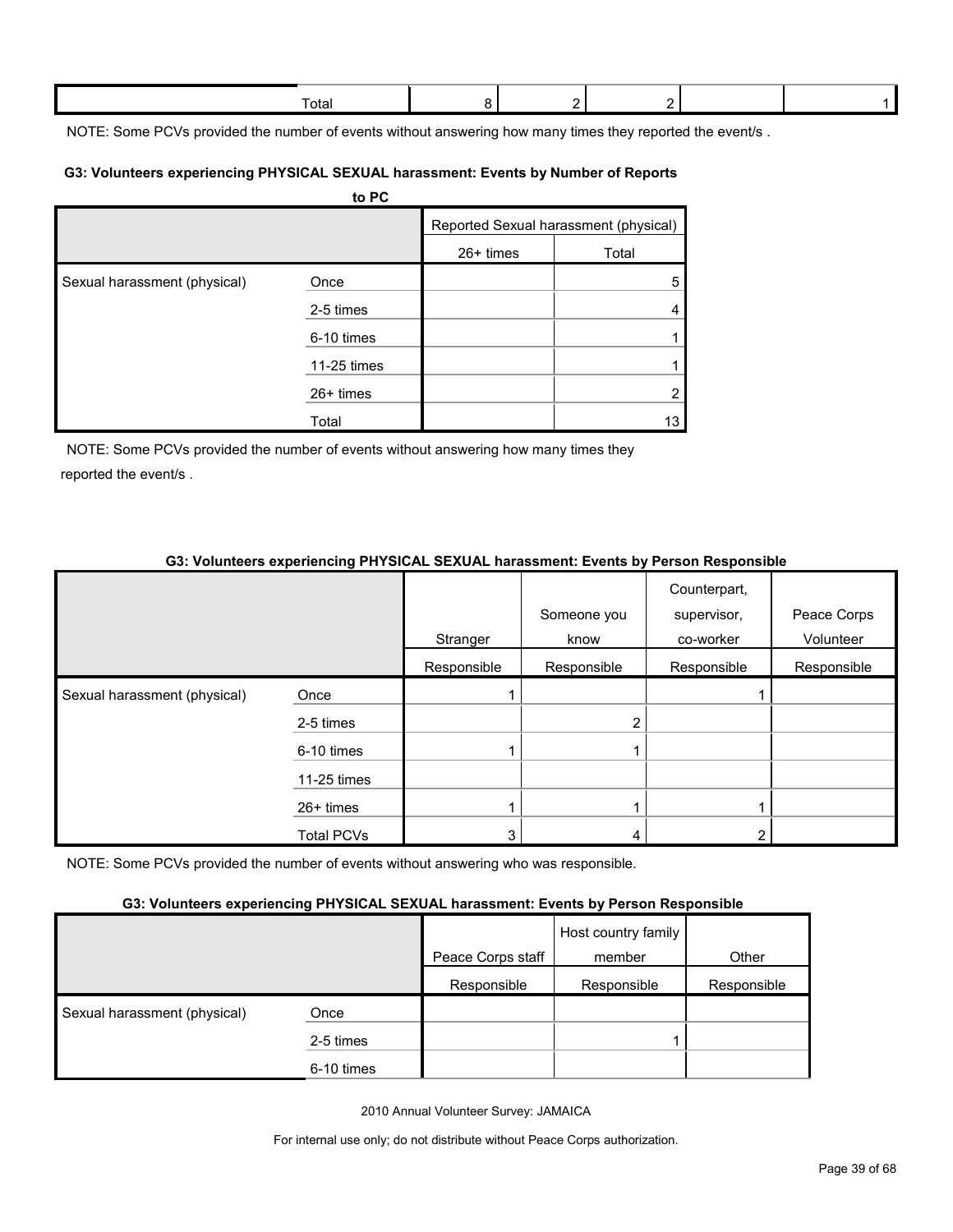| | Total | 8 | 2 | 2 | | 1 |
|---|---|---|---|---|---|---|

NOTE: Some PCVs provided the number of events without answering how many times they reported the event/s .

**G3: Volunteers experiencing PHYSICAL SEXUAL harassment: Events by Number of Reports to PC**

| | | Reported Sexual harassment (physical) | |
|---|---|---|---|
| | | 26+ times | Total |
| Sexual harassment (physical) | Once | | 5 |
| | 2-5 times | | 4 |
| | 6-10 times | | 1 |
| | 11-25 times | | 1 |
| | 26+ times | | 2 |
| | Total | | 13 |

NOTE: Some PCVs provided the number of events without answering how many times they reported the event/s .

**G3: Volunteers experiencing PHYSICAL SEXUAL harassment: Events by Person Responsible**

| | | Stranger | Someone you know | Counterpart, supervisor, co-worker | Peace Corps Volunteer |
|---|---|---|---|---|---|
| | | Responsible | Responsible | Responsible | Responsible |
| Sexual harassment (physical) | Once | 1 | | 1 | |
| | 2-5 times | | 2 | | |
| | 6-10 times | 1 | 1 | | |
| | 11-25 times | | | | |
| | 26+ times | 1 | 1 | 1 | |
| | Total PCVs | 3 | 4 | 2 | |

NOTE: Some PCVs provided the number of events without answering who was responsible.

**G3: Volunteers experiencing PHYSICAL SEXUAL harassment: Events by Person Responsible**

| | | Peace Corps staff | Host country family member | Other |
|---|---|---|---|---|
| | | Responsible | Responsible | Responsible |
| Sexual harassment (physical) | Once | | | |
| | 2-5 times | | 1 | |
| | 6-10 times | | | |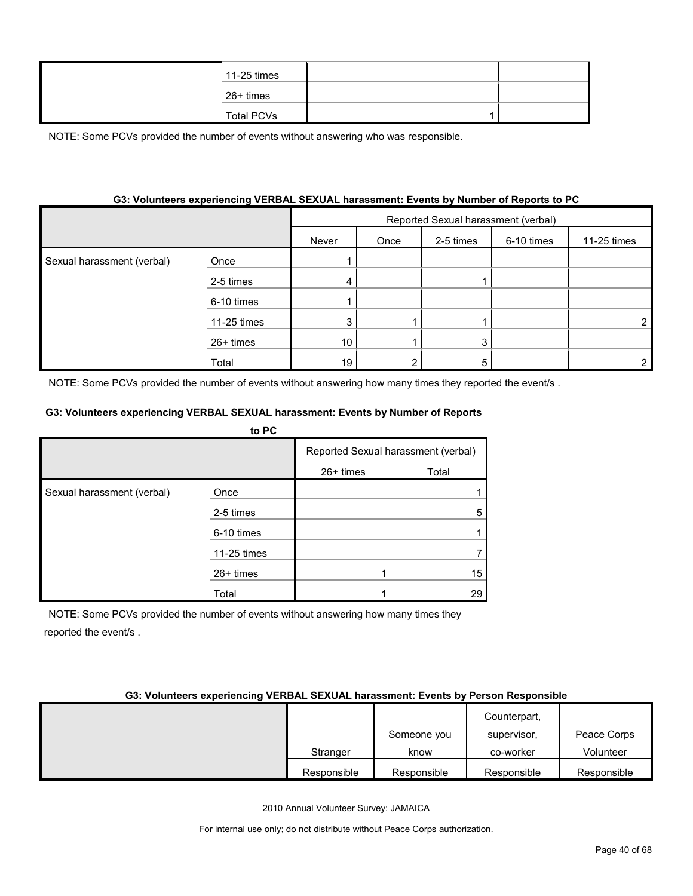| | | | | |
|---|---|---|---|---|
| | 11-25 times | | | |
| | 26+ times | | | |
| | Total PCVs | | 1 | |

NOTE: Some PCVs provided the number of events without answering who was responsible.

**G3: Volunteers experiencing VERBAL SEXUAL harassment: Events by Number of Reports to PC**

| | | Reported Sexual harassment (verbal) | | | | | | |
|---|---|---|---|---|---|---|---|---|
| | | Never | Once | 2-5 times | 6-10 times | 11-25 times | 26+ times | Total |
| Sexual harassment (verbal) | Once | 1 | | | | | | 1 |
| | 2-5 times | 4 | | 1 | | | | 5 |
| | 6-10 times | 1 | | | | | | 1 |
| | 11-25 times | 3 | 1 | 1 | | 2 | | 7 |
| | 26+ times | 10 | 1 | 3 | | | 1 | 15 |
| | Total | 19 | 2 | 5 | | 2 | 1 | 29 |

NOTE: Some PCVs provided the number of events without answering how many times they reported the event/s .

**G3: Volunteers experiencing VERBAL SEXUAL harassment: Events by Person Responsible**

| | Stranger | Someone you know | Counterpart, supervisor, co-worker | Peace Corps Volunteer |
|---|---|---|---|---|
| | Responsible | Responsible | Responsible | Responsible |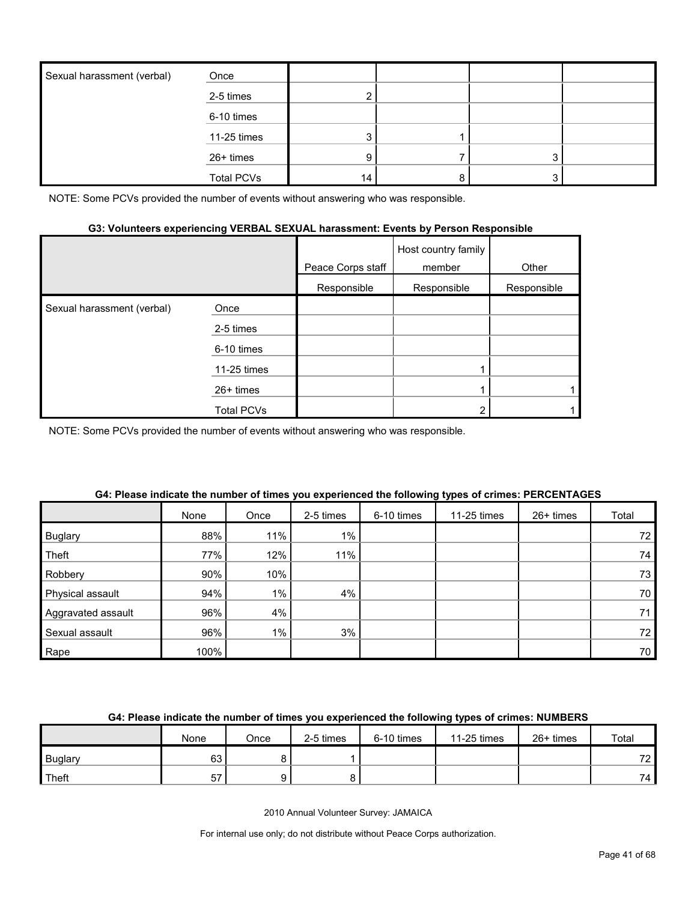| | | | | | |
|---|---|---|---|---|---|
| Sexual harassment (verbal) | Once | | | | |
| | 2-5 times | 2 | | | |
| | 6-10 times | | | | |
| | 11-25 times | 3 | 1 | | |
| | 26+ times | 9 | 7 | 3 | |
| | Total PCVs | 14 | 8 | 3 | |

NOTE: Some PCVs provided the number of events without answering who was responsible.

**G3: Volunteers experiencing VERBAL SEXUAL harassment: Events by Person Responsible**

| | | Peace Corps staff | Host country family member | Other |
|---|---|---|---|---|
| | | Responsible | Responsible | Responsible |
| Sexual harassment (verbal) | Once | | | |
| | 2-5 times | | | |
| | 6-10 times | | | |
| | 11-25 times | | 1 | |
| | 26+ times | | 1 | 1 |
| | Total PCVs | | 2 | 1 |

NOTE: Some PCVs provided the number of events without answering who was responsible.

**G4: Please indicate the number of times you experienced the following types of crimes: PERCENTAGES**

| | None | Once | 2-5 times | 6-10 times | 11-25 times | 26+ times | Total |
|---|---|---|---|---|---|---|---|
| Buglary | 88% | 11% | 1% | | | | 72 |
| Theft | 77% | 12% | 11% | | | | 74 |
| Robbery | 90% | 10% | | | | | 73 |
| Physical assault | 94% | 1% | 4% | | | | 70 |
| Aggravated assault | 96% | 4% | | | | | 71 |
| Sexual assault | 96% | 1% | 3% | | | | 72 |
| Rape | 100% | | | | | | 70 |

**G4: Please indicate the number of times you experienced the following types of crimes: NUMBERS**

| | None | Once | 2-5 times | 6-10 times | 11-25 times | 26+ times | Total |
|---|---|---|---|---|---|---|---|
| Buglary | 63 | 8 | 1 | | | | 72 |
| Theft | 57 | 9 | 8 | | | | 74 |

2010 Annual Volunteer Survey: JAMAICA

For internal use only; do not distribute without Peace Corps authorization.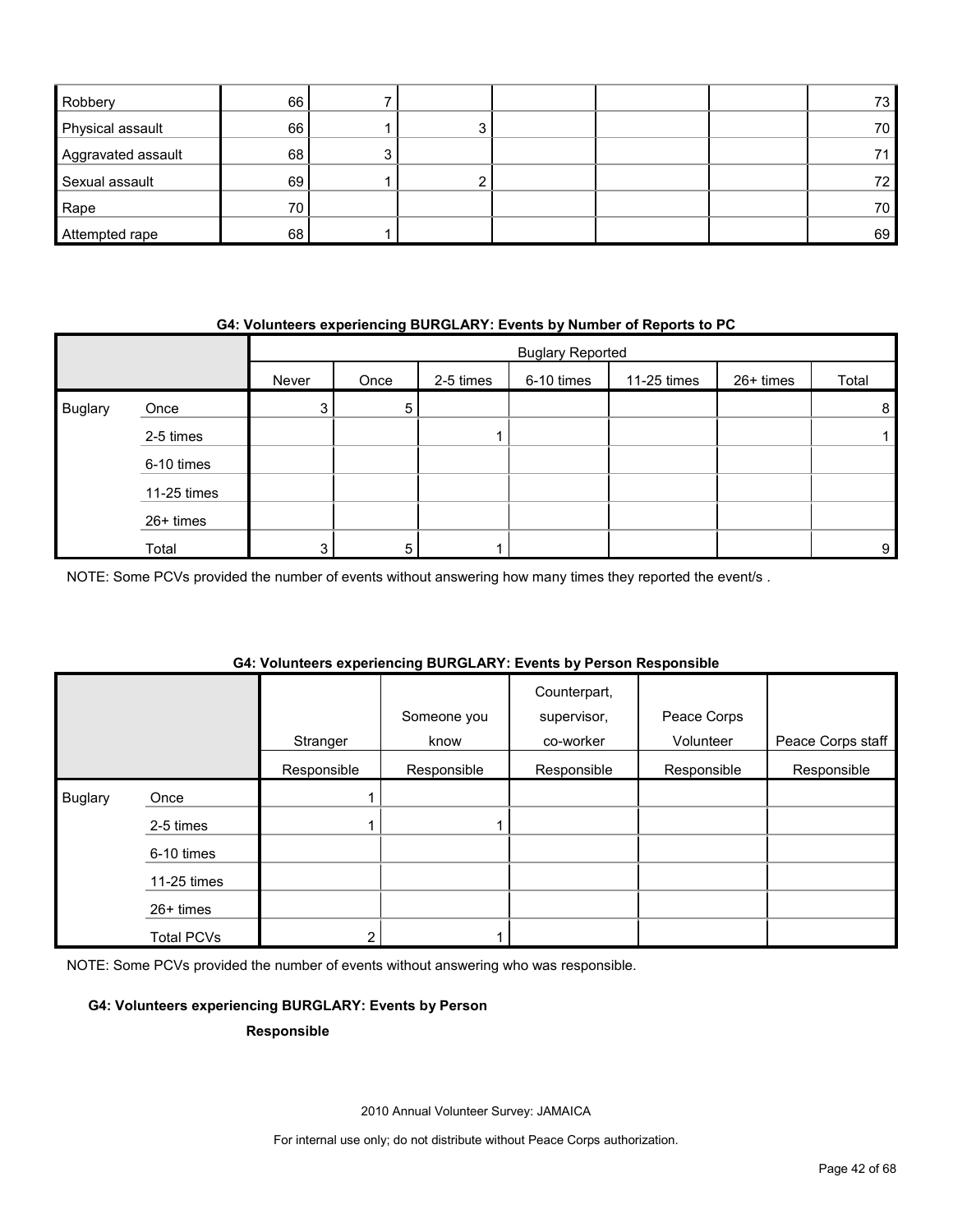| | | | | | | |
|---|---|---|---|---|---|---|
| Robbery | 66 | 7 | | | | 73 |
| Physical assault | 66 | 1 | 3 | | | 70 |
| Aggravated assault | 68 | 3 | | | | 71 |
| Sexual assault | 69 | 1 | 2 | | | 72 |
| Rape | 70 | | | | | 70 |
| Attempted rape | 68 | 1 | | | | 69 |

**G4: Volunteers experiencing BURGLARY: Events by Number of Reports to PC**

| | | Buglary Reported | | | | | | |
|---|---|---|---|---|---|---|---|---|
| | | Never | Once | 2-5 times | 6-10 times | 11-25 times | 26+ times | Total |
| Buglary | Once | 3 | 5 | | | | | 8 |
| | 2-5 times | | | 1 | | | | 1 |
| | 6-10 times | | | | | | | |
| | 11-25 times | | | | | | | |
| | 26+ times | | | | | | | |
| | Total | 3 | 5 | 1 | | | | 9 |

NOTE: Some PCVs provided the number of events without answering how many times they reported the event/s .

**G4: Volunteers experiencing BURGLARY: Events by Person Responsible**

| | | Stranger | Someone you know | Counterpart, supervisor, co-worker | Peace Corps Volunteer | Peace Corps staff |
|---|---|---|---|---|---|---|
| | | Responsible | Responsible | Responsible | Responsible | Responsible |
| Buglary | Once | 1 | | | | |
| | 2-5 times | 1 | 1 | | | |
| | 6-10 times | | | | | |
| | 11-25 times | | | | | |
| | 26+ times | | | | | |
| | Total PCVs | 2 | 1 | | | |

NOTE: Some PCVs provided the number of events without answering who was responsible.

**G4: Volunteers experiencing BURGLARY: Events by Person Responsible**

2010 Annual Volunteer Survey: JAMAICA

For internal use only; do not distribute without Peace Corps authorization.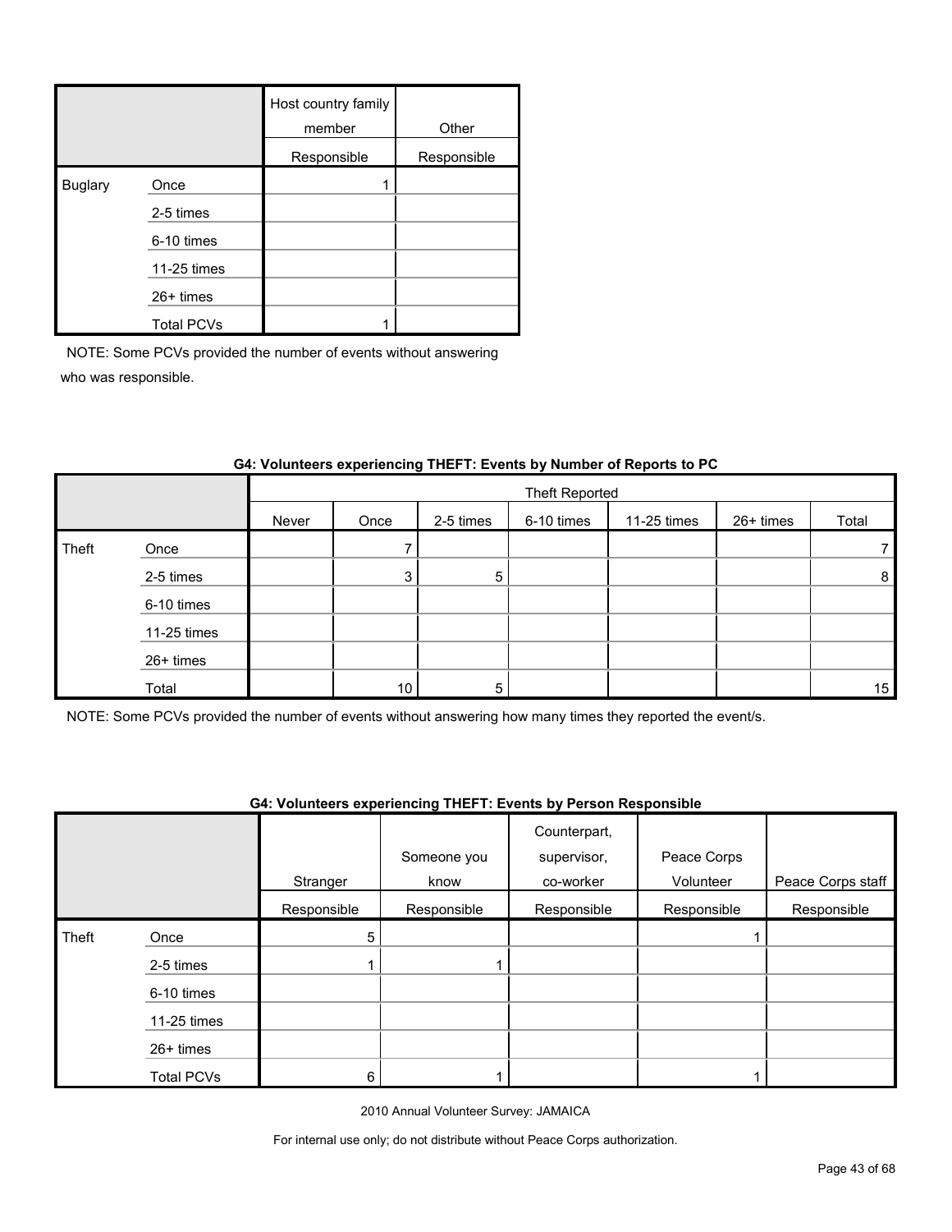| | | Host country family member | Other |
|---|---|---|---|
| | | Responsible | Responsible |
| Buglary | Once | 1 | |
| | 2-5 times | | |
| | 6-10 times | | |
| | 11-25 times | | |
| | 26+ times | | |
| | Total PCVs | 1 | |

NOTE: Some PCVs provided the number of events without answering who was responsible.

**G4: Volunteers experiencing THEFT: Events by Number of Reports to PC**

| | | Theft Reported | | | | | | |
|---|---|---|---|---|---|---|---|---|
| | | Never | Once | 2-5 times | 6-10 times | 11-25 times | 26+ times | Total |
| Theft | Once | | 7 | | | | | 7 |
| | 2-5 times | | 3 | 5 | | | | 8 |
| | 6-10 times | | | | | | | |
| | 11-25 times | | | | | | | |
| | 26+ times | | | | | | | |
| | Total | | 10 | 5 | | | | 15 |

NOTE: Some PCVs provided the number of events without answering how many times they reported the event/s.

**G4: Volunteers experiencing THEFT: Events by Person Responsible**

| | | Stranger | Someone you know | Counterpart, supervisor, co-worker | Peace Corps Volunteer | Peace Corps staff |
|---|---|---|---|---|---|---|
| | | Responsible | Responsible | Responsible | Responsible | Responsible |
| Theft | Once | 5 | | | 1 | |
| | 2-5 times | 1 | 1 | | | |
| | 6-10 times | | | | | |
| | 11-25 times | | | | | |
| | 26+ times | | | | | |
| | Total PCVs | 6 | 1 | | 1 | |

2010 Annual Volunteer Survey: JAMAICA

For internal use only; do not distribute without Peace Corps authorization.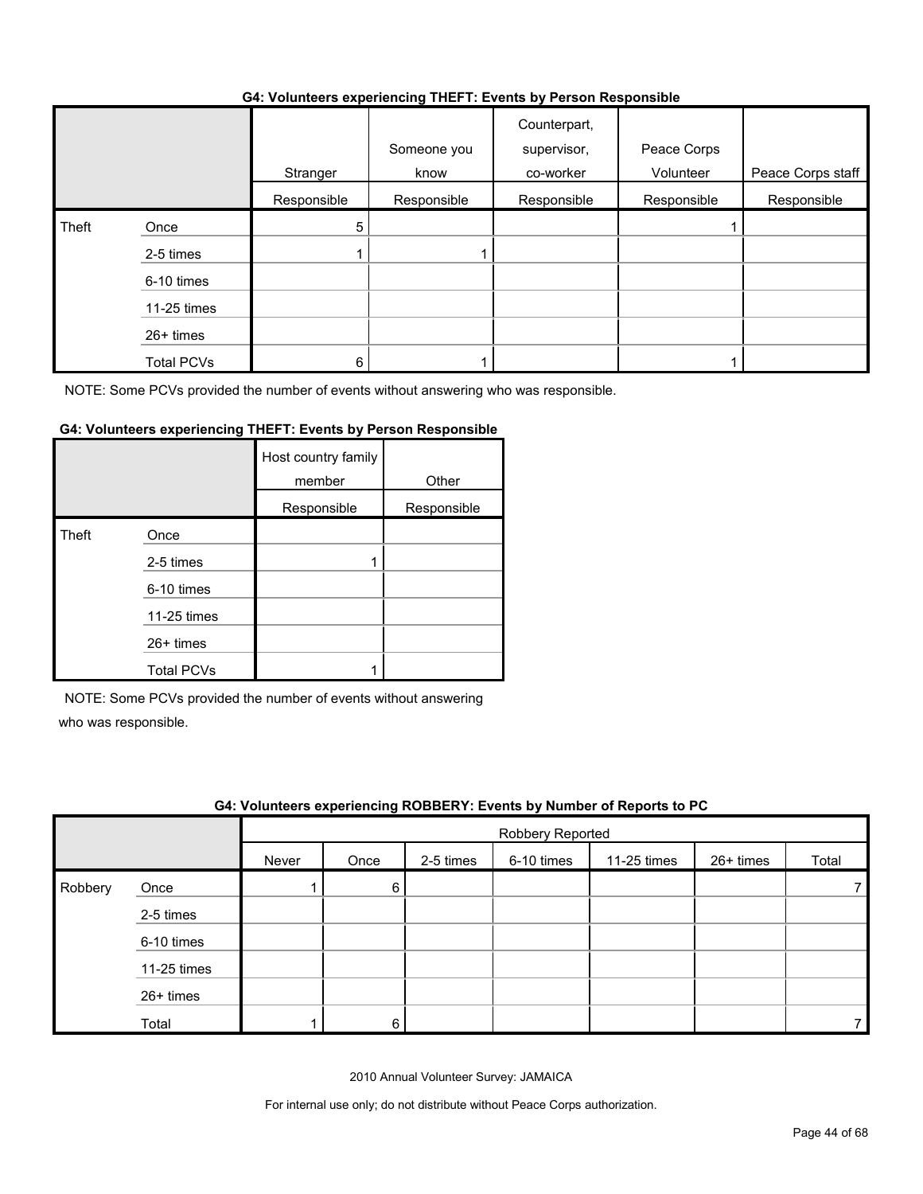**G4: Volunteers experiencing THEFT: Events by Person Responsible**

| | | Stranger | Someone you know | Counterpart, supervisor, co-worker | Peace Corps Volunteer | Peace Corps staff |
|---|---|---|---|---|---|---|
| | | Responsible | Responsible | Responsible | Responsible | Responsible |
| Theft | Once | 5 | | | 1 | |
| | 2-5 times | 1 | 1 | | | |
| | 6-10 times | | | | | |
| | 11-25 times | | | | | |
| | 26+ times | | | | | |
| | Total PCVs | 6 | 1 | | 1 | |

NOTE: Some PCVs provided the number of events without answering who was responsible.

**G4: Volunteers experiencing THEFT: Events by Person Responsible**

| | | Host country family member | Other |
|---|---|---|---|
| | | Responsible | Responsible |
| Theft | Once | | |
| | 2-5 times | 1 | |
| | 6-10 times | | |
| | 11-25 times | | |
| | 26+ times | | |
| | Total PCVs | 1 | |

NOTE: Some PCVs provided the number of events without answering who was responsible.

**G4: Volunteers experiencing ROBBERY: Events by Number of Reports to PC**

| | | Robbery Reported | | | | | | |
|---|---|---|---|---|---|---|---|---|
| | | Never | Once | 2-5 times | 6-10 times | 11-25 times | 26+ times | Total |
| Robbery | Once | 1 | 6 | | | | | 7 |
| | 2-5 times | | | | | | | |
| | 6-10 times | | | | | | | |
| | 11-25 times | | | | | | | |
| | 26+ times | | | | | | | |
| | Total | 1 | 6 | | | | | 7 |

2010 Annual Volunteer Survey: JAMAICA

For internal use only; do not distribute without Peace Corps authorization.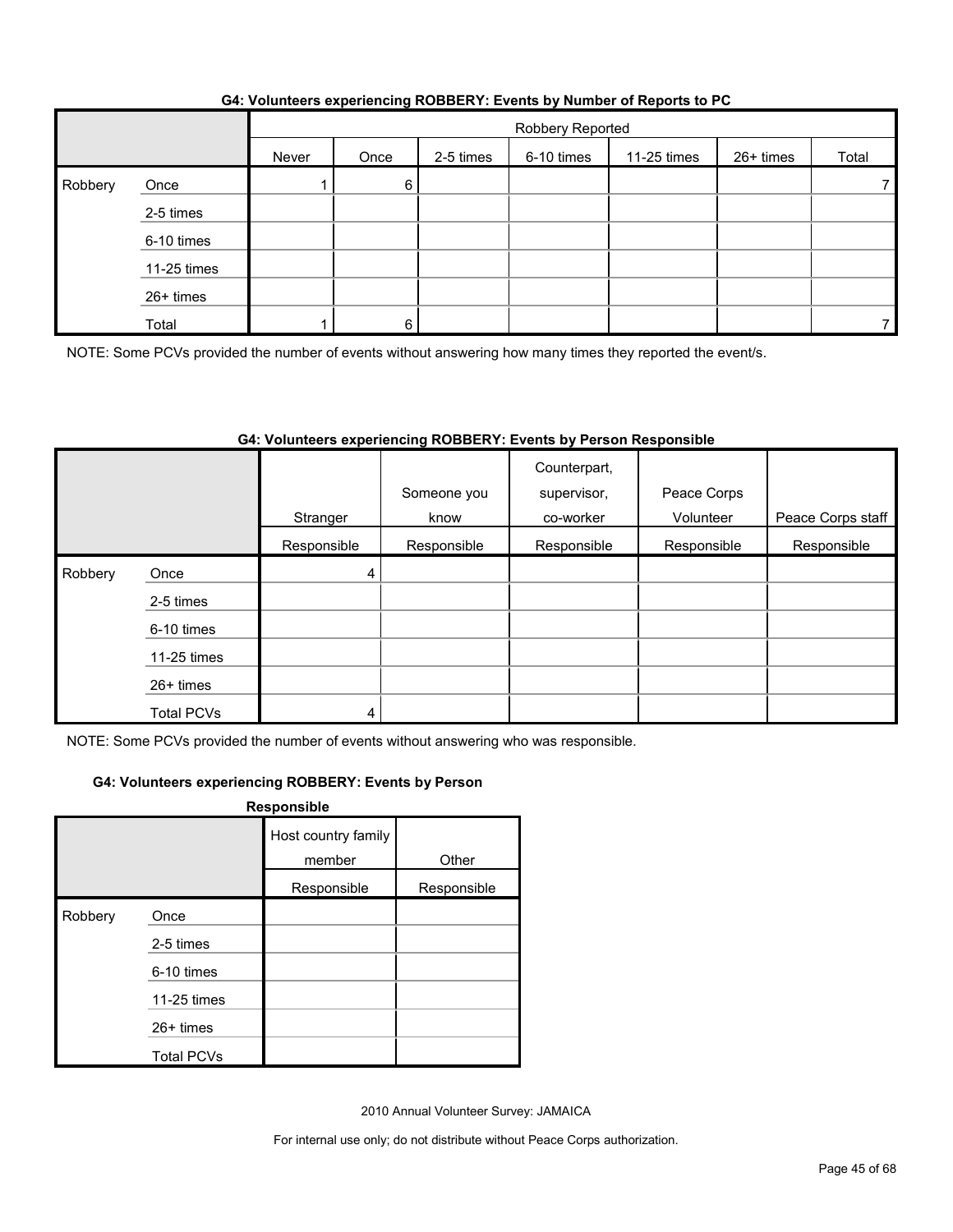#### G4: Volunteers experiencing ROBBERY: Events by Number of Reports to PC

| | | Robbery Reported | | | | | | |
|---|---|---|---|---|---|---|---|---|
| | | Never | Once | 2-5 times | 6-10 times | 11-25 times | 26+ times | Total |
| Robbery | Once | 1 | 6 | | | | | 7 |
| | 2-5 times | | | | | | | |
| | 6-10 times | | | | | | | |
| | 11-25 times | | | | | | | |
| | 26+ times | | | | | | | |
| | Total | 1 | 6 | | | | | 7 |

NOTE: Some PCVs provided the number of events without answering how many times they reported the event/s.

#### G4: Volunteers experiencing ROBBERY: Events by Person Responsible

| | | Stranger | Someone you know | Counterpart, supervisor, co-worker | Peace Corps Volunteer | Peace Corps staff |
|---|---|---|---|---|---|---|
| | | Responsible | Responsible | Responsible | Responsible | Responsible |
| Robbery | Once | 4 | | | | |
| | 2-5 times | | | | | |
| | 6-10 times | | | | | |
| | 11-25 times | | | | | |
| | 26+ times | | | | | |
| | Total PCVs | 4 | | | | |

NOTE: Some PCVs provided the number of events without answering who was responsible.

#### G4: Volunteers experiencing ROBBERY: Events by Person Responsible

| | | Host country family member | Other |
|---|---|---|---|
| | | Responsible | Responsible |
| Robbery | Once | | |
| | 2-5 times | | |
| | 6-10 times | | |
| | 11-25 times | | |
| | 26+ times | | |
| | Total PCVs | | |

2010 Annual Volunteer Survey: JAMAICA

For internal use only; do not distribute without Peace Corps authorization.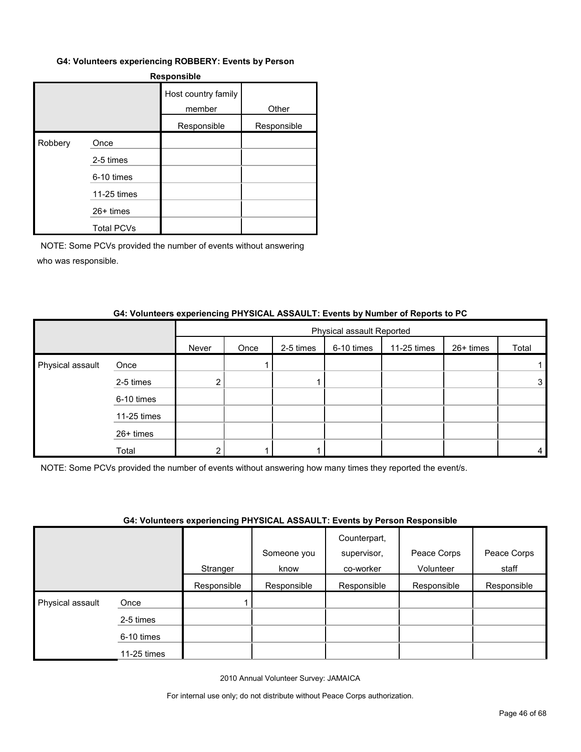#### G4: Volunteers experiencing ROBBERY: Events by Person Responsible

| | | Host country family member | Other |
|---|---|---|---|
| | | Responsible | Responsible |
| Robbery | Once | | |
| | 2-5 times | | |
| | 6-10 times | | |
| | 11-25 times | | |
| | 26+ times | | |
| | Total PCVs | | |

NOTE: Some PCVs provided the number of events without answering who was responsible.

#### G4: Volunteers experiencing PHYSICAL ASSAULT: Events by Number of Reports to PC

| | | Physical assault Reported | | | | | | |
|---|---|---|---|---|---|---|---|---|
| | | Never | Once | 2-5 times | 6-10 times | 11-25 times | 26+ times | Total |
| Physical assault | Once | | 1 | | | | | 1 |
| | 2-5 times | 2 | | 1 | | | | 3 |
| | 6-10 times | | | | | | | |
| | 11-25 times | | | | | | | |
| | 26+ times | | | | | | | |
| | Total | 2 | 1 | 1 | | | | 4 |

NOTE: Some PCVs provided the number of events without answering how many times they reported the event/s.

#### G4: Volunteers experiencing PHYSICAL ASSAULT: Events by Person Responsible

| | | Stranger | Someone you know | Counterpart, supervisor, co-worker | Peace Corps Volunteer | Peace Corps staff |
|---|---|---|---|---|---|---|
| | | Responsible | Responsible | Responsible | Responsible | Responsible |
| Physical assault | Once | 1 | | | | |
| | 2-5 times | | | | | |
| | 6-10 times | | | | | |
| | 11-25 times | | | | | |

2010 Annual Volunteer Survey: JAMAICA

For internal use only; do not distribute without Peace Corps authorization.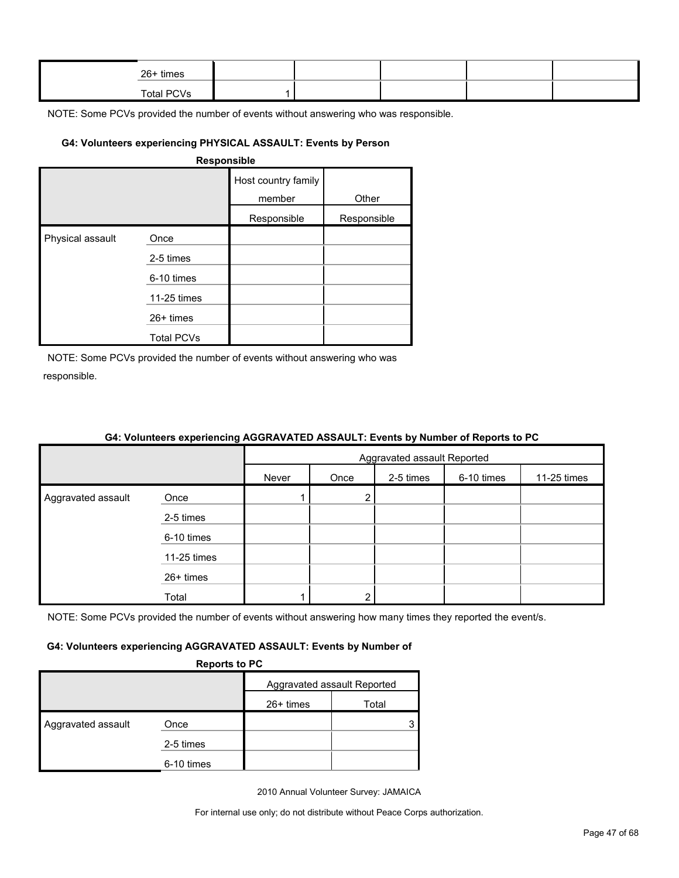| | | | | | | |
|---|---|---|---|---|---|---|
| | 26+ times | | | | | |
| | Total PCVs | 1 | | | | |

NOTE: Some PCVs provided the number of events without answering who was responsible.

#### G4: Volunteers experiencing PHYSICAL ASSAULT: Events by Person Responsible

| | | Host country family member | Other |
|---|---|---|---|
| | | Responsible | Responsible |
| Physical assault | Once | | |
| | 2-5 times | | |
| | 6-10 times | | |
| | 11-25 times | | |
| | 26+ times | | |
| | Total PCVs | | |

NOTE: Some PCVs provided the number of events without answering who was responsible.

#### G4: Volunteers experiencing AGGRAVATED ASSAULT: Events by Number of Reports to PC

| | | Aggravated assault Reported | | | | | | |
|---|---|---|---|---|---|---|---|---|
| | | Never | Once | 2-5 times | 6-10 times | 11-25 times | 26+ times | Total |
| Aggravated assault | Once | 1 | 2 | | | | | 3 |
| | 2-5 times | | | | | | | |
| | 6-10 times | | | | | | | |
| | 11-25 times | | | | | | | |
| | 26+ times | | | | | | | |
| | Total | 1 | 2 | | | | | |

NOTE: Some PCVs provided the number of events without answering how many times they reported the event/s.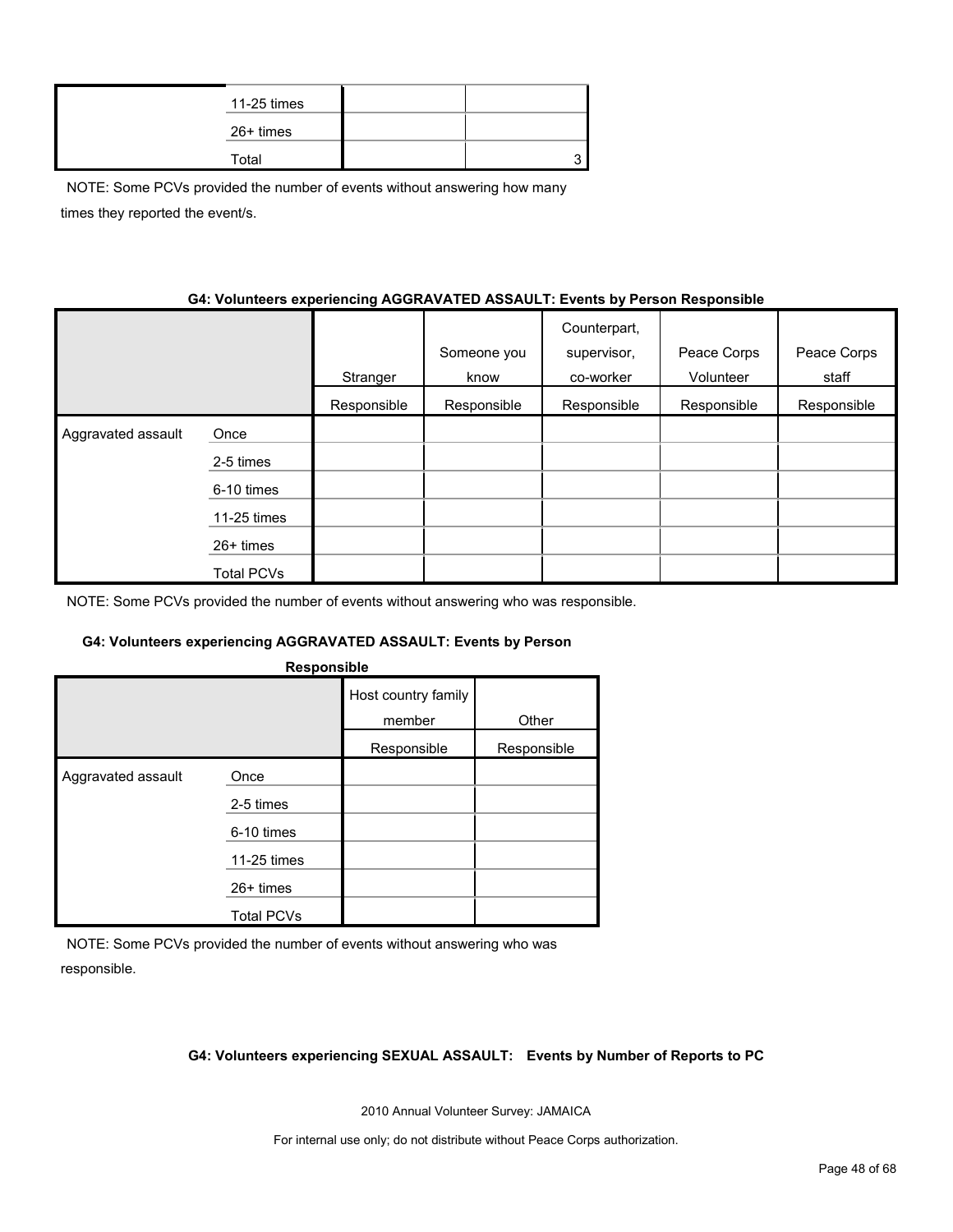| | | | |
|---|---|---|---|
| | 11-25 times | | |
| | 26+ times | | |
| | Total | | 3 |

NOTE: Some PCVs provided the number of events without answering how many times they reported the event/s.

**G4: Volunteers experiencing AGGRAVATED ASSAULT: Events by Person Responsible**

| | | Stranger | Someone you know | Counterpart, supervisor, co-worker | Peace Corps Volunteer | Peace Corps staff |
|---|---|---|---|---|---|---|
| | | Responsible | Responsible | Responsible | Responsible | Responsible |
| Aggravated assault | Once | | | | | |
| | 2-5 times | | | | | |
| | 6-10 times | | | | | |
| | 11-25 times | | | | | |
| | 26+ times | | | | | |
| | Total PCVs | | | | | |

NOTE: Some PCVs provided the number of events without answering who was responsible.

**G4: Volunteers experiencing AGGRAVATED ASSAULT: Events by Person Responsible**

| | | Host country family member | Other |
|---|---|---|---|
| | | Responsible | Responsible |
| Aggravated assault | Once | | |
| | 2-5 times | | |
| | 6-10 times | | |
| | 11-25 times | | |
| | 26+ times | | |
| | Total PCVs | | |

NOTE: Some PCVs provided the number of events without answering who was responsible.

**G4: Volunteers experiencing SEXUAL ASSAULT: Events by Number of Reports to PC**

2010 Annual Volunteer Survey: JAMAICA

For internal use only; do not distribute without Peace Corps authorization.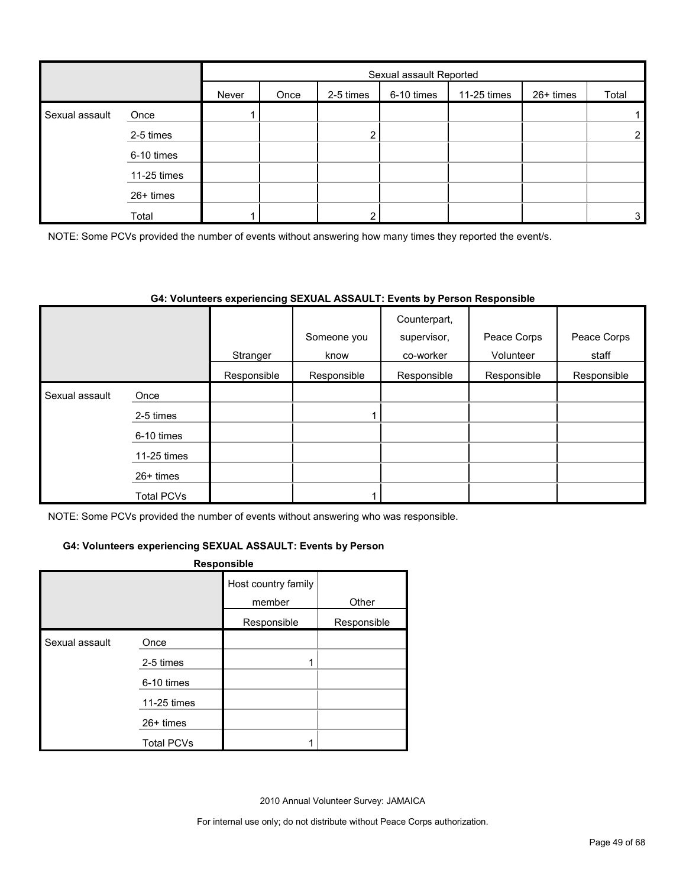| | | Sexual assault Reported | | | | | | |
|---|---|---|---|---|---|---|---|---|
| | | Never | Once | 2-5 times | 6-10 times | 11-25 times | 26+ times | Total |
| Sexual assault | Once | 1 | | | | | | 1 |
| | 2-5 times | | | 2 | | | | 2 |
| | 6-10 times | | | | | | | |
| | 11-25 times | | | | | | | |
| | 26+ times | | | | | | | |
| | Total | 1 | | 2 | | | | 3 |

NOTE: Some PCVs provided the number of events without answering how many times they reported the event/s.

**G4: Volunteers experiencing SEXUAL ASSAULT: Events by Person Responsible**

| | | Stranger | Someone you know | Counterpart, supervisor, co-worker | Peace Corps Volunteer | Peace Corps staff |
|---|---|---|---|---|---|---|
| | | Responsible | Responsible | Responsible | Responsible | Responsible |
| Sexual assault | Once | | | | | |
| | 2-5 times | | 1 | | | |
| | 6-10 times | | | | | |
| | 11-25 times | | | | | |
| | 26+ times | | | | | |
| | Total PCVs | | 1 | | | |

NOTE: Some PCVs provided the number of events without answering who was responsible.

**G4: Volunteers experiencing SEXUAL ASSAULT: Events by Person Responsible**

| | | Host country family member | Other |
|---|---|---|---|
| | | Responsible | Responsible |
| Sexual assault | Once | | |
| | 2-5 times | 1 | |
| | 6-10 times | | |
| | 11-25 times | | |
| | 26+ times | | |
| | Total PCVs | 1 | |

2010 Annual Volunteer Survey: JAMAICA

For internal use only; do not distribute without Peace Corps authorization.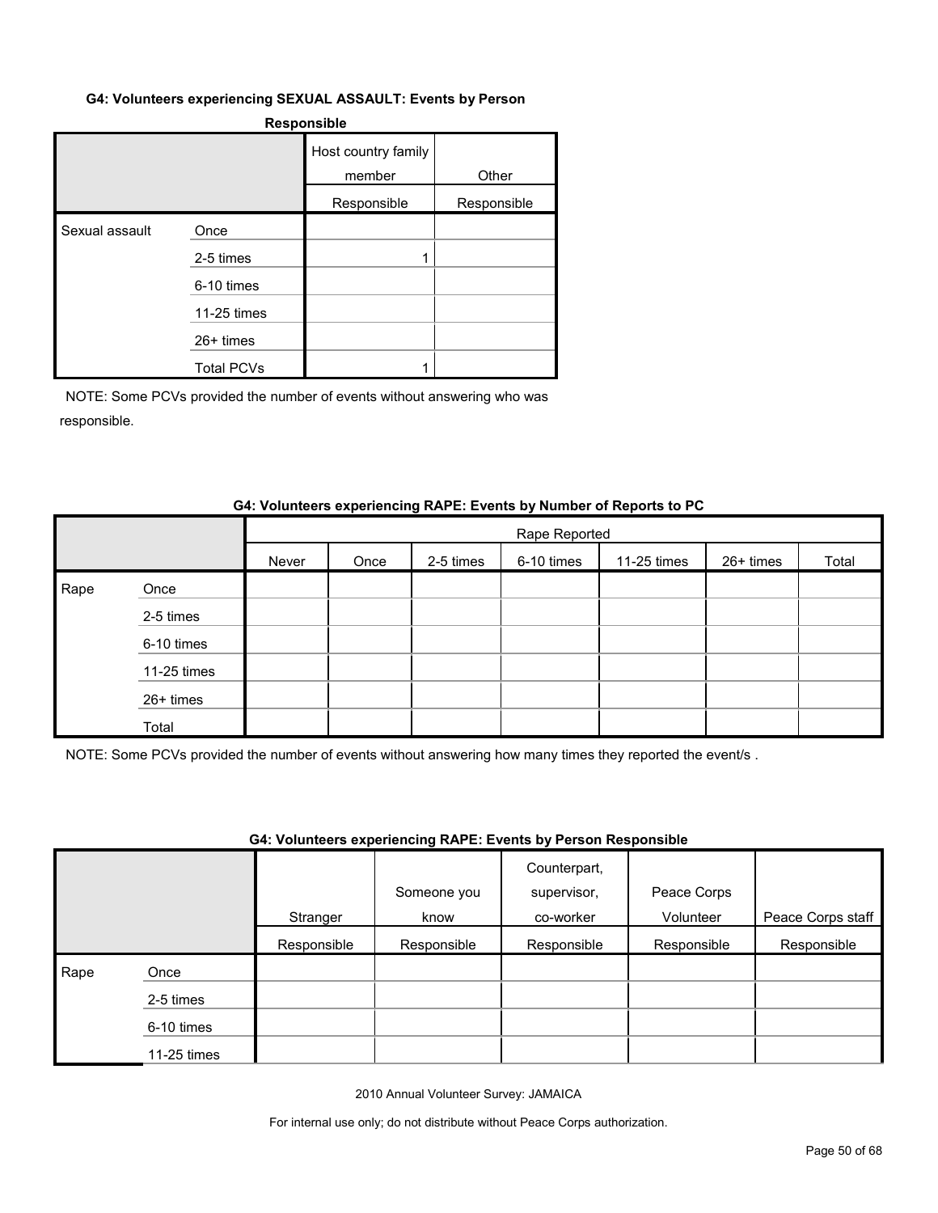**G4: Volunteers experiencing SEXUAL ASSAULT: Events by Person Responsible**

| | | Host country family member | Other |
|---|---|---|---|
| | | Responsible | Responsible |
| Sexual assault | Once | | |
| | 2-5 times | 1 | |
| | 6-10 times | | |
| | 11-25 times | | |
| | 26+ times | | |
| | Total PCVs | 1 | |

NOTE: Some PCVs provided the number of events without answering who was responsible.

**G4: Volunteers experiencing RAPE: Events by Number of Reports to PC**

| | | Rape Reported | | | | | | |
|---|---|---|---|---|---|---|---|---|
| | | Never | Once | 2-5 times | 6-10 times | 11-25 times | 26+ times | Total |
| Rape | Once | | | | | | | |
| | 2-5 times | | | | | | | |
| | 6-10 times | | | | | | | |
| | 11-25 times | | | | | | | |
| | 26+ times | | | | | | | |
| | Total | | | | | | | |

NOTE: Some PCVs provided the number of events without answering how many times they reported the event/s .

**G4: Volunteers experiencing RAPE: Events by Person Responsible**

| | | Stranger | Someone you know | Counterpart, supervisor, co-worker | Peace Corps Volunteer | Peace Corps staff |
|---|---|---|---|---|---|---|
| | | Responsible | Responsible | Responsible | Responsible | Responsible |
| Rape | Once | | | | | |
| | 2-5 times | | | | | |
| | 6-10 times | | | | | |
| | 11-25 times | | | | | |

2010 Annual Volunteer Survey: JAMAICA

For internal use only; do not distribute without Peace Corps authorization.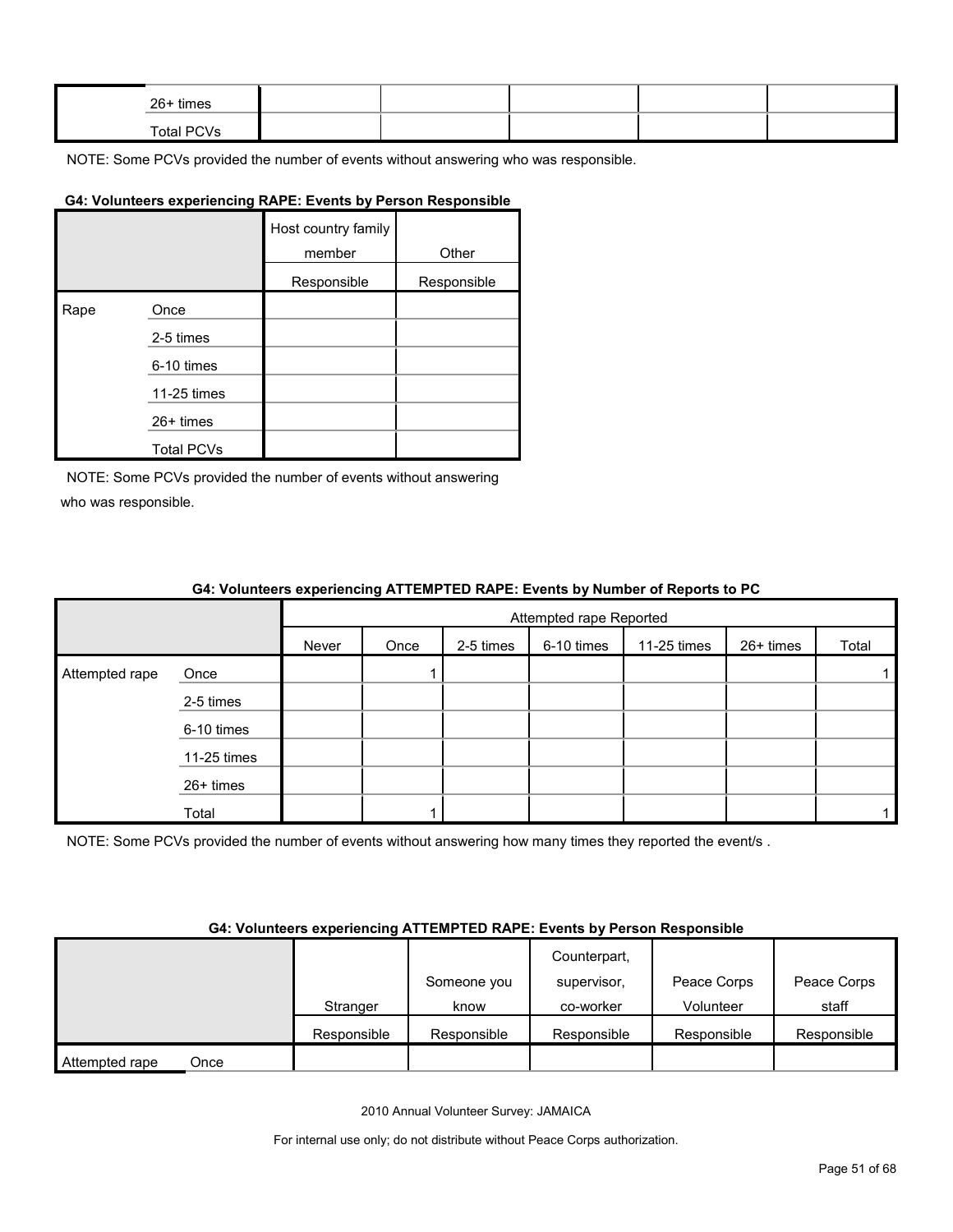| | | | | | | |
|---|---|---|---|---|---|---|
| | 26+ times | | | | | |
| | Total PCVs | | | | | |

NOTE: Some PCVs provided the number of events without answering who was responsible.

**G4: Volunteers experiencing RAPE: Events by Person Responsible**

| | | Host country family member | Other |
|---|---|---|---|
| | | Responsible | Responsible |
| Rape | Once | | |
| | 2-5 times | | |
| | 6-10 times | | |
| | 11-25 times | | |
| | 26+ times | | |
| | Total PCVs | | |

NOTE: Some PCVs provided the number of events without answering who was responsible.

**G4: Volunteers experiencing ATTEMPTED RAPE: Events by Number of Reports to PC**

| | | Attempted rape Reported | | | | | | |
|---|---|---|---|---|---|---|---|---|
| | | Never | Once | 2-5 times | 6-10 times | 11-25 times | 26+ times | Total |
| Attempted rape | Once | | 1 | | | | | 1 |
| | 2-5 times | | | | | | | |
| | 6-10 times | | | | | | | |
| | 11-25 times | | | | | | | |
| | 26+ times | | | | | | | |
| | Total | | 1 | | | | | 1 |

NOTE: Some PCVs provided the number of events without answering how many times they reported the event/s .

**G4: Volunteers experiencing ATTEMPTED RAPE: Events by Person Responsible**

| | | Stranger | Someone you know | Counterpart, supervisor, co-worker | Peace Corps Volunteer | Peace Corps staff |
|---|---|---|---|---|---|---|
| | | Responsible | Responsible | Responsible | Responsible | Responsible |
| Attempted rape | Once | | | | | |

2010 Annual Volunteer Survey: JAMAICA

For internal use only; do not distribute without Peace Corps authorization.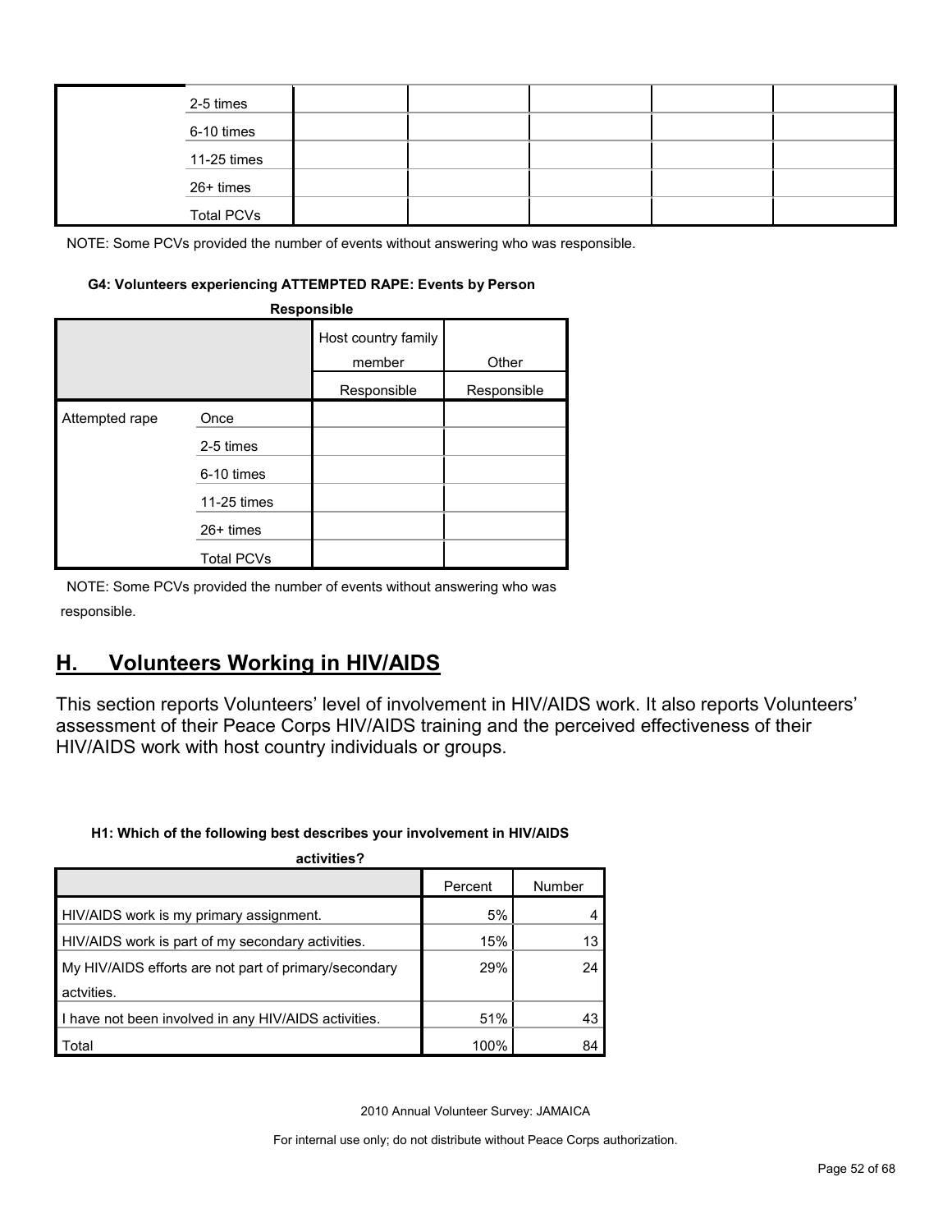| | | | | | | |
|---|---|---|---|---|---|---|
| | 2-5 times | | | | | |
| | 6-10 times | | | | | |
| | 11-25 times | | | | | |
| | 26+ times | | | | | |
| | Total PCVs | | | | | |

NOTE: Some PCVs provided the number of events without answering who was responsible.

#### G4: Volunteers experiencing ATTEMPTED RAPE: Events by Person Responsible

| | | Host country family member | Other |
|---|---|---|---|
| | | Responsible | Responsible |
| Attempted rape | Once | | |
| | 2-5 times | | |
| | 6-10 times | | |
| | 11-25 times | | |
| | 26+ times | | |
| | Total PCVs | | |

NOTE: Some PCVs provided the number of events without answering who was responsible.

## H. Volunteers Working in HIV/AIDS

This section reports Volunteers' level of involvement in HIV/AIDS work. It also reports Volunteers' assessment of their Peace Corps HIV/AIDS training and the perceived effectiveness of their HIV/AIDS work with host country individuals or groups.

#### H1: Which of the following best describes your involvement in HIV/AIDS activities?

| | Percent | Number |
|---|---|---|
| HIV/AIDS work is my primary assignment. | 5% | 4 |
| HIV/AIDS work is part of my secondary activities. | 15% | 13 |
| My HIV/AIDS efforts are not part of primary/secondary actvities. | 29% | 24 |
| I have not been involved in any HIV/AIDS activities. | 51% | 43 |
| Total | 100% | 84 |

2010 Annual Volunteer Survey: JAMAICA

For internal use only; do not distribute without Peace Corps authorization.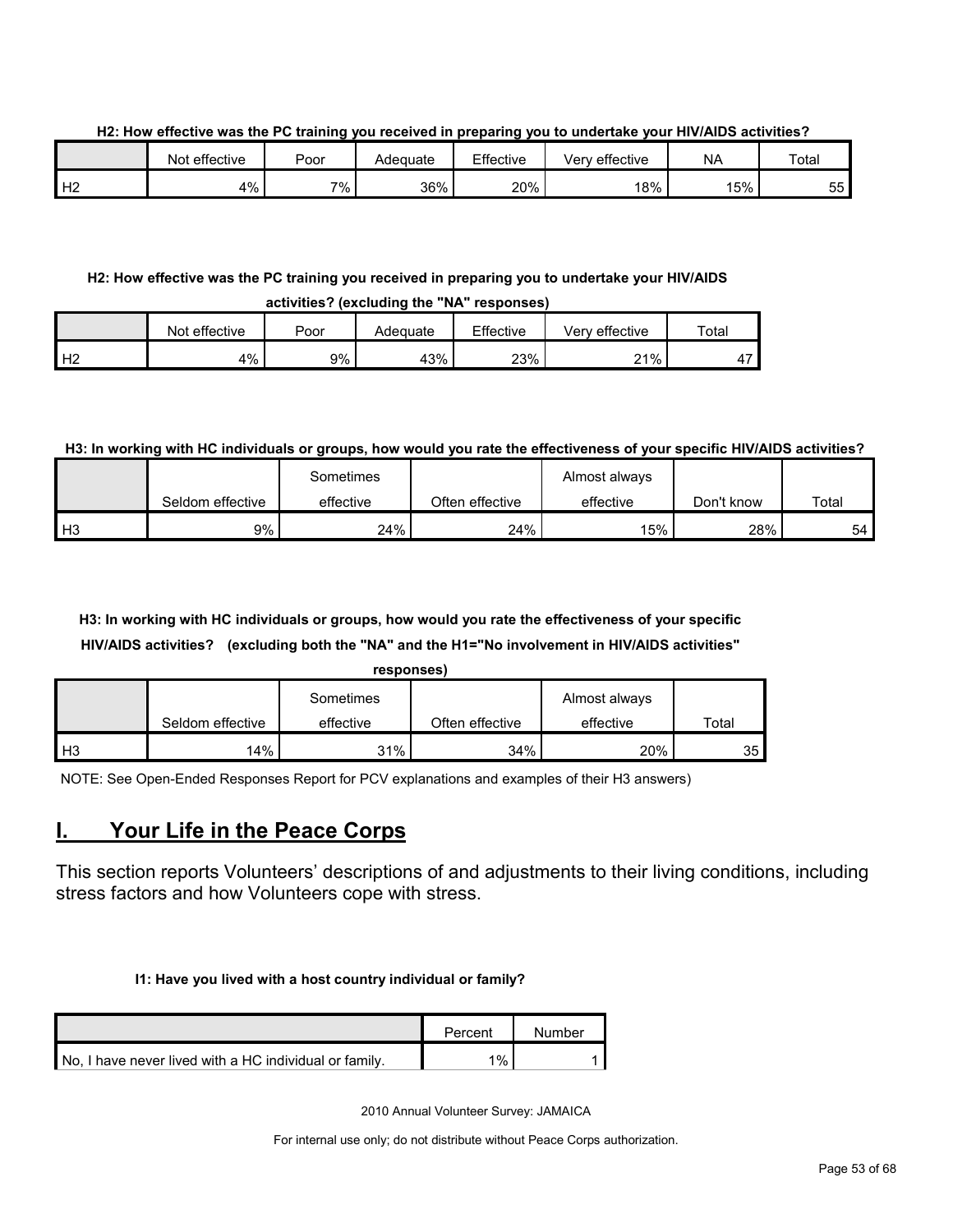**H2: How effective was the PC training you received in preparing you to undertake your HIV/AIDS activities?**

| | Not effective | Poor | Adequate | Effective | Very effective | NA | Total |
|---|---|---|---|---|---|---|---|
| H2 | 4% | 7% | 36% | 20% | 18% | 15% | 55 |

**H2: How effective was the PC training you received in preparing you to undertake your HIV/AIDS activities? (excluding the "NA" responses)**

| | Not effective | Poor | Adequate | Effective | Very effective | Total |
|---|---|---|---|---|---|---|
| H2 | 4% | 9% | 43% | 23% | 21% | 47 |

**H3: In working with HC individuals or groups, how would you rate the effectiveness of your specific HIV/AIDS activities?**

| | Seldom effective | Sometimes effective | Often effective | Almost always effective | Don't know | Total |
|---|---|---|---|---|---|---|
| H3 | 9% | 24% | 24% | 15% | 28% | 54 |

**H3: In working with HC individuals or groups, how would you rate the effectiveness of your specific HIV/AIDS activities? (excluding both the "NA" and the H1="No involvement in HIV/AIDS activities" responses)**

| | Seldom effective | Sometimes effective | Often effective | Almost always effective | Total |
|---|---|---|---|---|---|
| H3 | 14% | 31% | 34% | 20% | 35 |

NOTE: See Open-Ended Responses Report for PCV explanations and examples of their H3 answers)

# I. Your Life in the Peace Corps

This section reports Volunteers' descriptions of and adjustments to their living conditions, including stress factors and how Volunteers cope with stress.

**I1: Have you lived with a host country individual or family?**

| | Percent | Number |
|---|---|---|
| No, I have never lived with a HC individual or family. | 1% | 1 |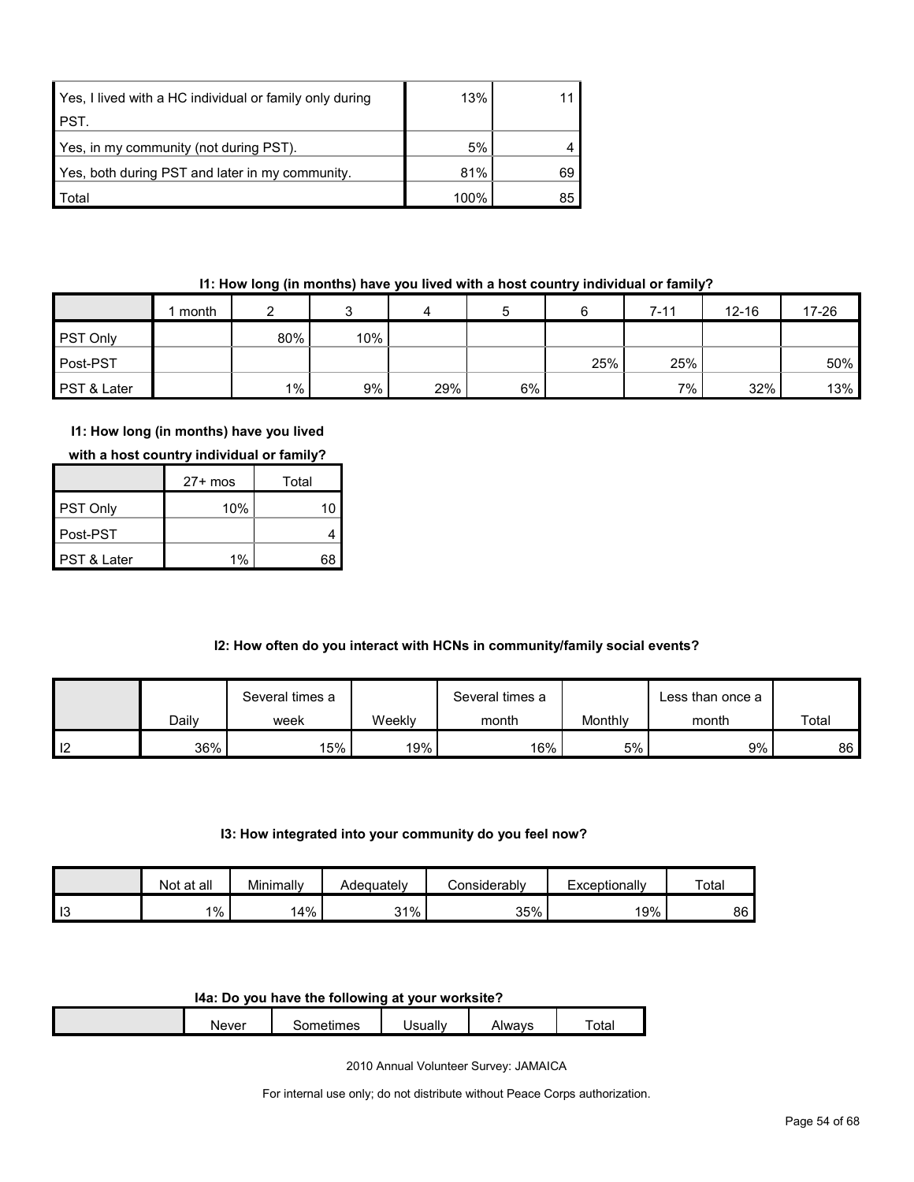| | | |
|---|---|---|
| Yes, I lived with a HC individual or family only during PST. | 13% | 11 |
| Yes, in my community (not during PST). | 5% | 4 |
| Yes, both during PST and later in my community. | 81% | 69 |
| Total | 100% | 85 |

**I1: How long (in months) have you lived with a host country individual or family?**

| | 1 month | 2 | 3 | 4 | 5 | 6 | 7-11 | 12-16 | 17-26 | 27+ mos | Total |
|---|---|---|---|---|---|---|---|---|---|---|---|
| PST Only | | 80% | 10% | | | | | | | 10% | 10 |
| Post-PST | | | | | | 25% | 25% | | 50% | | 4 |
| PST & Later | | 1% | 9% | 29% | 6% | | 7% | 32% | 13% | 1% | 68 |

**I2: How often do you interact with HCNs in community/family social events?**

| | Daily | Several times a week | Weekly | Several times a month | Monthly | Less than once a month | Total |
|---|---|---|---|---|---|---|---|
| I2 | 36% | 15% | 19% | 16% | 5% | 9% | 86 |

**I3: How integrated into your community do you feel now?**

| | Not at all | Minimally | Adequately | Considerably | Exceptionally | Total |
|---|---|---|---|---|---|---|
| I3 | 1% | 14% | 31% | 35% | 19% | 86 |

**I4a: Do you have the following at your worksite?**

| | Never | Sometimes | Usually | Always | Total |
|---|---|---|---|---|---|

2010 Annual Volunteer Survey: JAMAICA

For internal use only; do not distribute without Peace Corps authorization.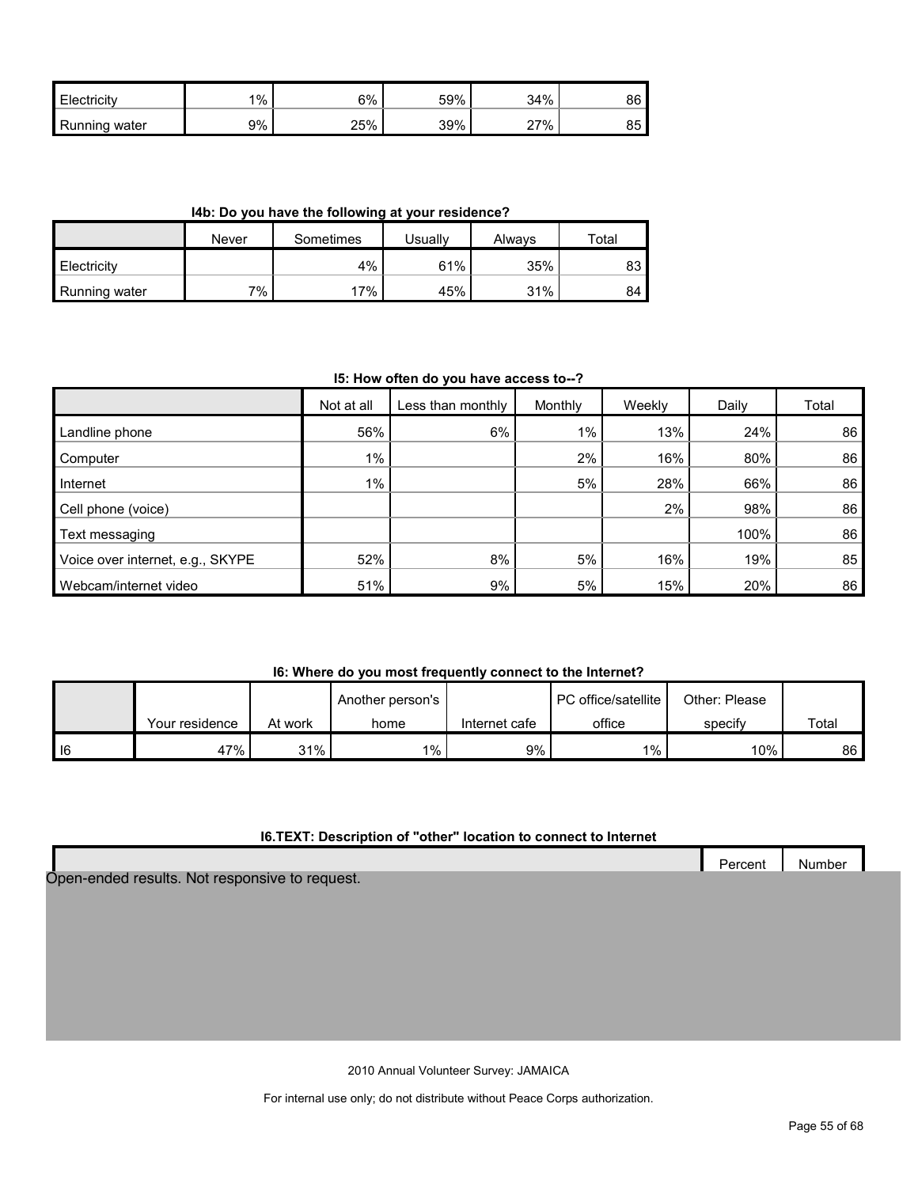| | | | | | |
|---|---|---|---|---|---|
| Electricity | 1% | 6% | 59% | 34% | 86 |
| Running water | 9% | 25% | 39% | 27% | 85 |

**I4b: Do you have the following at your residence?**

| | Never | Sometimes | Usually | Always | Total |
|---|---|---|---|---|---|
| Electricity | | 4% | 61% | 35% | 83 |
| Running water | 7% | 17% | 45% | 31% | 84 |

**I5: How often do you have access to--?**

| | Not at all | Less than monthly | Monthly | Weekly | Daily | Total |
|---|---|---|---|---|---|---|
| Landline phone | 56% | 6% | 1% | 13% | 24% | 86 |
| Computer | 1% | | 2% | 16% | 80% | 86 |
| Internet | 1% | | 5% | 28% | 66% | 86 |
| Cell phone (voice) | | | | 2% | 98% | 86 |
| Text messaging | | | | | 100% | 86 |
| Voice over internet, e.g., SKYPE | 52% | 8% | 5% | 16% | 19% | 85 |
| Webcam/internet video | 51% | 9% | 5% | 15% | 20% | 86 |

**I6: Where do you most frequently connect to the Internet?**

| | Your residence | At work | Another person's home | Internet cafe | PC office/satellite office | Other: Please specify | Total |
|---|---|---|---|---|---|---|---|
| I6 | 47% | 31% | 1% | 9% | 1% | 10% | 86 |

**I6.TEXT: Description of "other" location to connect to Internet**

| | Percent | Number |
|---|---|---|

Open-ended results. Not responsive to request.

2010 Annual Volunteer Survey: JAMAICA

For internal use only; do not distribute without Peace Corps authorization.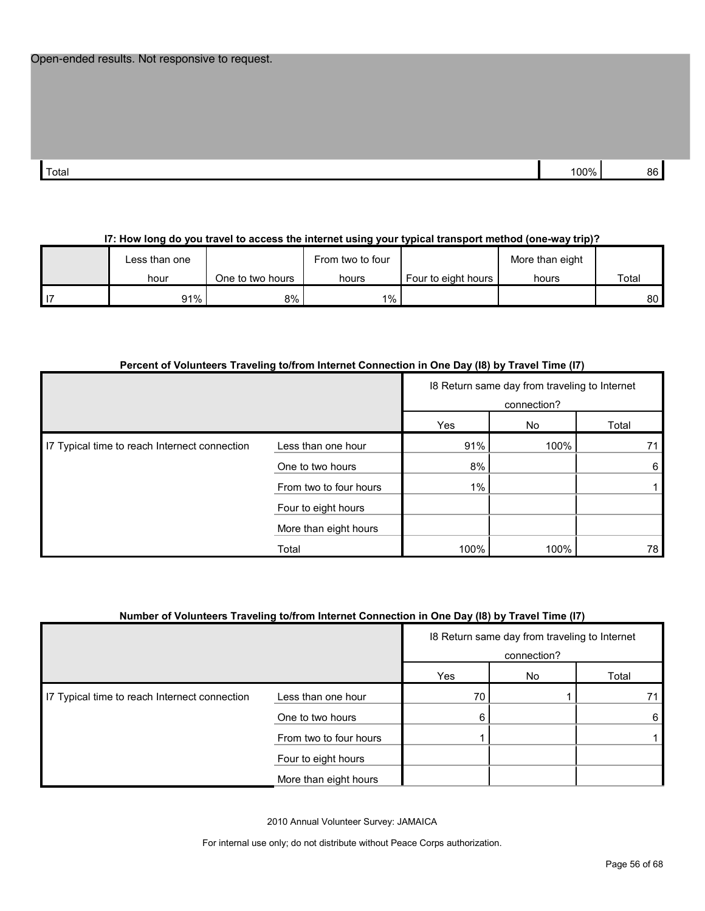| Open-ended results. Not responsive to request. | | |
|---|---|---|
| Total | 100% | 86 |

**I7: How long do you travel to access the internet using your typical transport method (one-way trip)?**

| | Less than one hour | One to two hours | From two to four hours | Four to eight hours | More than eight hours | Total |
|---|---|---|---|---|---|---|
| I7 | 91% | 8% | 1% | | | 80 |

**Percent of Volunteers Traveling to/from Internet Connection in One Day (I8) by Travel Time (I7)**

| | | I8 Return same day from traveling to Internet connection? | | |
|---|---|---|---|---|
| | | Yes | No | Total |
| I7 Typical time to reach Internect connection | Less than one hour | 91% | 100% | 71 |
| | One to two hours | 8% | | 6 |
| | From two to four hours | 1% | | 1 |
| | Four to eight hours | | | |
| | More than eight hours | | | |
| | Total | 100% | 100% | 78 |

**Number of Volunteers Traveling to/from Internet Connection in One Day (I8) by Travel Time (I7)**

| | | I8 Return same day from traveling to Internet connection? | | |
|---|---|---|---|---|
| | | Yes | No | Total |
| I7 Typical time to reach Internect connection | Less than one hour | 70 | 1 | 71 |
| | One to two hours | 6 | | 6 |
| | From two to four hours | 1 | | 1 |
| | Four to eight hours | | | |
| | More than eight hours | | | |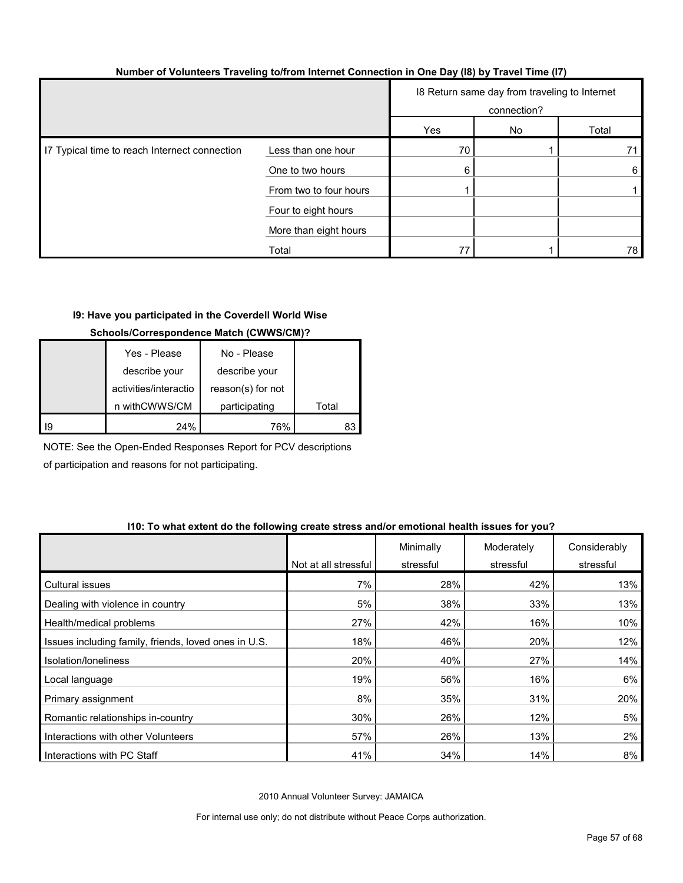**Number of Volunteers Traveling to/from Internet Connection in One Day (I8) by Travel Time (I7)**

| | | I8 Return same day from traveling to Internet connection? | | |
|---|---|---|---|---|
| | | Yes | No | Total |
| I7 Typical time to reach Internet connection | Less than one hour | 70 | 1 | 71 |
| | One to two hours | 6 | | 6 |
| | From two to four hours | 1 | | 1 |
| | Four to eight hours | | | |
| | More than eight hours | | | |
| | Total | 77 | 1 | 78 |

**I9: Have you participated in the Coverdell World Wise Schools/Correspondence Match (CWWS/CM)?**

| | Yes - Please describe your activities/interaction withCWWS/CM | No - Please describe your reason(s) for not participating | Total |
|---|---|---|---|
| I9 | 24% | 76% | 83 |

NOTE: See the Open-Ended Responses Report for PCV descriptions of participation and reasons for not participating.

**I10: To what extent do the following create stress and/or emotional health issues for you?**

| | Not at all stressful | Minimally stressful | Moderately stressful | Considerably stressful |
|---|---|---|---|---|
| Cultural issues | 7% | 28% | 42% | 13% |
| Dealing with violence in country | 5% | 38% | 33% | 13% |
| Health/medical problems | 27% | 42% | 16% | 10% |
| Issues including family, friends, loved ones in U.S. | 18% | 46% | 20% | 12% |
| Isolation/loneliness | 20% | 40% | 27% | 14% |
| Local language | 19% | 56% | 16% | 6% |
| Primary assignment | 8% | 35% | 31% | 20% |
| Romantic relationships in-country | 30% | 26% | 12% | 5% |
| Interactions with other Volunteers | 57% | 26% | 13% | 2% |
| Interactions with PC Staff | 41% | 34% | 14% | 8% |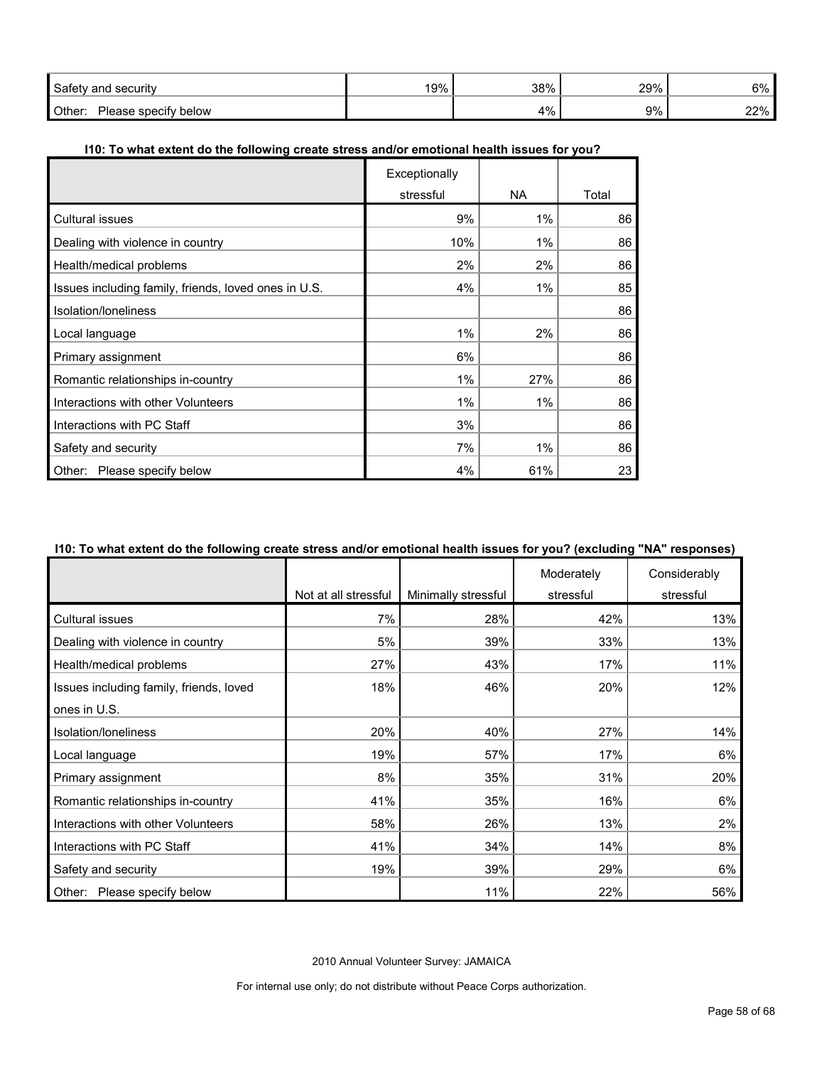| | | | | |
|---|---|---|---|---|
| Safety and security | 19% | 38% | 29% | 6% |
| Other: Please specify below | | 4% | 9% | 22% |

**I10: To what extent do the following create stress and/or emotional health issues for you?**

| | Exceptionally stressful | NA | Total |
|---|---|---|---|
| Cultural issues | 9% | 1% | 86 |
| Dealing with violence in country | 10% | 1% | 86 |
| Health/medical problems | 2% | 2% | 86 |
| Issues including family, friends, loved ones in U.S. | 4% | 1% | 85 |
| Isolation/loneliness | | | 86 |
| Local language | 1% | 2% | 86 |
| Primary assignment | 6% | | 86 |
| Romantic relationships in-country | 1% | 27% | 86 |
| Interactions with other Volunteers | 1% | 1% | 86 |
| Interactions with PC Staff | 3% | | 86 |
| Safety and security | 7% | 1% | 86 |
| Other: Please specify below | 4% | 61% | 23 |

**I10: To what extent do the following create stress and/or emotional health issues for you? (excluding "NA" responses)**

| | Not at all stressful | Minimally stressful | Moderately stressful | Considerably stressful |
|---|---|---|---|---|
| Cultural issues | 7% | 28% | 42% | 13% |
| Dealing with violence in country | 5% | 39% | 33% | 13% |
| Health/medical problems | 27% | 43% | 17% | 11% |
| Issues including family, friends, loved ones in U.S. | 18% | 46% | 20% | 12% |
| Isolation/loneliness | 20% | 40% | 27% | 14% |
| Local language | 19% | 57% | 17% | 6% |
| Primary assignment | 8% | 35% | 31% | 20% |
| Romantic relationships in-country | 41% | 35% | 16% | 6% |
| Interactions with other Volunteers | 58% | 26% | 13% | 2% |
| Interactions with PC Staff | 41% | 34% | 14% | 8% |
| Safety and security | 19% | 39% | 29% | 6% |
| Other: Please specify below | | 11% | 22% | 56% |

2010 Annual Volunteer Survey: JAMAICA

For internal use only; do not distribute without Peace Corps authorization.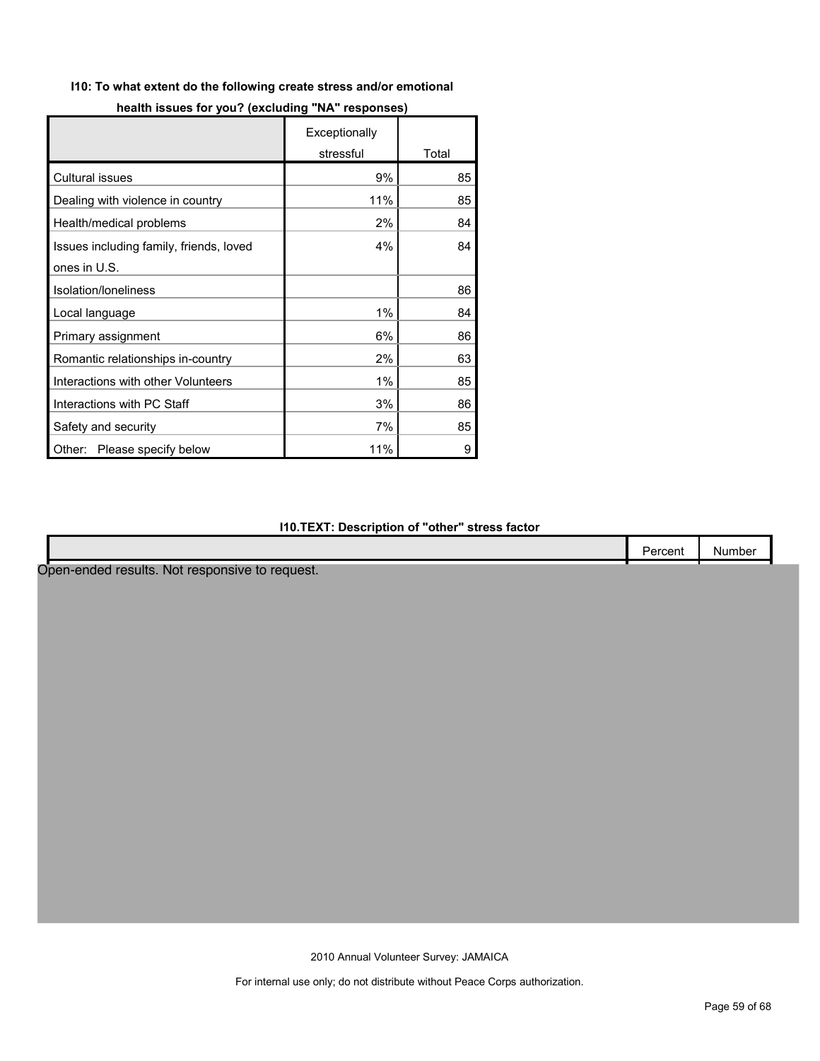**I10: To what extent do the following create stress and/or emotional health issues for you? (excluding "NA" responses)**

| | Exceptionally stressful | Total |
|---|---|---|
| Cultural issues | 9% | 85 |
| Dealing with violence in country | 11% | 85 |
| Health/medical problems | 2% | 84 |
| Issues including family, friends, loved ones in U.S. | 4% | 84 |
| Isolation/loneliness | | 86 |
| Local language | 1% | 84 |
| Primary assignment | 6% | 86 |
| Romantic relationships in-country | 2% | 63 |
| Interactions with other Volunteers | 1% | 85 |
| Interactions with PC Staff | 3% | 86 |
| Safety and security | 7% | 85 |
| Other: Please specify below | 11% | 9 |

**I10.TEXT: Description of "other" stress factor**

| | Percent | Number |
|---|---|---|

Open-ended results. Not responsive to request.

2010 Annual Volunteer Survey: JAMAICA

For internal use only; do not distribute without Peace Corps authorization.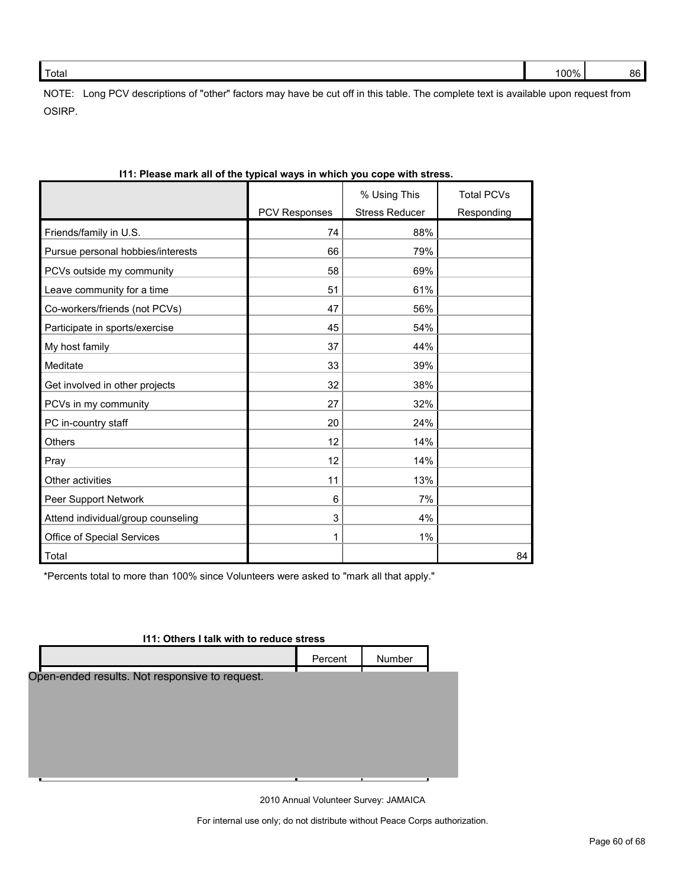| | | |
|---|---|---|
| Total | 100% | 86 |

NOTE: Long PCV descriptions of "other" factors may have be cut off in this table. The complete text is available upon request from OSIRP.

**I11: Please mark all of the typical ways in which you cope with stress.**

| | PCV Responses | % Using This Stress Reducer | Total PCVs Responding |
|---|---|---|---|
| Friends/family in U.S. | 74 | 88% | |
| Pursue personal hobbies/interests | 66 | 79% | |
| PCVs outside my community | 58 | 69% | |
| Leave community for a time | 51 | 61% | |
| Co-workers/friends (not PCVs) | 47 | 56% | |
| Participate in sports/exercise | 45 | 54% | |
| My host family | 37 | 44% | |
| Meditate | 33 | 39% | |
| Get involved in other projects | 32 | 38% | |
| PCVs in my community | 27 | 32% | |
| PC in-country staff | 20 | 24% | |
| Others | 12 | 14% | |
| Pray | 12 | 14% | |
| Other activities | 11 | 13% | |
| Peer Support Network | 6 | 7% | |
| Attend individual/group counseling | 3 | 4% | |
| Office of Special Services | 1 | 1% | |
| Total | | | 84 |

*Percents total to more than 100% since Volunteers were asked to "mark all that apply."

**I11: Others I talk with to reduce stress**

| | Percent | Number |
|---|---|---|

Open-ended results. Not responsive to request.

2010 Annual Volunteer Survey: JAMAICA

For internal use only; do not distribute without Peace Corps authorization.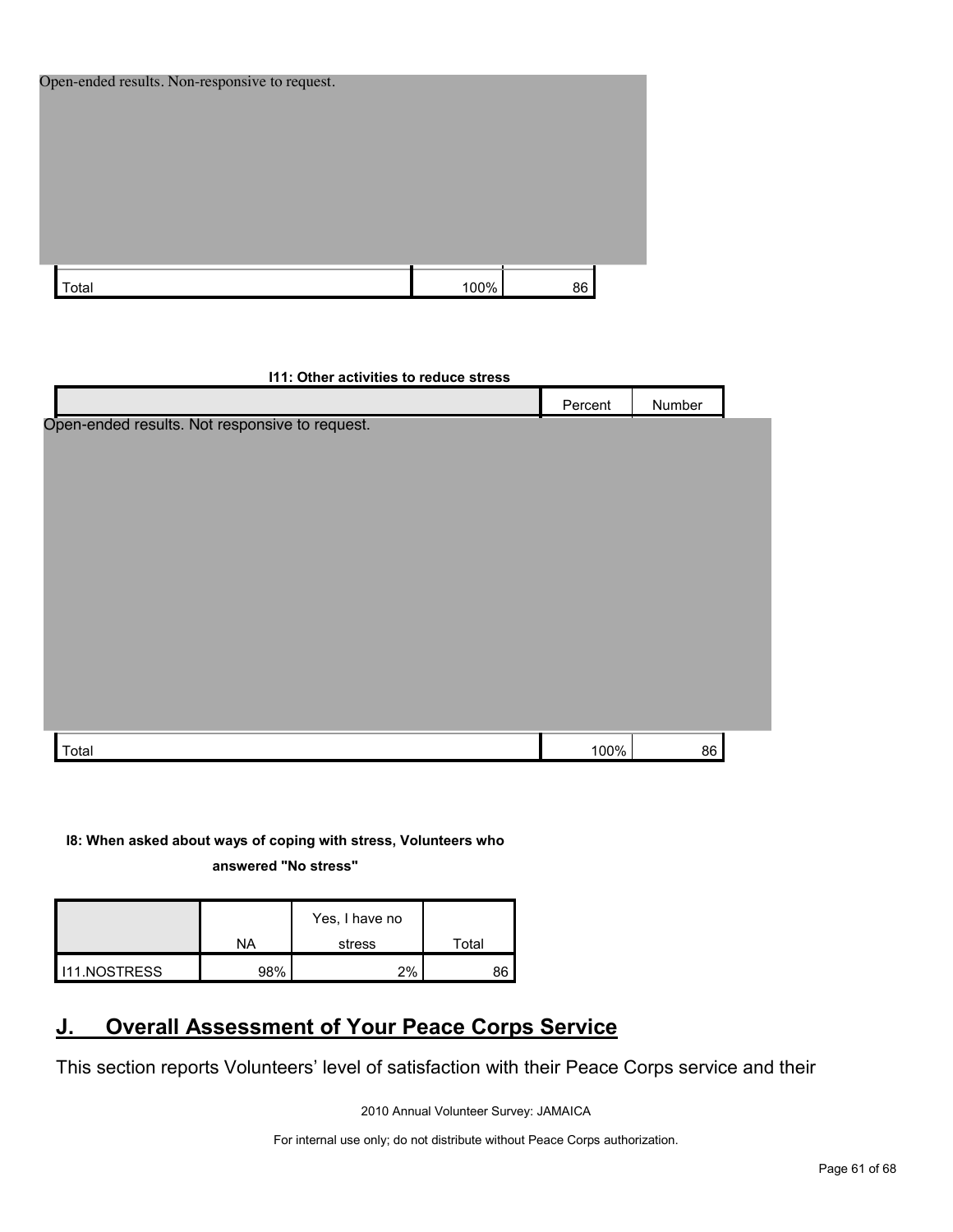Open-ended results. Non-responsive to request.

| | | |
|---|---|---|
| Total | 100% | 86 |

**I11: Other activities to reduce stress**

| | Percent | Number |
|---|---|---|
| Open-ended results. Not responsive to request. | | |
| Total | 100% | 86 |

**I8: When asked about ways of coping with stress, Volunteers who answered "No stress"**

| | NA | Yes, I have no stress | Total |
|---|---|---|---|
| I11.NOSTRESS | 98% | 2% | 86 |

## J. Overall Assessment of Your Peace Corps Service

This section reports Volunteers' level of satisfaction with their Peace Corps service and their

2010 Annual Volunteer Survey: JAMAICA

For internal use only; do not distribute without Peace Corps authorization.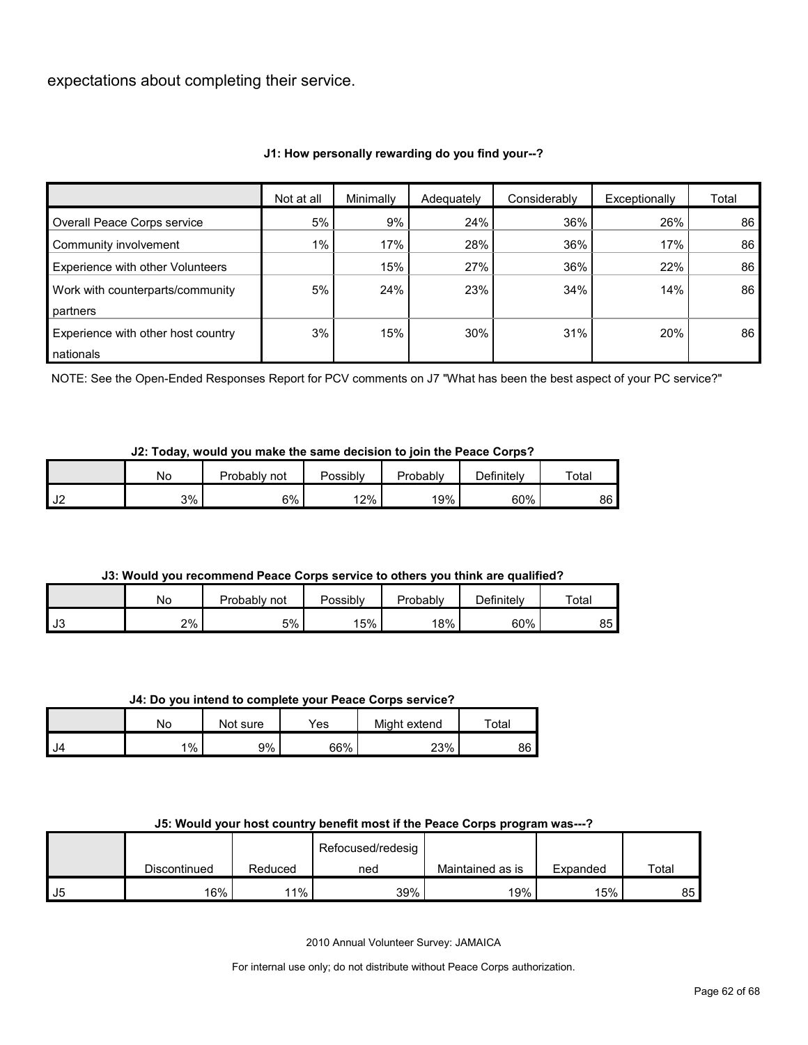expectations about completing their service.

**J1: How personally rewarding do you find your--?**

| | Not at all | Minimally | Adequately | Considerably | Exceptionally | Total |
|---|---|---|---|---|---|---|
| Overall Peace Corps service | 5% | 9% | 24% | 36% | 26% | 86 |
| Community involvement | 1% | 17% | 28% | 36% | 17% | 86 |
| Experience with other Volunteers | | 15% | 27% | 36% | 22% | 86 |
| Work with counterparts/community partners | 5% | 24% | 23% | 34% | 14% | 86 |
| Experience with other host country nationals | 3% | 15% | 30% | 31% | 20% | 86 |

NOTE: See the Open-Ended Responses Report for PCV comments on J7 "What has been the best aspect of your PC service?"

**J2: Today, would you make the same decision to join the Peace Corps?**

| | No | Probably not | Possibly | Probably | Definitely | Total |
|---|---|---|---|---|---|---|
| J2 | 3% | 6% | 12% | 19% | 60% | 86 |

**J3: Would you recommend Peace Corps service to others you think are qualified?**

| | No | Probably not | Possibly | Probably | Definitely | Total |
|---|---|---|---|---|---|---|
| J3 | 2% | 5% | 15% | 18% | 60% | 85 |

**J4: Do you intend to complete your Peace Corps service?**

| | No | Not sure | Yes | Might extend | Total |
|---|---|---|---|---|---|
| J4 | 1% | 9% | 66% | 23% | 86 |

**J5: Would your host country benefit most if the Peace Corps program was---?**

| | Discontinued | Reduced | Refocused/redesigned | Maintained as is | Expanded | Total |
|---|---|---|---|---|---|---|
| J5 | 16% | 11% | 39% | 19% | 15% | 85 |

2010 Annual Volunteer Survey: JAMAICA

For internal use only; do not distribute without Peace Corps authorization.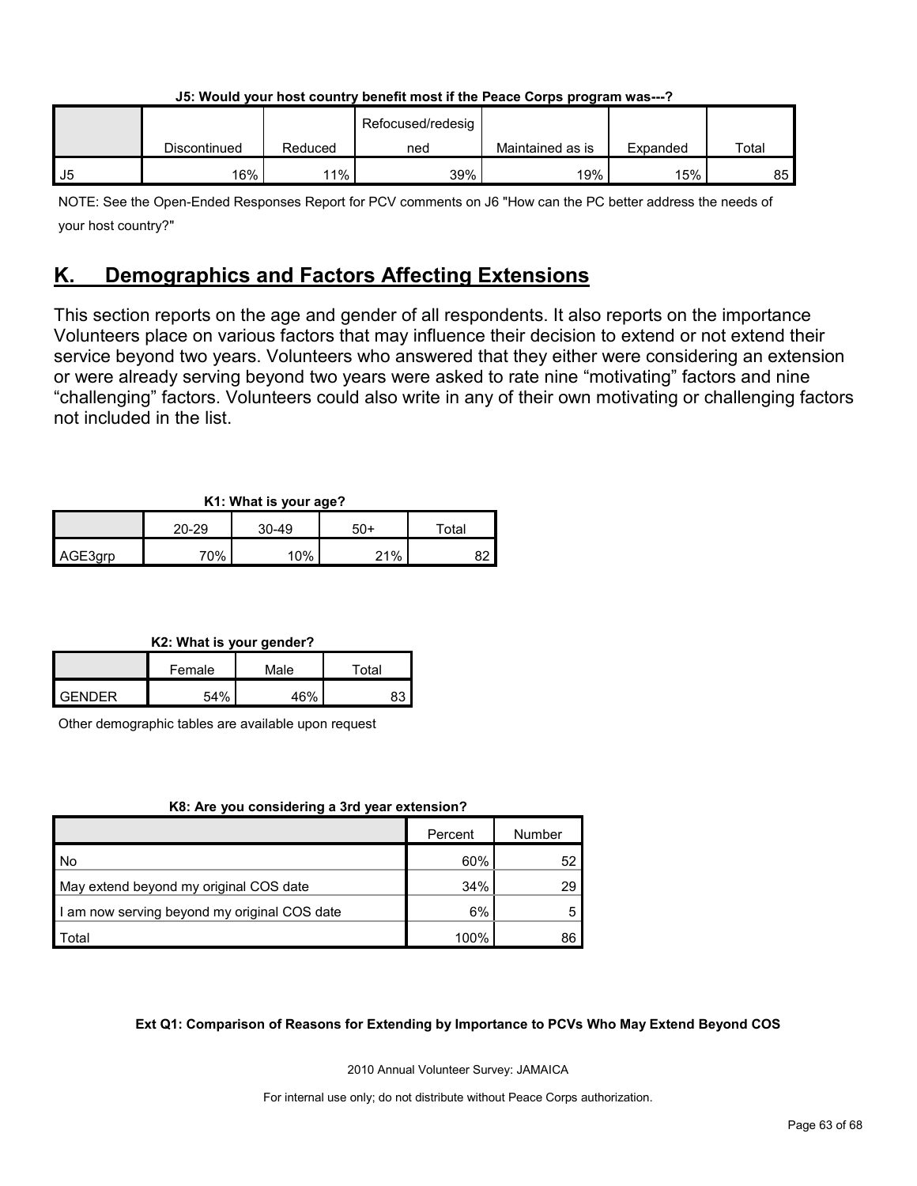**J5: Would your host country benefit most if the Peace Corps program was---?**

| | Discontinued | Reduced | Refocused/redesigned | Maintained as is | Expanded | Total |
|---|---|---|---|---|---|---|
| J5 | 16% | 11% | 39% | 19% | 15% | 85 |

NOTE: See the Open-Ended Responses Report for PCV comments on J6 "How can the PC better address the needs of your host country?"

## K. Demographics and Factors Affecting Extensions

This section reports on the age and gender of all respondents. It also reports on the importance Volunteers place on various factors that may influence their decision to extend or not extend their service beyond two years. Volunteers who answered that they either were considering an extension or were already serving beyond two years were asked to rate nine "motivating" factors and nine "challenging" factors. Volunteers could also write in any of their own motivating or challenging factors not included in the list.

**K1: What is your age?**

| | 20-29 | 30-49 | 50+ | Total |
|---|---|---|---|---|
| AGE3grp | 70% | 10% | 21% | 82 |

**K2: What is your gender?**

| | Female | Male | Total |
|---|---|---|---|
| GENDER | 54% | 46% | 83 |

Other demographic tables are available upon request

**K8: Are you considering a 3rd year extension?**

| | Percent | Number |
|---|---|---|
| No | 60% | 52 |
| May extend beyond my original COS date | 34% | 29 |
| I am now serving beyond my original COS date | 6% | 5 |
| Total | 100% | 86 |

**Ext Q1: Comparison of Reasons for Extending by Importance to PCVs Who May Extend Beyond COS**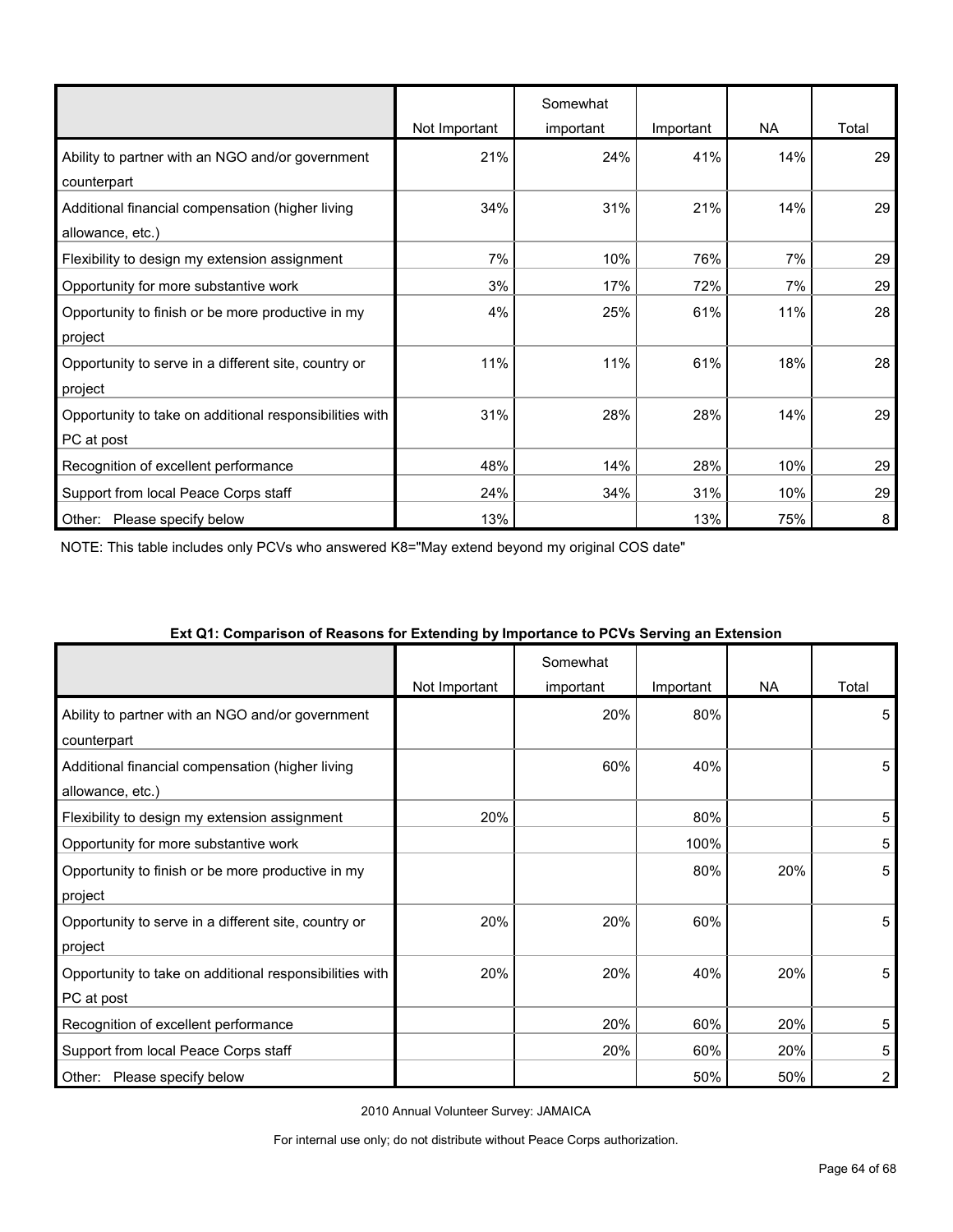| | Not Important | Somewhat important | Important | NA | Total |
|---|---|---|---|---|---|
| Ability to partner with an NGO and/or government counterpart | 21% | 24% | 41% | 14% | 29 |
| Additional financial compensation (higher living allowance, etc.) | 34% | 31% | 21% | 14% | 29 |
| Flexibility to design my extension assignment | 7% | 10% | 76% | 7% | 29 |
| Opportunity for more substantive work | 3% | 17% | 72% | 7% | 29 |
| Opportunity to finish or be more productive in my project | 4% | 25% | 61% | 11% | 28 |
| Opportunity to serve in a different site, country or project | 11% | 11% | 61% | 18% | 28 |
| Opportunity to take on additional responsibilities with PC at post | 31% | 28% | 28% | 14% | 29 |
| Recognition of excellent performance | 48% | 14% | 28% | 10% | 29 |
| Support from local Peace Corps staff | 24% | 34% | 31% | 10% | 29 |
| Other: Please specify below | 13% | | 13% | 75% | 8 |

NOTE: This table includes only PCVs who answered K8="May extend beyond my original COS date"

**Ext Q1: Comparison of Reasons for Extending by Importance to PCVs Serving an Extension**

| | Not Important | Somewhat important | Important | NA | Total |
|---|---|---|---|---|---|
| Ability to partner with an NGO and/or government counterpart | | 20% | 80% | | 5 |
| Additional financial compensation (higher living allowance, etc.) | | 60% | 40% | | 5 |
| Flexibility to design my extension assignment | 20% | | 80% | | 5 |
| Opportunity for more substantive work | | | 100% | | 5 |
| Opportunity to finish or be more productive in my project | | | 80% | 20% | 5 |
| Opportunity to serve in a different site, country or project | 20% | 20% | 60% | | 5 |
| Opportunity to take on additional responsibilities with PC at post | 20% | 20% | 40% | 20% | 5 |
| Recognition of excellent performance | | 20% | 60% | 20% | 5 |
| Support from local Peace Corps staff | | 20% | 60% | 20% | 5 |
| Other: Please specify below | | | 50% | 50% | 2 |

2010 Annual Volunteer Survey: JAMAICA

For internal use only; do not distribute without Peace Corps authorization.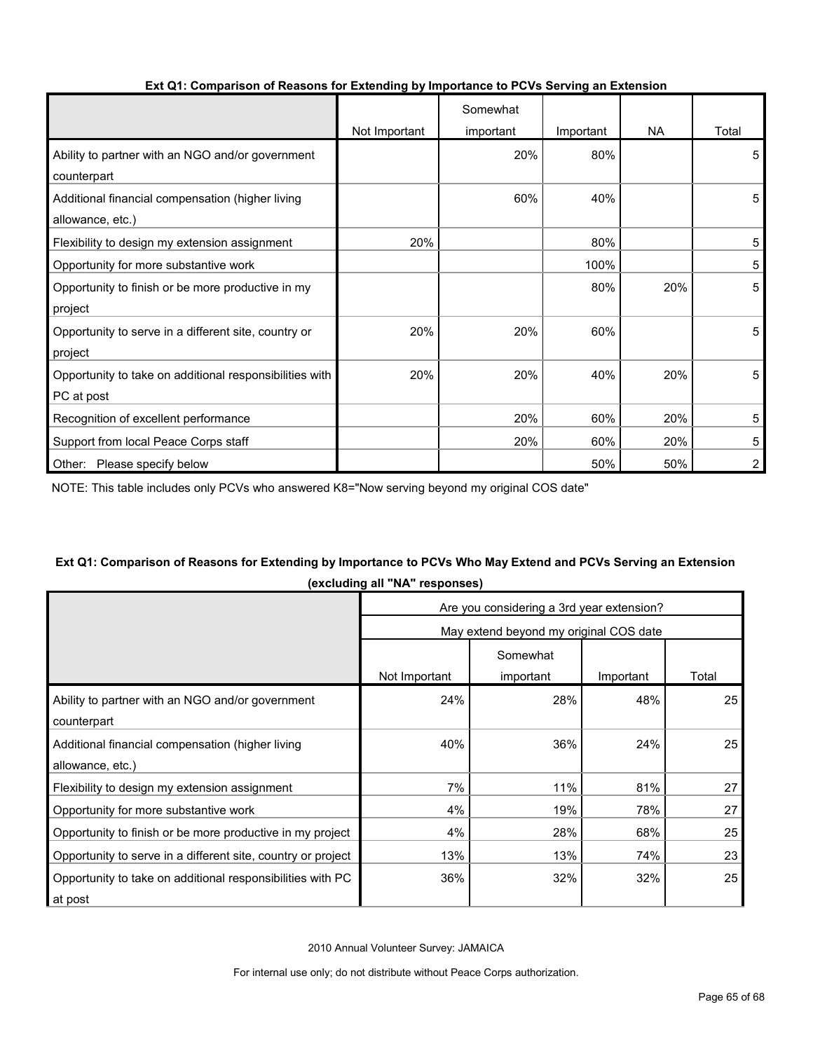**Ext Q1: Comparison of Reasons for Extending by Importance to PCVs Serving an Extension**

| | Not Important | Somewhat important | Important | NA | Total |
|---|---|---|---|---|---|
| Ability to partner with an NGO and/or government counterpart | | 20% | 80% | | 5 |
| Additional financial compensation (higher living allowance, etc.) | | 60% | 40% | | 5 |
| Flexibility to design my extension assignment | 20% | | 80% | | 5 |
| Opportunity for more substantive work | | | 100% | | 5 |
| Opportunity to finish or be more productive in my project | | | 80% | 20% | 5 |
| Opportunity to serve in a different site, country or project | 20% | 20% | 60% | | 5 |
| Opportunity to take on additional responsibilities with PC at post | 20% | 20% | 40% | 20% | 5 |
| Recognition of excellent performance | | 20% | 60% | 20% | 5 |
| Support from local Peace Corps staff | | 20% | 60% | 20% | 5 |
| Other: Please specify below | | | 50% | 50% | 2 |

NOTE: This table includes only PCVs who answered K8="Now serving beyond my original COS date"

**Ext Q1: Comparison of Reasons for Extending by Importance to PCVs Who May Extend and PCVs Serving an Extension (excluding all "NA" responses)**

| | Are you considering a 3rd year extension? | | | |
|---|---|---|---|---|
| | May extend beyond my original COS date | | | |
| | Not Important | Somewhat important | Important | Total |
| Ability to partner with an NGO and/or government counterpart | 24% | 28% | 48% | 25 |
| Additional financial compensation (higher living allowance, etc.) | 40% | 36% | 24% | 25 |
| Flexibility to design my extension assignment | 7% | 11% | 81% | 27 |
| Opportunity for more substantive work | 4% | 19% | 78% | 27 |
| Opportunity to finish or be more productive in my project | 4% | 28% | 68% | 25 |
| Opportunity to serve in a different site, country or project | 13% | 13% | 74% | 23 |
| Opportunity to take on additional responsibilities with PC at post | 36% | 32% | 32% | 25 |

2010 Annual Volunteer Survey: JAMAICA

For internal use only; do not distribute without Peace Corps authorization.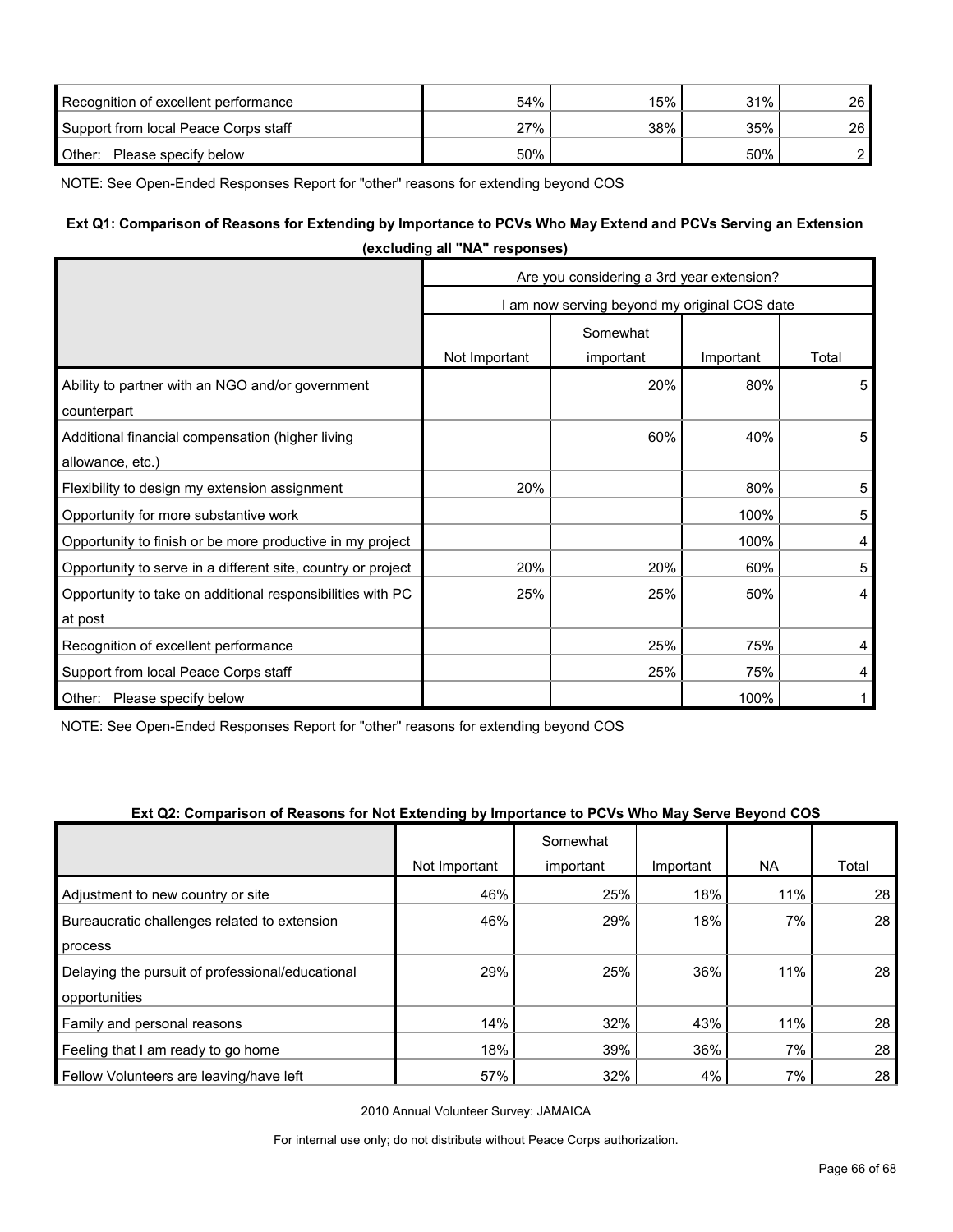| | | | | |
|---|---|---|---|---|
| Recognition of excellent performance | 54% | 15% | 31% | 26 |
| Support from local Peace Corps staff | 27% | 38% | 35% | 26 |
| Other: Please specify below | 50% | | 50% | 2 |

NOTE: See Open-Ended Responses Report for "other" reasons for extending beyond COS

**Ext Q1: Comparison of Reasons for Extending by Importance to PCVs Who May Extend and PCVs Serving an Extension (excluding all "NA" responses)**

| | Are you considering a 3rd year extension? | | | |
|---|---|---|---|---|
| | I am now serving beyond my original COS date | | | |
| | Not Important | Somewhat important | Important | Total |
| Ability to partner with an NGO and/or government counterpart | | 20% | 80% | 5 |
| Additional financial compensation (higher living allowance, etc.) | | 60% | 40% | 5 |
| Flexibility to design my extension assignment | 20% | | 80% | 5 |
| Opportunity for more substantive work | | | 100% | 5 |
| Opportunity to finish or be more productive in my project | | | 100% | 4 |
| Opportunity to serve in a different site, country or project | 20% | 20% | 60% | 5 |
| Opportunity to take on additional responsibilities with PC at post | 25% | 25% | 50% | 4 |
| Recognition of excellent performance | | 25% | 75% | 4 |
| Support from local Peace Corps staff | | 25% | 75% | 4 |
| Other: Please specify below | | | 100% | 1 |

NOTE: See Open-Ended Responses Report for "other" reasons for extending beyond COS

**Ext Q2: Comparison of Reasons for Not Extending by Importance to PCVs Who May Serve Beyond COS**

| | Not Important | Somewhat important | Important | NA | Total |
|---|---|---|---|---|---|
| Adjustment to new country or site | 46% | 25% | 18% | 11% | 28 |
| Bureaucratic challenges related to extension process | 46% | 29% | 18% | 7% | 28 |
| Delaying the pursuit of professional/educational opportunities | 29% | 25% | 36% | 11% | 28 |
| Family and personal reasons | 14% | 32% | 43% | 11% | 28 |
| Feeling that I am ready to go home | 18% | 39% | 36% | 7% | 28 |
| Fellow Volunteers are leaving/have left | 57% | 32% | 4% | 7% | 28 |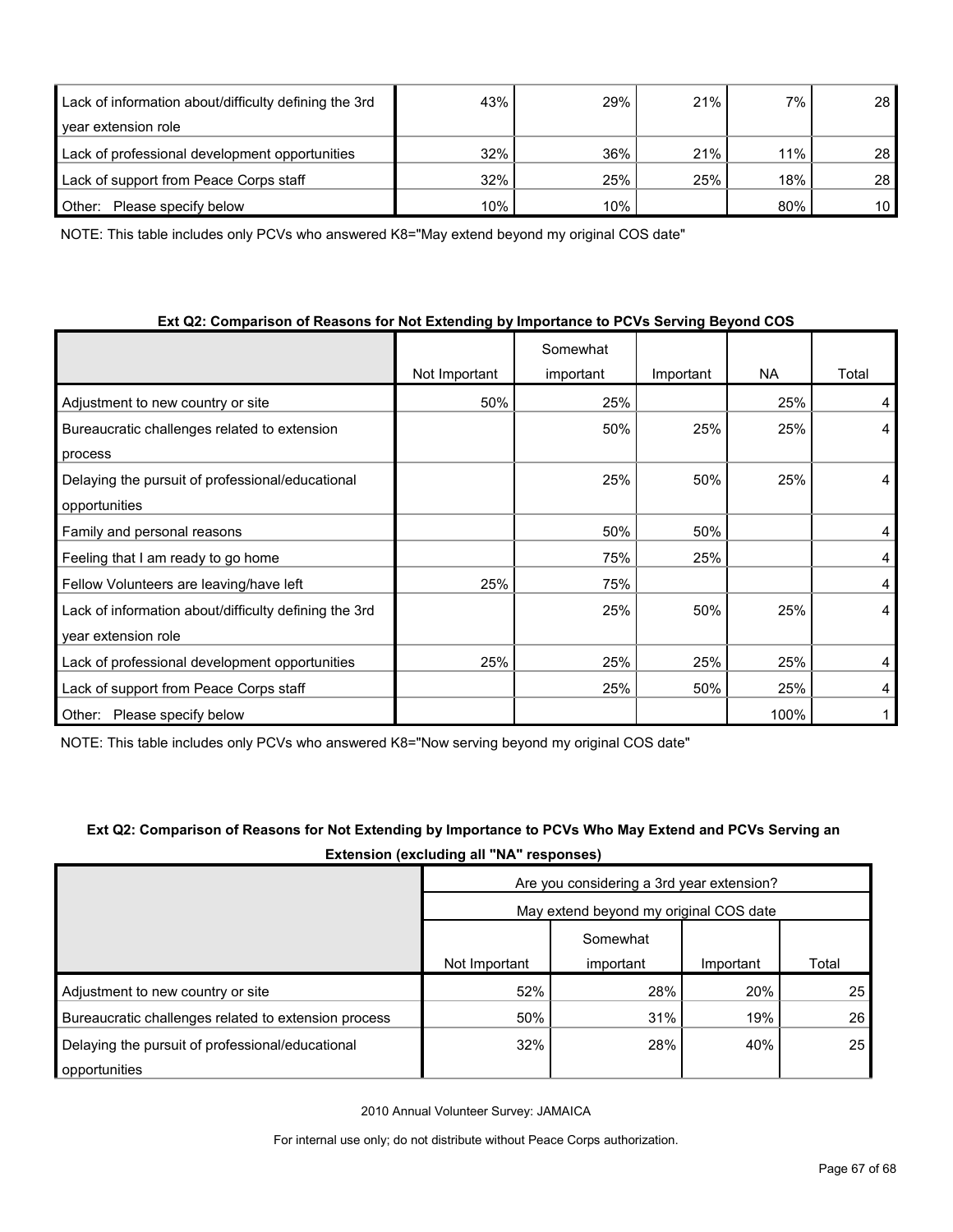| | | | | | |
|---|---|---|---|---|---|
| Lack of information about/difficulty defining the 3rd year extension role | 43% | 29% | 21% | 7% | 28 |
| Lack of professional development opportunities | 32% | 36% | 21% | 11% | 28 |
| Lack of support from Peace Corps staff | 32% | 25% | 25% | 18% | 28 |
| Other: Please specify below | 10% | 10% | | 80% | 10 |

NOTE: This table includes only PCVs who answered K8="May extend beyond my original COS date"

**Ext Q2: Comparison of Reasons for Not Extending by Importance to PCVs Serving Beyond COS**

| | Not Important | Somewhat important | Important | NA | Total |
|---|---|---|---|---|---|
| Adjustment to new country or site | 50% | 25% | | 25% | 4 |
| Bureaucratic challenges related to extension process | | 50% | 25% | 25% | 4 |
| Delaying the pursuit of professional/educational opportunities | | 25% | 50% | 25% | 4 |
| Family and personal reasons | | 50% | 50% | | 4 |
| Feeling that I am ready to go home | | 75% | 25% | | 4 |
| Fellow Volunteers are leaving/have left | 25% | 75% | | | 4 |
| Lack of information about/difficulty defining the 3rd year extension role | | 25% | 50% | 25% | 4 |
| Lack of professional development opportunities | 25% | 25% | 25% | 25% | 4 |
| Lack of support from Peace Corps staff | | 25% | 50% | 25% | 4 |
| Other: Please specify below | | | | 100% | 1 |

NOTE: This table includes only PCVs who answered K8="Now serving beyond my original COS date"

**Ext Q2: Comparison of Reasons for Not Extending by Importance to PCVs Who May Extend and PCVs Serving an Extension (excluding all "NA" responses)**

| | Are you considering a 3rd year extension? | | | |
|---|---|---|---|---|
| | May extend beyond my original COS date | | | |
| | Not Important | Somewhat important | Important | Total |
| Adjustment to new country or site | 52% | 28% | 20% | 25 |
| Bureaucratic challenges related to extension process | 50% | 31% | 19% | 26 |
| Delaying the pursuit of professional/educational opportunities | 32% | 28% | 40% | 25 |

2010 Annual Volunteer Survey: JAMAICA

For internal use only; do not distribute without Peace Corps authorization.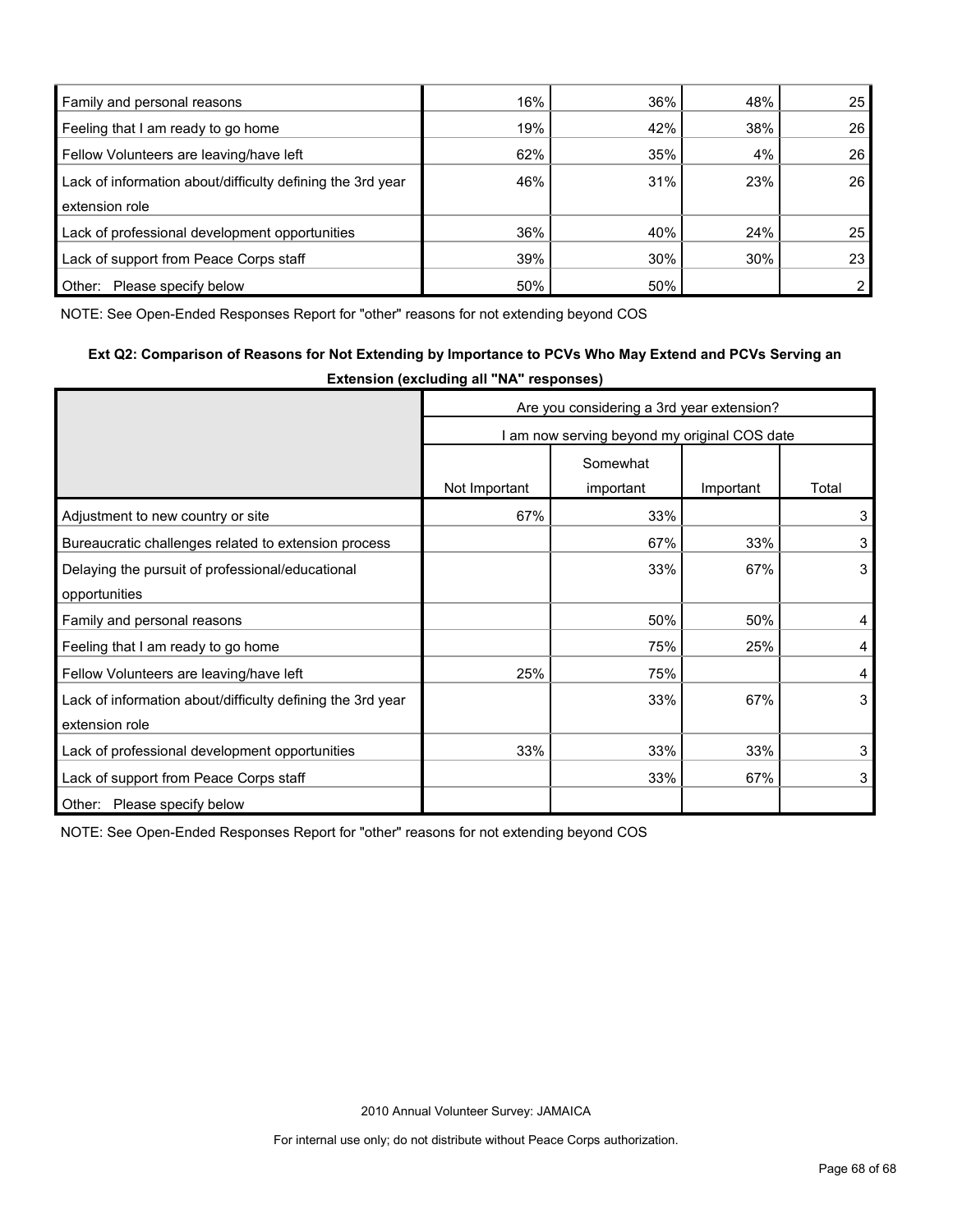| | | | | |
|---|---|---|---|---|
| Family and personal reasons | 16% | 36% | 48% | 25 |
| Feeling that I am ready to go home | 19% | 42% | 38% | 26 |
| Fellow Volunteers are leaving/have left | 62% | 35% | 4% | 26 |
| Lack of information about/difficulty defining the 3rd year extension role | 46% | 31% | 23% | 26 |
| Lack of professional development opportunities | 36% | 40% | 24% | 25 |
| Lack of support from Peace Corps staff | 39% | 30% | 30% | 23 |
| Other: Please specify below | 50% | 50% | | 2 |

NOTE: See Open-Ended Responses Report for "other" reasons for not extending beyond COS

**Ext Q2: Comparison of Reasons for Not Extending by Importance to PCVs Who May Extend and PCVs Serving an Extension (excluding all "NA" responses)**

| | Are you considering a 3rd year extension? | | | |
|---|---|---|---|---|
| | I am now serving beyond my original COS date | | | |
| | Not Important | Somewhat important | Important | Total |
| Adjustment to new country or site | 67% | 33% | | 3 |
| Bureaucratic challenges related to extension process | | 67% | 33% | 3 |
| Delaying the pursuit of professional/educational opportunities | | 33% | 67% | 3 |
| Family and personal reasons | | 50% | 50% | 4 |
| Feeling that I am ready to go home | | 75% | 25% | 4 |
| Fellow Volunteers are leaving/have left | 25% | 75% | | 4 |
| Lack of information about/difficulty defining the 3rd year extension role | | 33% | 67% | 3 |
| Lack of professional development opportunities | 33% | 33% | 33% | 3 |
| Lack of support from Peace Corps staff | | 33% | 67% | 3 |
| Other: Please specify below | | | | |

NOTE: See Open-Ended Responses Report for "other" reasons for not extending beyond COS